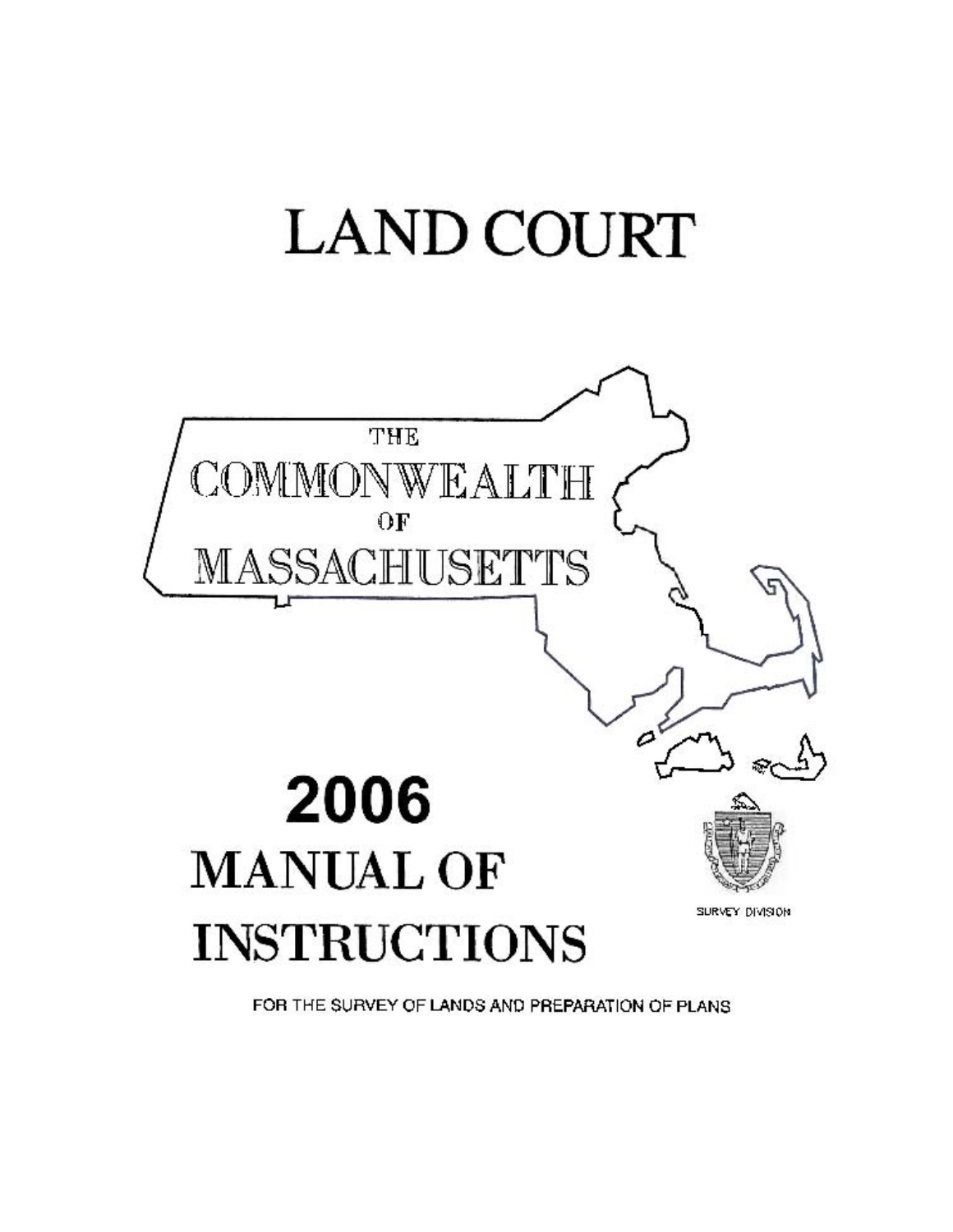# LAND COURT

THE
COMMONWEALTH
OF
MASSACHUSETTS

# 2006
# MANUAL OF INSTRUCTIONS

SURVEY DIVISION

FOR THE SURVEY OF LANDS AND PREPARATION OF PLANS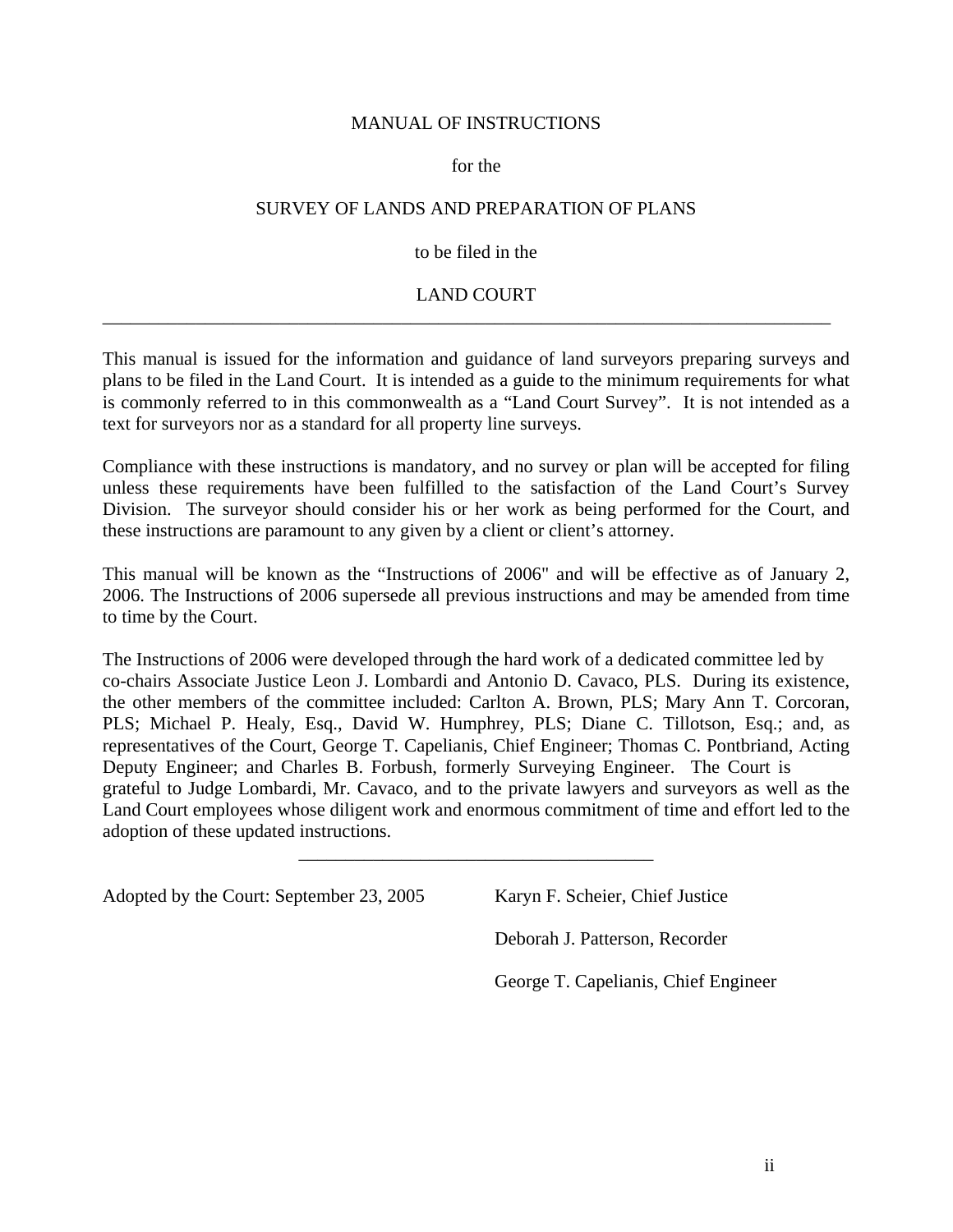MANUAL OF INSTRUCTIONS

for the

SURVEY OF LANDS AND PREPARATION OF PLANS

to be filed in the

LAND COURT

---

This manual is issued for the information and guidance of land surveyors preparing surveys and plans to be filed in the Land Court. It is intended as a guide to the minimum requirements for what is commonly referred to in this commonwealth as a “Land Court Survey”. It is not intended as a text for surveyors nor as a standard for all property line surveys.

Compliance with these instructions is mandatory, and no survey or plan will be accepted for filing unless these requirements have been fulfilled to the satisfaction of the Land Court’s Survey Division. The surveyor should consider his or her work as being performed for the Court, and these instructions are paramount to any given by a client or client’s attorney.

This manual will be known as the “Instructions of 2006" and will be effective as of January 2, 2006. The Instructions of 2006 supersede all previous instructions and may be amended from time to time by the Court.

The Instructions of 2006 were developed through the hard work of a dedicated committee led by co-chairs Associate Justice Leon J. Lombardi and Antonio D. Cavaco, PLS. During its existence, the other members of the committee included: Carlton A. Brown, PLS; Mary Ann T. Corcoran, PLS; Michael P. Healy, Esq., David W. Humphrey, PLS; Diane C. Tillotson, Esq.; and, as representatives of the Court, George T. Capelianis, Chief Engineer; Thomas C. Pontbriand, Acting Deputy Engineer; and Charles B. Forbush, formerly Surveying Engineer. The Court is grateful to Judge Lombardi, Mr. Cavaco, and to the private lawyers and surveyors as well as the Land Court employees whose diligent work and enormous commitment of time and effort led to the adoption of these updated instructions.

---

Adopted by the Court: September 23, 2005

Karyn F. Scheier, Chief Justice

Deborah J. Patterson, Recorder

George T. Capelianis, Chief Engineer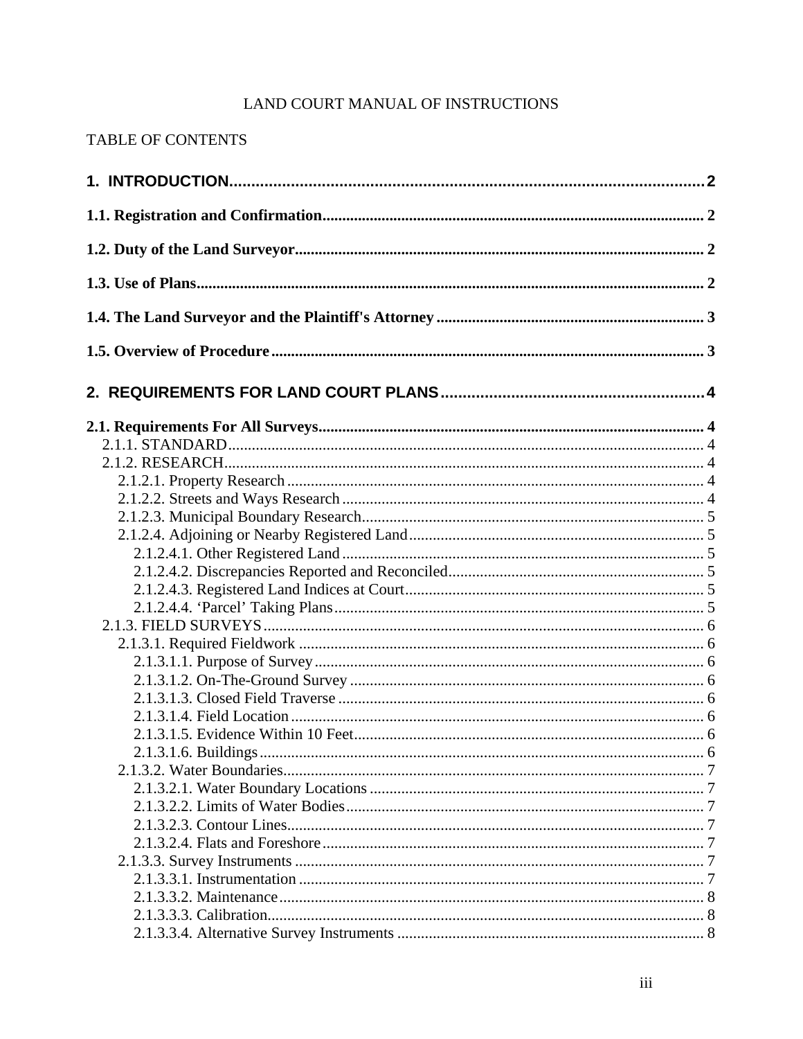LAND COURT MANUAL OF INSTRUCTIONS

TABLE OF CONTENTS

**1. INTRODUCTION ..... 2**

**1.1. Registration and Confirmation ..... 2**

**1.2. Duty of the Land Surveyor ..... 2**

**1.3. Use of Plans ..... 2**

**1.4. The Land Surveyor and the Plaintiff's Attorney ..... 3**

**1.5. Overview of Procedure ..... 3**

**2. REQUIREMENTS FOR LAND COURT PLANS ..... 4**

**2.1. Requirements For All Surveys ..... 4**

- 2.1.1. STANDARD ..... 4
- 2.1.2. RESEARCH ..... 4
  - 2.1.2.1. Property Research ..... 4
  - 2.1.2.2. Streets and Ways Research ..... 4
  - 2.1.2.3. Municipal Boundary Research ..... 5
  - 2.1.2.4. Adjoining or Nearby Registered Land ..... 5
    - 2.1.2.4.1. Other Registered Land ..... 5
    - 2.1.2.4.2. Discrepancies Reported and Reconciled ..... 5
    - 2.1.2.4.3. Registered Land Indices at Court ..... 5
    - 2.1.2.4.4. 'Parcel' Taking Plans ..... 5
- 2.1.3. FIELD SURVEYS ..... 6
  - 2.1.3.1. Required Fieldwork ..... 6
    - 2.1.3.1.1. Purpose of Survey ..... 6
    - 2.1.3.1.2. On-The-Ground Survey ..... 6
    - 2.1.3.1.3. Closed Field Traverse ..... 6
    - 2.1.3.1.4. Field Location ..... 6
    - 2.1.3.1.5. Evidence Within 10 Feet ..... 6
    - 2.1.3.1.6. Buildings ..... 6
  - 2.1.3.2. Water Boundaries ..... 7
    - 2.1.3.2.1. Water Boundary Locations ..... 7
    - 2.1.3.2.2. Limits of Water Bodies ..... 7
    - 2.1.3.2.3. Contour Lines ..... 7
    - 2.1.3.2.4. Flats and Foreshore ..... 7
  - 2.1.3.3. Survey Instruments ..... 7
    - 2.1.3.3.1. Instrumentation ..... 7
    - 2.1.3.3.2. Maintenance ..... 8
    - 2.1.3.3.3. Calibration ..... 8
    - 2.1.3.3.4. Alternative Survey Instruments ..... 8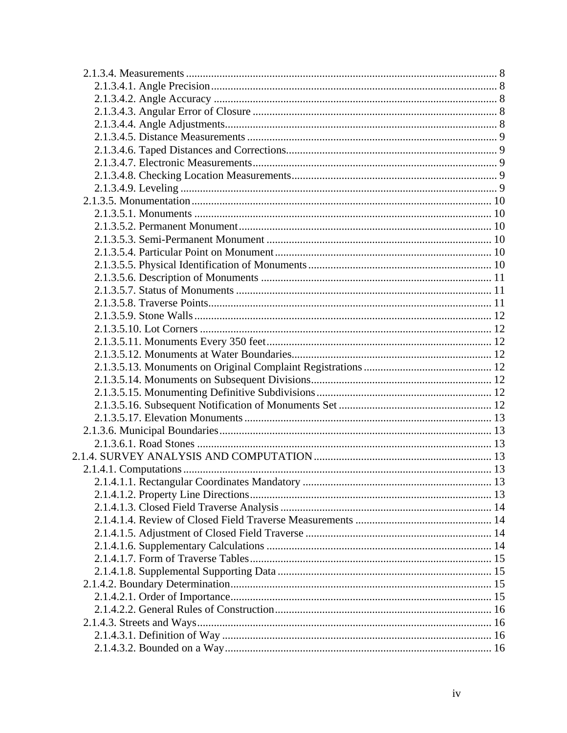2.1.3.4. Measurements ... 8
2.1.3.4.1. Angle Precision ... 8
2.1.3.4.2. Angle Accuracy ... 8
2.1.3.4.3. Angular Error of Closure ... 8
2.1.3.4.4. Angle Adjustments ... 8
2.1.3.4.5. Distance Measurements ... 9
2.1.3.4.6. Taped Distances and Corrections ... 9
2.1.3.4.7. Electronic Measurements ... 9
2.1.3.4.8. Checking Location Measurements ... 9
2.1.3.4.9. Leveling ... 9
2.1.3.5. Monumentation ... 10
2.1.3.5.1. Monuments ... 10
2.1.3.5.2. Permanent Monument ... 10
2.1.3.5.3. Semi-Permanent Monument ... 10
2.1.3.5.4. Particular Point on Monument ... 10
2.1.3.5.5. Physical Identification of Monuments ... 10
2.1.3.5.6. Description of Monuments ... 11
2.1.3.5.7. Status of Monuments ... 11
2.1.3.5.8. Traverse Points ... 11
2.1.3.5.9. Stone Walls ... 12
2.1.3.5.10. Lot Corners ... 12
2.1.3.5.11. Monuments Every 350 feet ... 12
2.1.3.5.12. Monuments at Water Boundaries ... 12
2.1.3.5.13. Monuments on Original Complaint Registrations ... 12
2.1.3.5.14. Monuments on Subsequent Divisions ... 12
2.1.3.5.15. Monumenting Definitive Subdivisions ... 12
2.1.3.5.16. Subsequent Notification of Monuments Set ... 12
2.1.3.5.17. Elevation Monuments ... 13
2.1.3.6. Municipal Boundaries ... 13
2.1.3.6.1. Road Stones ... 13
2.1.4. SURVEY ANALYSIS AND COMPUTATION ... 13
2.1.4.1. Computations ... 13
2.1.4.1.1. Rectangular Coordinates Mandatory ... 13
2.1.4.1.2. Property Line Directions ... 13
2.1.4.1.3. Closed Field Traverse Analysis ... 14
2.1.4.1.4. Review of Closed Field Traverse Measurements ... 14
2.1.4.1.5. Adjustment of Closed Field Traverse ... 14
2.1.4.1.6. Supplementary Calculations ... 14
2.1.4.1.7. Form of Traverse Tables ... 15
2.1.4.1.8. Supplemental Supporting Data ... 15
2.1.4.2. Boundary Determination ... 15
2.1.4.2.1. Order of Importance ... 15
2.1.4.2.2. General Rules of Construction ... 16
2.1.4.3. Streets and Ways ... 16
2.1.4.3.1. Definition of Way ... 16
2.1.4.3.2. Bounded on a Way ... 16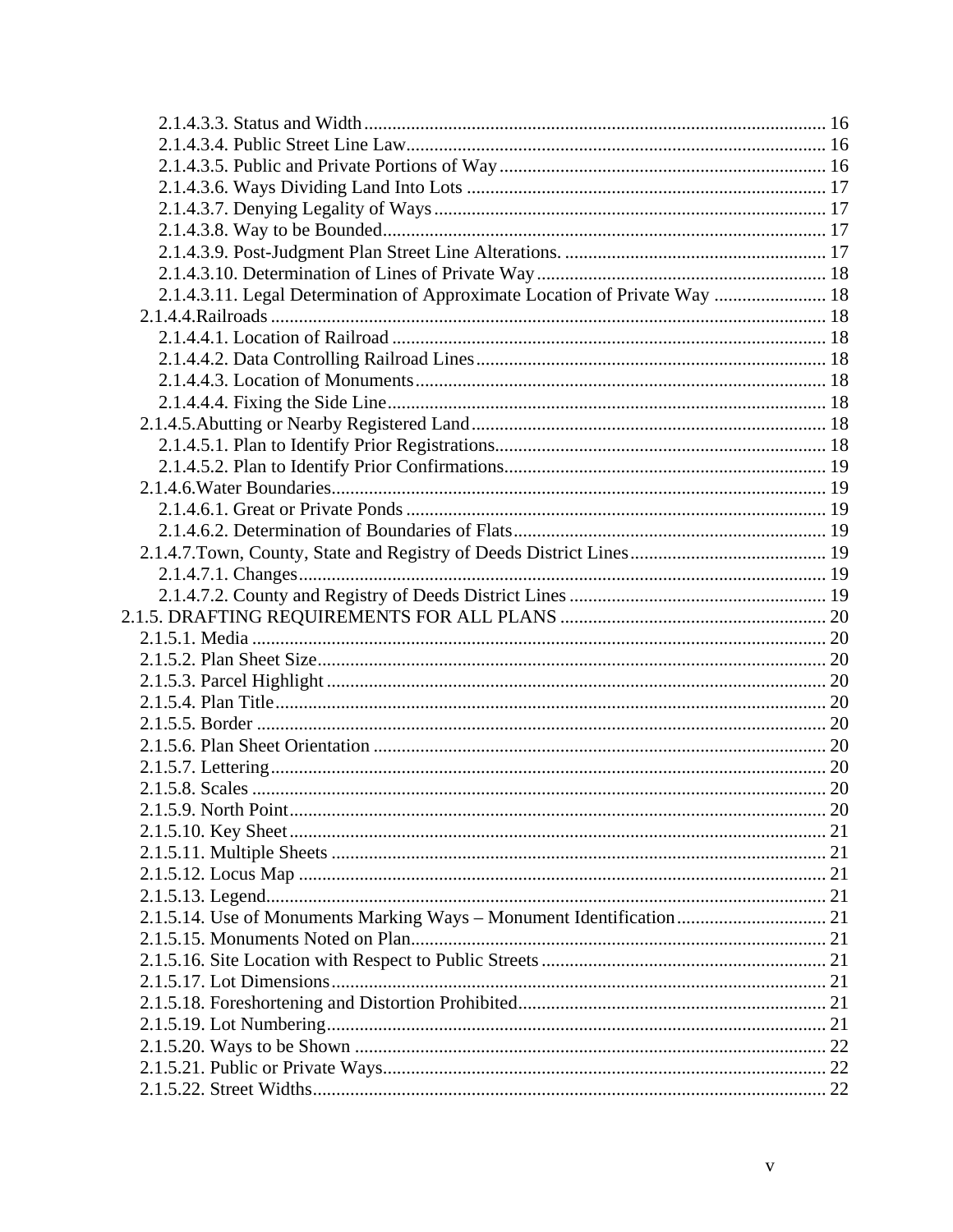2.1.4.3.3. Status and Width ..... 16
2.1.4.3.4. Public Street Line Law ..... 16
2.1.4.3.5. Public and Private Portions of Way ..... 16
2.1.4.3.6. Ways Dividing Land Into Lots ..... 17
2.1.4.3.7. Denying Legality of Ways ..... 17
2.1.4.3.8. Way to be Bounded ..... 17
2.1.4.3.9. Post-Judgment Plan Street Line Alterations. ..... 17
2.1.4.3.10. Determination of Lines of Private Way ..... 18
2.1.4.3.11. Legal Determination of Approximate Location of Private Way ..... 18
2.1.4.4.Railroads ..... 18
2.1.4.4.1. Location of Railroad ..... 18
2.1.4.4.2. Data Controlling Railroad Lines ..... 18
2.1.4.4.3. Location of Monuments ..... 18
2.1.4.4.4. Fixing the Side Line ..... 18
2.1.4.5.Abutting or Nearby Registered Land ..... 18
2.1.4.5.1. Plan to Identify Prior Registrations ..... 18
2.1.4.5.2. Plan to Identify Prior Confirmations ..... 19
2.1.4.6.Water Boundaries ..... 19
2.1.4.6.1. Great or Private Ponds ..... 19
2.1.4.6.2. Determination of Boundaries of Flats ..... 19
2.1.4.7.Town, County, State and Registry of Deeds District Lines ..... 19
2.1.4.7.1. Changes ..... 19
2.1.4.7.2. County and Registry of Deeds District Lines ..... 19
2.1.5. DRAFTING REQUIREMENTS FOR ALL PLANS ..... 20
2.1.5.1. Media ..... 20
2.1.5.2. Plan Sheet Size ..... 20
2.1.5.3. Parcel Highlight ..... 20
2.1.5.4. Plan Title ..... 20
2.1.5.5. Border ..... 20
2.1.5.6. Plan Sheet Orientation ..... 20
2.1.5.7. Lettering ..... 20
2.1.5.8. Scales ..... 20
2.1.5.9. North Point ..... 20
2.1.5.10. Key Sheet ..... 21
2.1.5.11. Multiple Sheets ..... 21
2.1.5.12. Locus Map ..... 21
2.1.5.13. Legend ..... 21
2.1.5.14. Use of Monuments Marking Ways – Monument Identification ..... 21
2.1.5.15. Monuments Noted on Plan ..... 21
2.1.5.16. Site Location with Respect to Public Streets ..... 21
2.1.5.17. Lot Dimensions ..... 21
2.1.5.18. Foreshortening and Distortion Prohibited ..... 21
2.1.5.19. Lot Numbering ..... 21
2.1.5.20. Ways to be Shown ..... 22
2.1.5.21. Public or Private Ways ..... 22
2.1.5.22. Street Widths ..... 22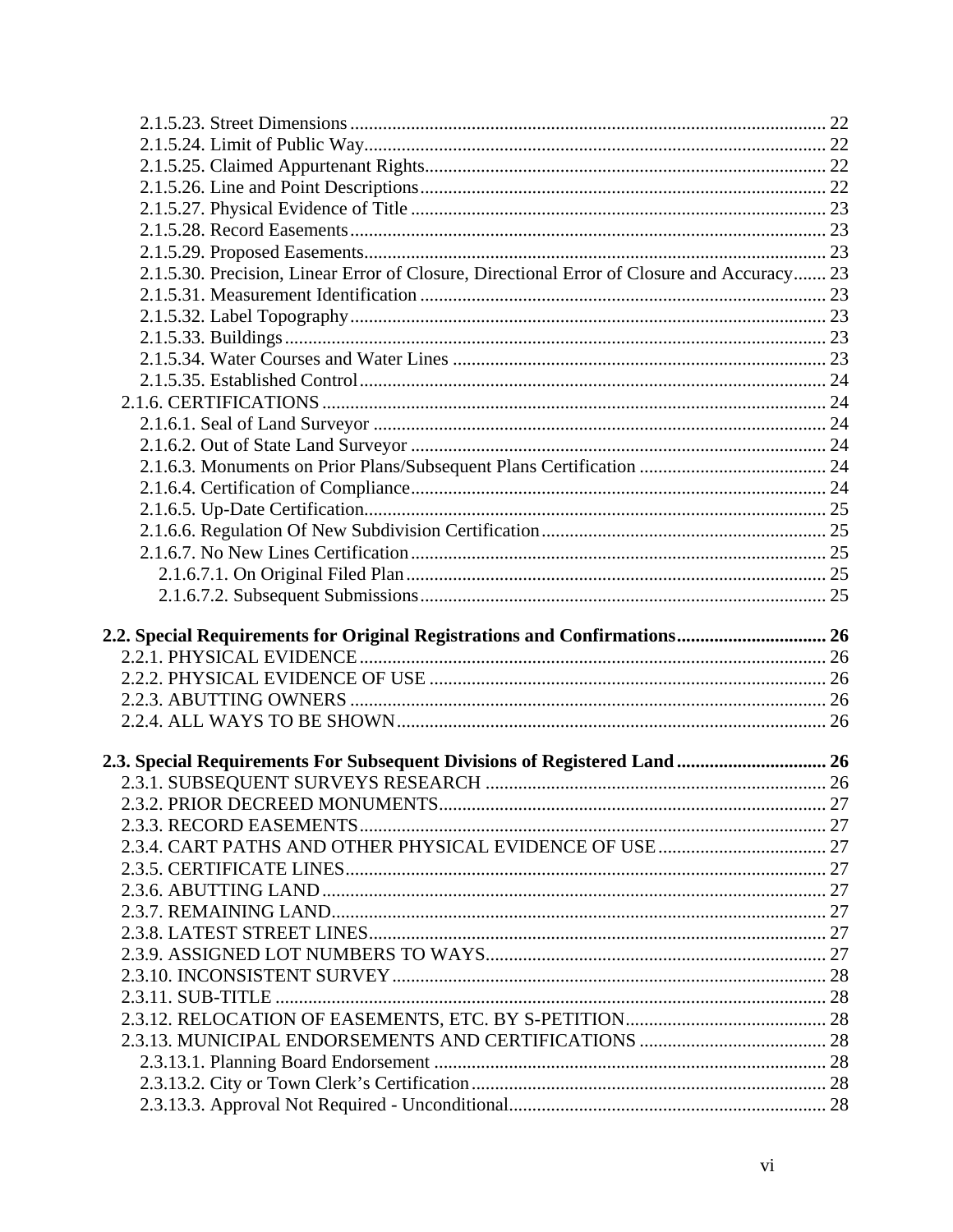2.1.5.23. Street Dimensions ..................................................................................................... 22
2.1.5.24. Limit of Public Way.................................................................................................. 22
2.1.5.25. Claimed Appurtenant Rights..................................................................................... 22
2.1.5.26. Line and Point Descriptions...................................................................................... 22
2.1.5.27. Physical Evidence of Title ........................................................................................ 23
2.1.5.28. Record Easements..................................................................................................... 23
2.1.5.29. Proposed Easements.................................................................................................. 23
2.1.5.30. Precision, Linear Error of Closure, Directional Error of Closure and Accuracy....... 23
2.1.5.31. Measurement Identification ...................................................................................... 23
2.1.5.32. Label Topography..................................................................................................... 23
2.1.5.33. Buildings................................................................................................................... 23
2.1.5.34. Water Courses and Water Lines ............................................................................... 23
2.1.5.35. Established Control................................................................................................... 24
2.1.6. CERTIFICATIONS.......................................................................................................... 24
2.1.6.1. Seal of Land Surveyor ................................................................................................ 24
2.1.6.2. Out of State Land Surveyor ........................................................................................ 24
2.1.6.3. Monuments on Prior Plans/Subsequent Plans Certification ........................................ 24
2.1.6.4. Certification of Compliance........................................................................................ 24
2.1.6.5. Up-Date Certification.................................................................................................. 25
2.1.6.6. Regulation Of New Subdivision Certification............................................................ 25
2.1.6.7. No New Lines Certification........................................................................................ 25
2.1.6.7.1. On Original Filed Plan......................................................................................... 25
2.1.6.7.2. Subsequent Submissions...................................................................................... 25

**2.2. Special Requirements for Original Registrations and Confirmations............................... 26**
2.2.1. PHYSICAL EVIDENCE.................................................................................................. 26
2.2.2. PHYSICAL EVIDENCE OF USE ................................................................................... 26
2.2.3. ABUTTING OWNERS .................................................................................................... 26
2.2.4. ALL WAYS TO BE SHOWN.......................................................................................... 26

**2.3. Special Requirements For Subsequent Divisions of Registered Land ............................... 26**
2.3.1. SUBSEQUENT SURVEYS RESEARCH ....................................................................... 26
2.3.2. PRIOR DECREED MONUMENTS................................................................................. 27
2.3.3. RECORD EASEMENTS.................................................................................................. 27
2.3.4. CART PATHS AND OTHER PHYSICAL EVIDENCE OF USE.................................... 27
2.3.5. CERTIFICATE LINES..................................................................................................... 27
2.3.6. ABUTTING LAND.......................................................................................................... 27
2.3.7. REMAINING LAND........................................................................................................ 27
2.3.8. LATEST STREET LINES................................................................................................ 27
2.3.9. ASSIGNED LOT NUMBERS TO WAYS....................................................................... 27
2.3.10. INCONSISTENT SURVEY........................................................................................... 28
2.3.11. SUB-TITLE .................................................................................................................... 28
2.3.12. RELOCATION OF EASEMENTS, ETC. BY S-PETITION.......................................... 28
2.3.13. MUNICIPAL ENDORSEMENTS AND CERTIFICATIONS ....................................... 28
2.3.13.1. Planning Board Endorsement ................................................................................... 28
2.3.13.2. City or Town Clerk's Certification........................................................................... 28
2.3.13.3. Approval Not Required - Unconditional................................................................... 28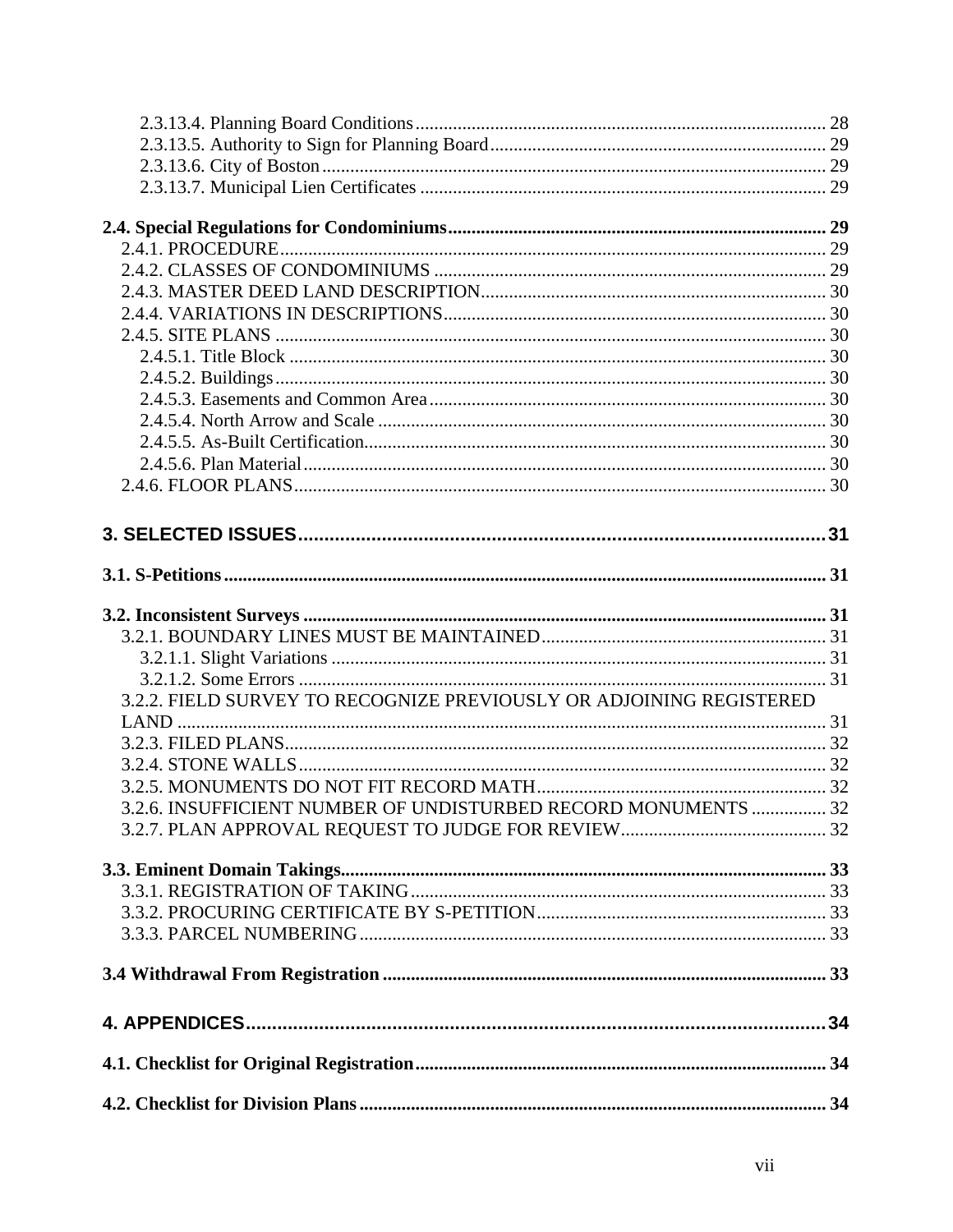2.3.13.4. Planning Board Conditions ..... 28
2.3.13.5. Authority to Sign for Planning Board ..... 29
2.3.13.6. City of Boston ..... 29
2.3.13.7. Municipal Lien Certificates ..... 29

**2.4. Special Regulations for Condominiums ..... 29**
2.4.1. PROCEDURE ..... 29
2.4.2. CLASSES OF CONDOMINIUMS ..... 29
2.4.3. MASTER DEED LAND DESCRIPTION ..... 30
2.4.4. VARIATIONS IN DESCRIPTIONS ..... 30
2.4.5. SITE PLANS ..... 30
2.4.5.1. Title Block ..... 30
2.4.5.2. Buildings ..... 30
2.4.5.3. Easements and Common Area ..... 30
2.4.5.4. North Arrow and Scale ..... 30
2.4.5.5. As-Built Certification ..... 30
2.4.5.6. Plan Material ..... 30
2.4.6. FLOOR PLANS ..... 30

**3. SELECTED ISSUES ..... 31**

**3.1. S-Petitions ..... 31**

**3.2. Inconsistent Surveys ..... 31**
3.2.1. BOUNDARY LINES MUST BE MAINTAINED ..... 31
3.2.1.1. Slight Variations ..... 31
3.2.1.2. Some Errors ..... 31
3.2.2. FIELD SURVEY TO RECOGNIZE PREVIOUSLY OR ADJOINING REGISTERED LAND ..... 31
3.2.3. FILED PLANS ..... 32
3.2.4. STONE WALLS ..... 32
3.2.5. MONUMENTS DO NOT FIT RECORD MATH ..... 32
3.2.6. INSUFFICIENT NUMBER OF UNDISTURBED RECORD MONUMENTS ..... 32
3.2.7. PLAN APPROVAL REQUEST TO JUDGE FOR REVIEW ..... 32

**3.3. Eminent Domain Takings ..... 33**
3.3.1. REGISTRATION OF TAKING ..... 33
3.3.2. PROCURING CERTIFICATE BY S-PETITION ..... 33
3.3.3. PARCEL NUMBERING ..... 33

**3.4 Withdrawal From Registration ..... 33**

**4. APPENDICES ..... 34**

**4.1. Checklist for Original Registration ..... 34**

**4.2. Checklist for Division Plans ..... 34**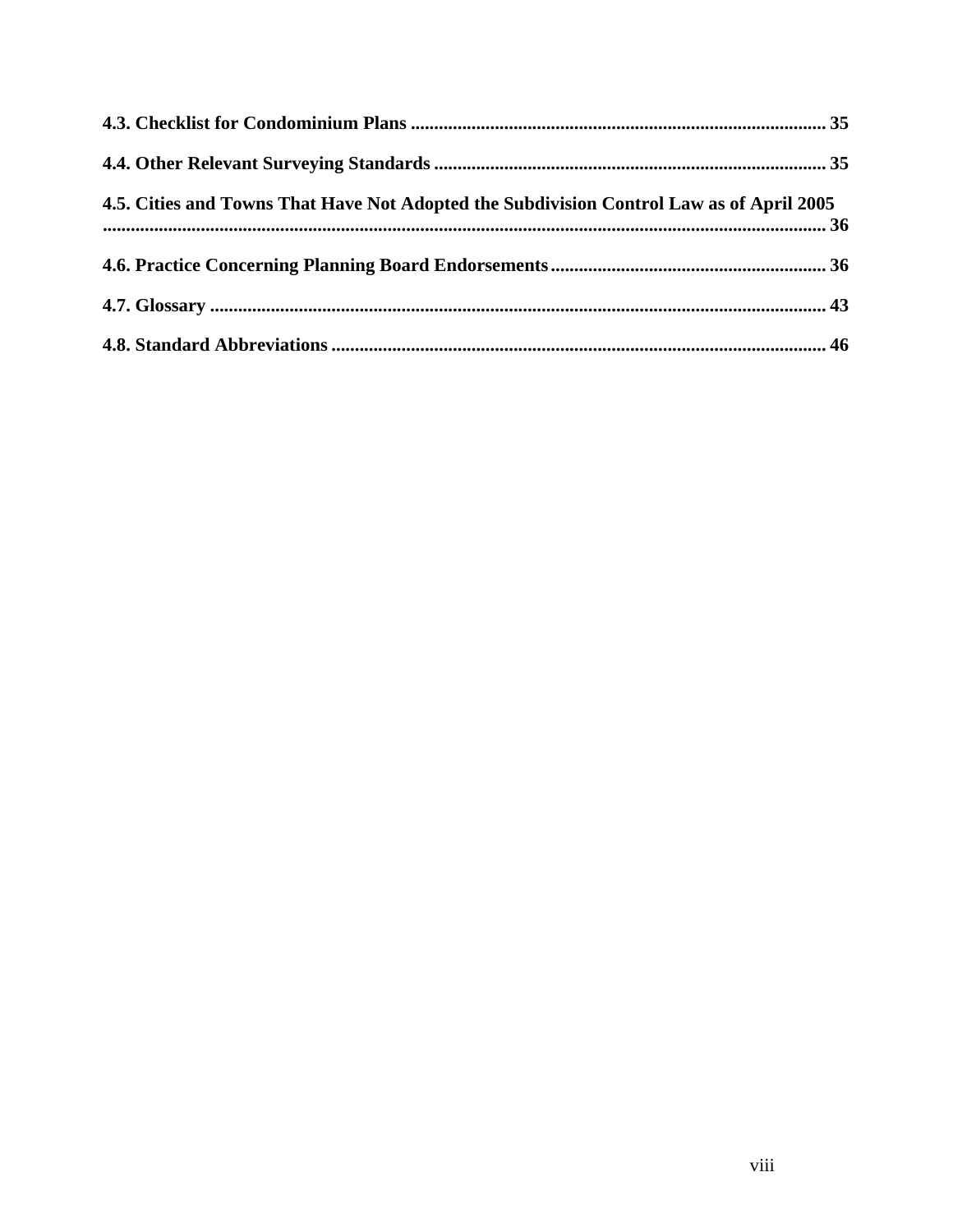**4.3. Checklist for Condominium Plans** .......................................................................................... 35

**4.4. Other Relevant Surveying Standards** ...................................................................................... 35

**4.5. Cities and Towns That Have Not Adopted the Subdivision Control Law as of April 2005** ........................................................................................................................................................ 36

**4.6. Practice Concerning Planning Board Endorsements** ............................................................. 36

**4.7. Glossary** ..................................................................................................................................... 43

**4.8. Standard Abbreviations** .......................................................................................................... 46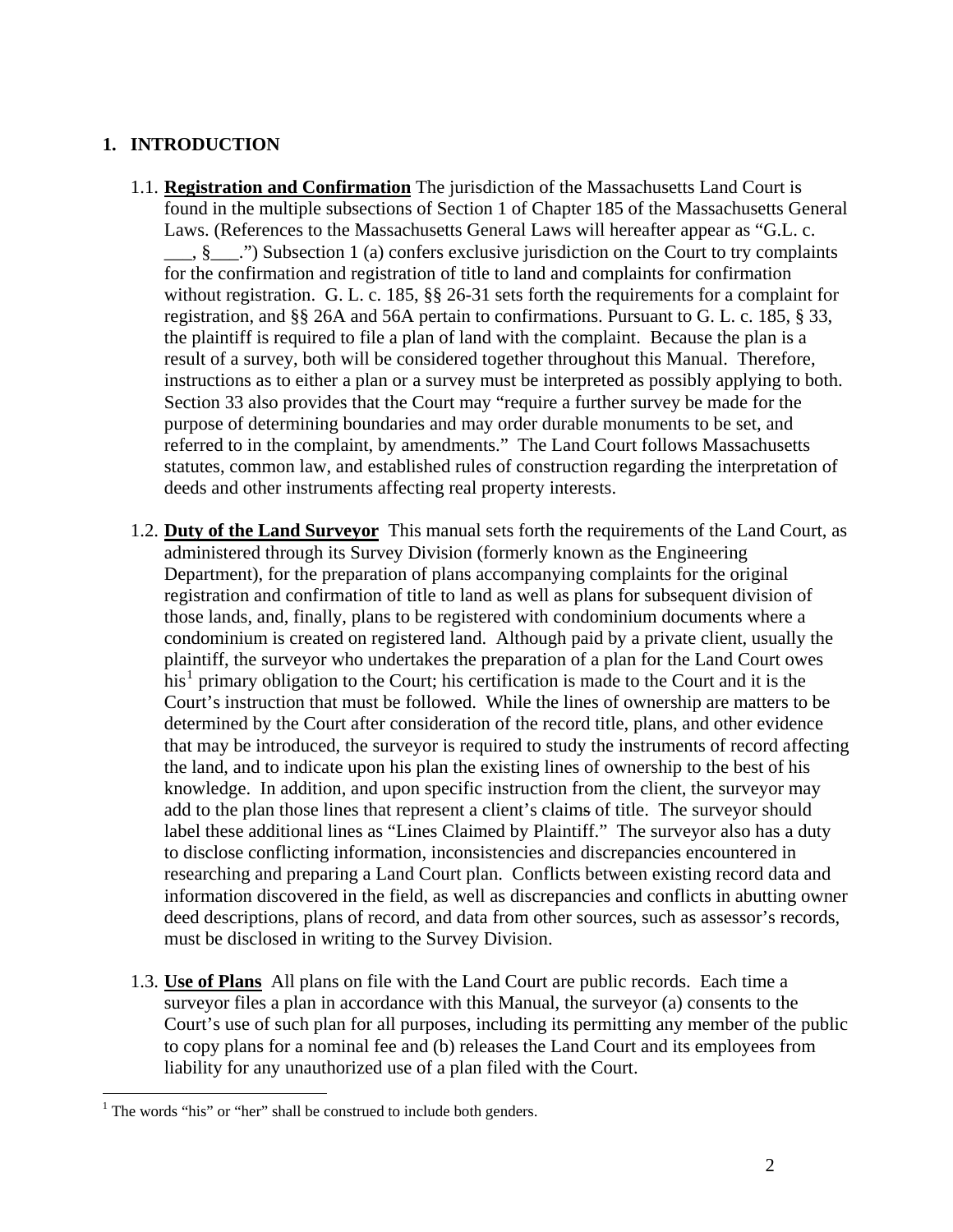## 1. INTRODUCTION

1.1. **Registration and Confirmation** The jurisdiction of the Massachusetts Land Court is found in the multiple subsections of Section 1 of Chapter 185 of the Massachusetts General Laws. (References to the Massachusetts General Laws will hereafter appear as "G.L. c. ___, §___.") Subsection 1 (a) confers exclusive jurisdiction on the Court to try complaints for the confirmation and registration of title to land and complaints for confirmation without registration. G. L. c. 185, §§ 26-31 sets forth the requirements for a complaint for registration, and §§ 26A and 56A pertain to confirmations. Pursuant to G. L. c. 185, § 33, the plaintiff is required to file a plan of land with the complaint. Because the plan is a result of a survey, both will be considered together throughout this Manual. Therefore, instructions as to either a plan or a survey must be interpreted as possibly applying to both. Section 33 also provides that the Court may "require a further survey be made for the purpose of determining boundaries and may order durable monuments to be set, and referred to in the complaint, by amendments." The Land Court follows Massachusetts statutes, common law, and established rules of construction regarding the interpretation of deeds and other instruments affecting real property interests.

1.2. **Duty of the Land Surveyor** This manual sets forth the requirements of the Land Court, as administered through its Survey Division (formerly known as the Engineering Department), for the preparation of plans accompanying complaints for the original registration and confirmation of title to land as well as plans for subsequent division of those lands, and, finally, plans to be registered with condominium documents where a condominium is created on registered land. Although paid by a private client, usually the plaintiff, the surveyor who undertakes the preparation of a plan for the Land Court owes his[1] primary obligation to the Court; his certification is made to the Court and it is the Court's instruction that must be followed. While the lines of ownership are matters to be determined by the Court after consideration of the record title, plans, and other evidence that may be introduced, the surveyor is required to study the instruments of record affecting the land, and to indicate upon his plan the existing lines of ownership to the best of his knowledge. In addition, and upon specific instruction from the client, the surveyor may add to the plan those lines that represent a client's claims of title. The surveyor should label these additional lines as "Lines Claimed by Plaintiff." The surveyor also has a duty to disclose conflicting information, inconsistencies and discrepancies encountered in researching and preparing a Land Court plan. Conflicts between existing record data and information discovered in the field, as well as discrepancies and conflicts in abutting owner deed descriptions, plans of record, and data from other sources, such as assessor's records, must be disclosed in writing to the Survey Division.

1.3. **Use of Plans** All plans on file with the Land Court are public records. Each time a surveyor files a plan in accordance with this Manual, the surveyor (a) consents to the Court's use of such plan for all purposes, including its permitting any member of the public to copy plans for a nominal fee and (b) releases the Land Court and its employees from liability for any unauthorized use of a plan filed with the Court.

[1] The words "his" or "her" shall be construed to include both genders.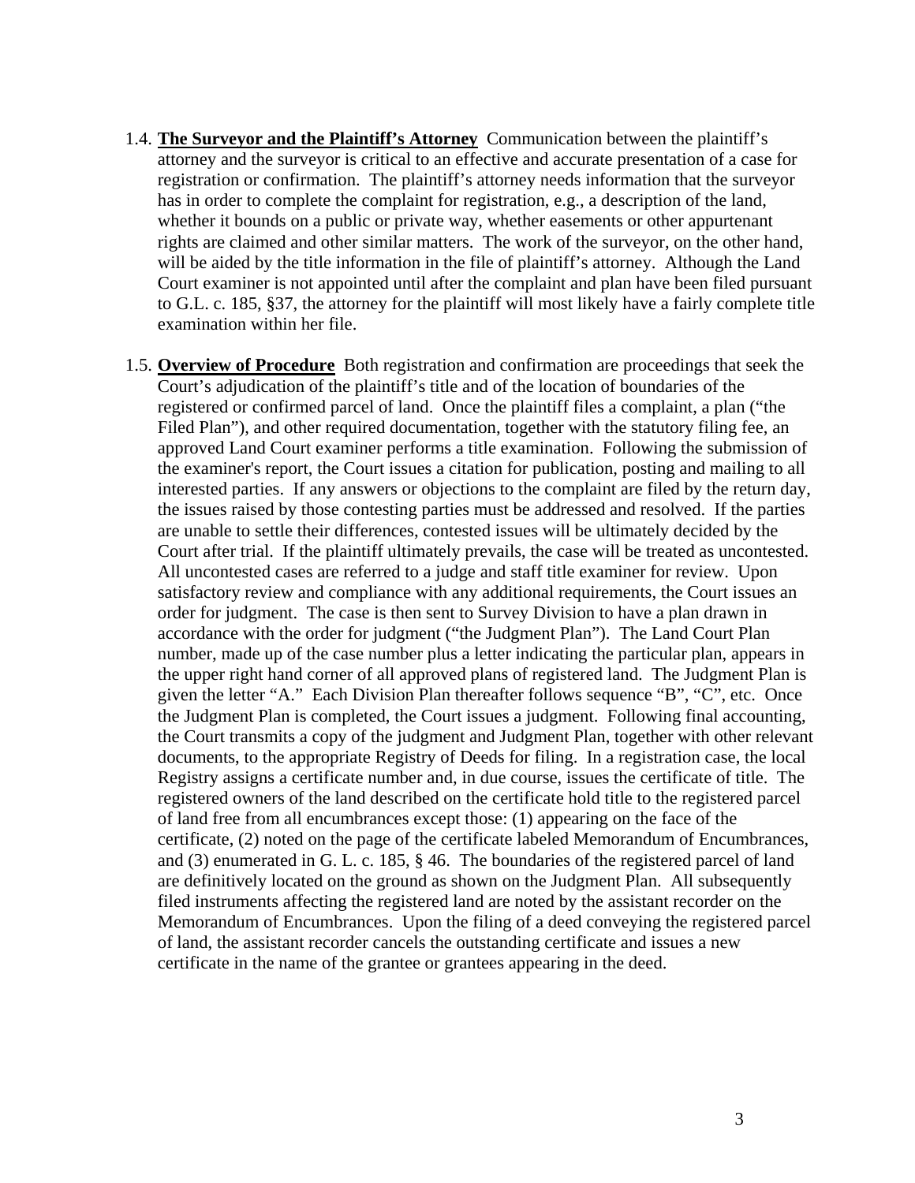1.4. **<u>The Surveyor and the Plaintiff's Attorney</u>** Communication between the plaintiff's attorney and the surveyor is critical to an effective and accurate presentation of a case for registration or confirmation. The plaintiff's attorney needs information that the surveyor has in order to complete the complaint for registration, e.g., a description of the land, whether it bounds on a public or private way, whether easements or other appurtenant rights are claimed and other similar matters. The work of the surveyor, on the other hand, will be aided by the title information in the file of plaintiff's attorney. Although the Land Court examiner is not appointed until after the complaint and plan have been filed pursuant to G.L. c. 185, §37, the attorney for the plaintiff will most likely have a fairly complete title examination within her file.

1.5. **<u>Overview of Procedure</u>** Both registration and confirmation are proceedings that seek the Court's adjudication of the plaintiff's title and of the location of boundaries of the registered or confirmed parcel of land. Once the plaintiff files a complaint, a plan ("the Filed Plan"), and other required documentation, together with the statutory filing fee, an approved Land Court examiner performs a title examination. Following the submission of the examiner's report, the Court issues a citation for publication, posting and mailing to all interested parties. If any answers or objections to the complaint are filed by the return day, the issues raised by those contesting parties must be addressed and resolved. If the parties are unable to settle their differences, contested issues will be ultimately decided by the Court after trial. If the plaintiff ultimately prevails, the case will be treated as uncontested. All uncontested cases are referred to a judge and staff title examiner for review. Upon satisfactory review and compliance with any additional requirements, the Court issues an order for judgment. The case is then sent to Survey Division to have a plan drawn in accordance with the order for judgment ("the Judgment Plan"). The Land Court Plan number, made up of the case number plus a letter indicating the particular plan, appears in the upper right hand corner of all approved plans of registered land. The Judgment Plan is given the letter "A." Each Division Plan thereafter follows sequence "B", "C", etc. Once the Judgment Plan is completed, the Court issues a judgment. Following final accounting, the Court transmits a copy of the judgment and Judgment Plan, together with other relevant documents, to the appropriate Registry of Deeds for filing. In a registration case, the local Registry assigns a certificate number and, in due course, issues the certificate of title. The registered owners of the land described on the certificate hold title to the registered parcel of land free from all encumbrances except those: (1) appearing on the face of the certificate, (2) noted on the page of the certificate labeled Memorandum of Encumbrances, and (3) enumerated in G. L. c. 185, § 46. The boundaries of the registered parcel of land are definitively located on the ground as shown on the Judgment Plan. All subsequently filed instruments affecting the registered land are noted by the assistant recorder on the Memorandum of Encumbrances. Upon the filing of a deed conveying the registered parcel of land, the assistant recorder cancels the outstanding certificate and issues a new certificate in the name of the grantee or grantees appearing in the deed.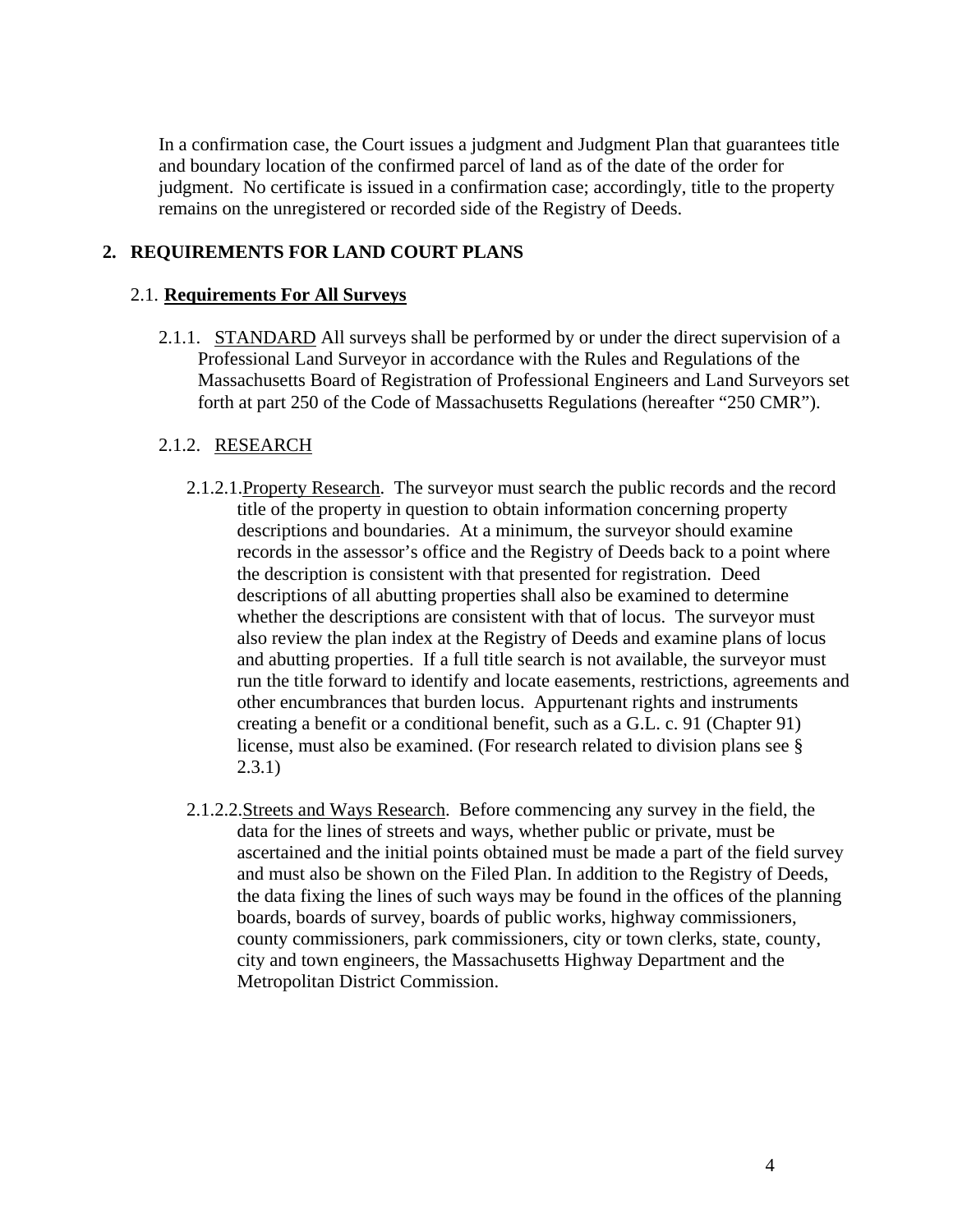In a confirmation case, the Court issues a judgment and Judgment Plan that guarantees title and boundary location of the confirmed parcel of land as of the date of the order for judgment. No certificate is issued in a confirmation case; accordingly, title to the property remains on the unregistered or recorded side of the Registry of Deeds.

## 2. REQUIREMENTS FOR LAND COURT PLANS

### 2.1. **Requirements For All Surveys**

2.1.1. STANDARD All surveys shall be performed by or under the direct supervision of a Professional Land Surveyor in accordance with the Rules and Regulations of the Massachusetts Board of Registration of Professional Engineers and Land Surveyors set forth at part 250 of the Code of Massachusetts Regulations (hereafter "250 CMR").

2.1.2. RESEARCH

2.1.2.1. Property Research. The surveyor must search the public records and the record title of the property in question to obtain information concerning property descriptions and boundaries. At a minimum, the surveyor should examine records in the assessor's office and the Registry of Deeds back to a point where the description is consistent with that presented for registration. Deed descriptions of all abutting properties shall also be examined to determine whether the descriptions are consistent with that of locus. The surveyor must also review the plan index at the Registry of Deeds and examine plans of locus and abutting properties. If a full title search is not available, the surveyor must run the title forward to identify and locate easements, restrictions, agreements and other encumbrances that burden locus. Appurtenant rights and instruments creating a benefit or a conditional benefit, such as a G.L. c. 91 (Chapter 91) license, must also be examined. (For research related to division plans see § 2.3.1)

2.1.2.2. Streets and Ways Research. Before commencing any survey in the field, the data for the lines of streets and ways, whether public or private, must be ascertained and the initial points obtained must be made a part of the field survey and must also be shown on the Filed Plan. In addition to the Registry of Deeds, the data fixing the lines of such ways may be found in the offices of the planning boards, boards of survey, boards of public works, highway commissioners, county commissioners, park commissioners, city or town clerks, state, county, city and town engineers, the Massachusetts Highway Department and the Metropolitan District Commission.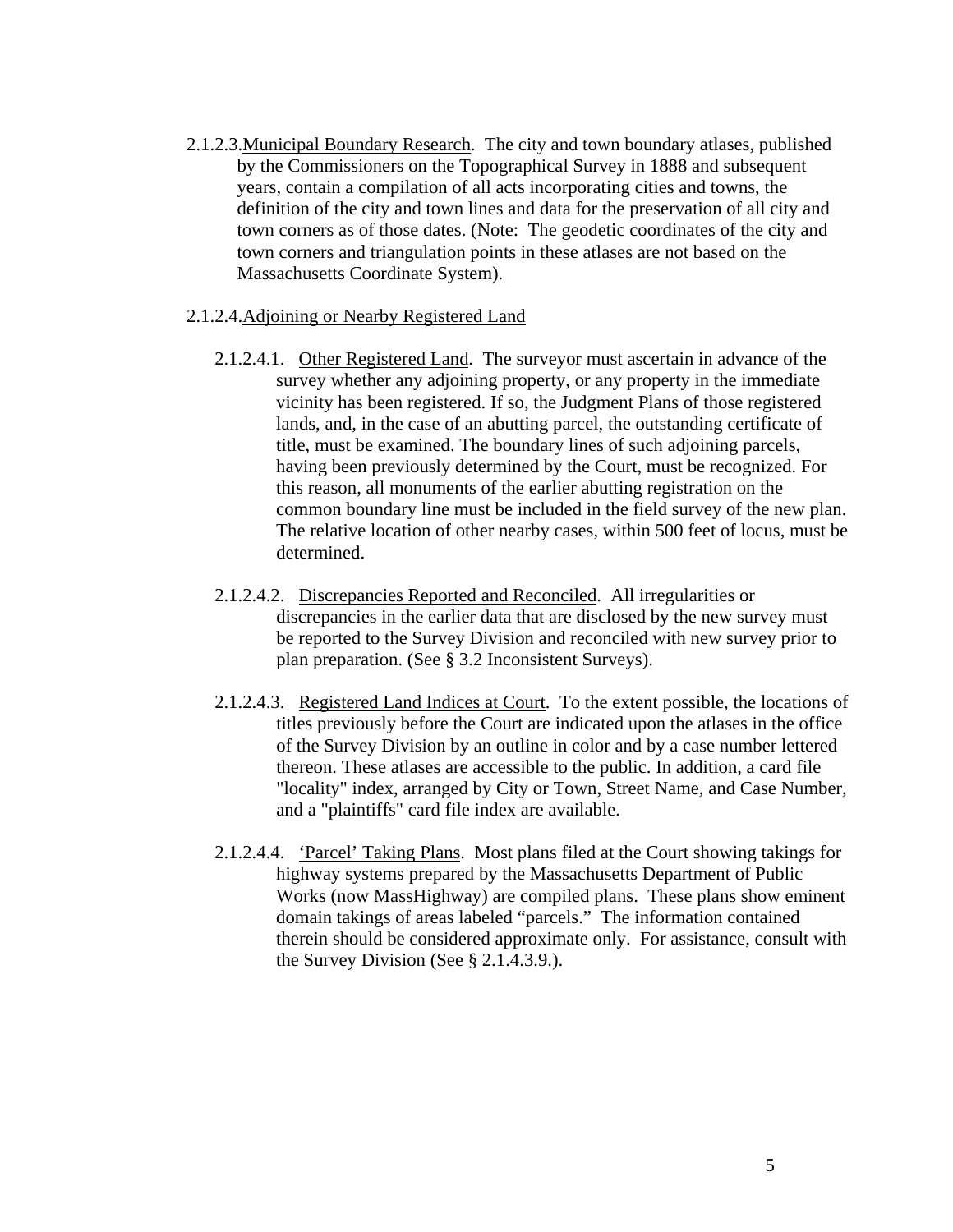2.1.2.3. Municipal Boundary Research. The city and town boundary atlases, published by the Commissioners on the Topographical Survey in 1888 and subsequent years, contain a compilation of all acts incorporating cities and towns, the definition of the city and town lines and data for the preservation of all city and town corners as of those dates. (Note: The geodetic coordinates of the city and town corners and triangulation points in these atlases are not based on the Massachusetts Coordinate System).

2.1.2.4. Adjoining or Nearby Registered Land

2.1.2.4.1. Other Registered Land. The surveyor must ascertain in advance of the survey whether any adjoining property, or any property in the immediate vicinity has been registered. If so, the Judgment Plans of those registered lands, and, in the case of an abutting parcel, the outstanding certificate of title, must be examined. The boundary lines of such adjoining parcels, having been previously determined by the Court, must be recognized. For this reason, all monuments of the earlier abutting registration on the common boundary line must be included in the field survey of the new plan. The relative location of other nearby cases, within 500 feet of locus, must be determined.

2.1.2.4.2. Discrepancies Reported and Reconciled. All irregularities or discrepancies in the earlier data that are disclosed by the new survey must be reported to the Survey Division and reconciled with new survey prior to plan preparation. (See § 3.2 Inconsistent Surveys).

2.1.2.4.3. Registered Land Indices at Court. To the extent possible, the locations of titles previously before the Court are indicated upon the atlases in the office of the Survey Division by an outline in color and by a case number lettered thereon. These atlases are accessible to the public. In addition, a card file "locality" index, arranged by City or Town, Street Name, and Case Number, and a "plaintiffs" card file index are available.

2.1.2.4.4. 'Parcel' Taking Plans. Most plans filed at the Court showing takings for highway systems prepared by the Massachusetts Department of Public Works (now MassHighway) are compiled plans. These plans show eminent domain takings of areas labeled "parcels." The information contained therein should be considered approximate only. For assistance, consult with the Survey Division (See § 2.1.4.3.9.).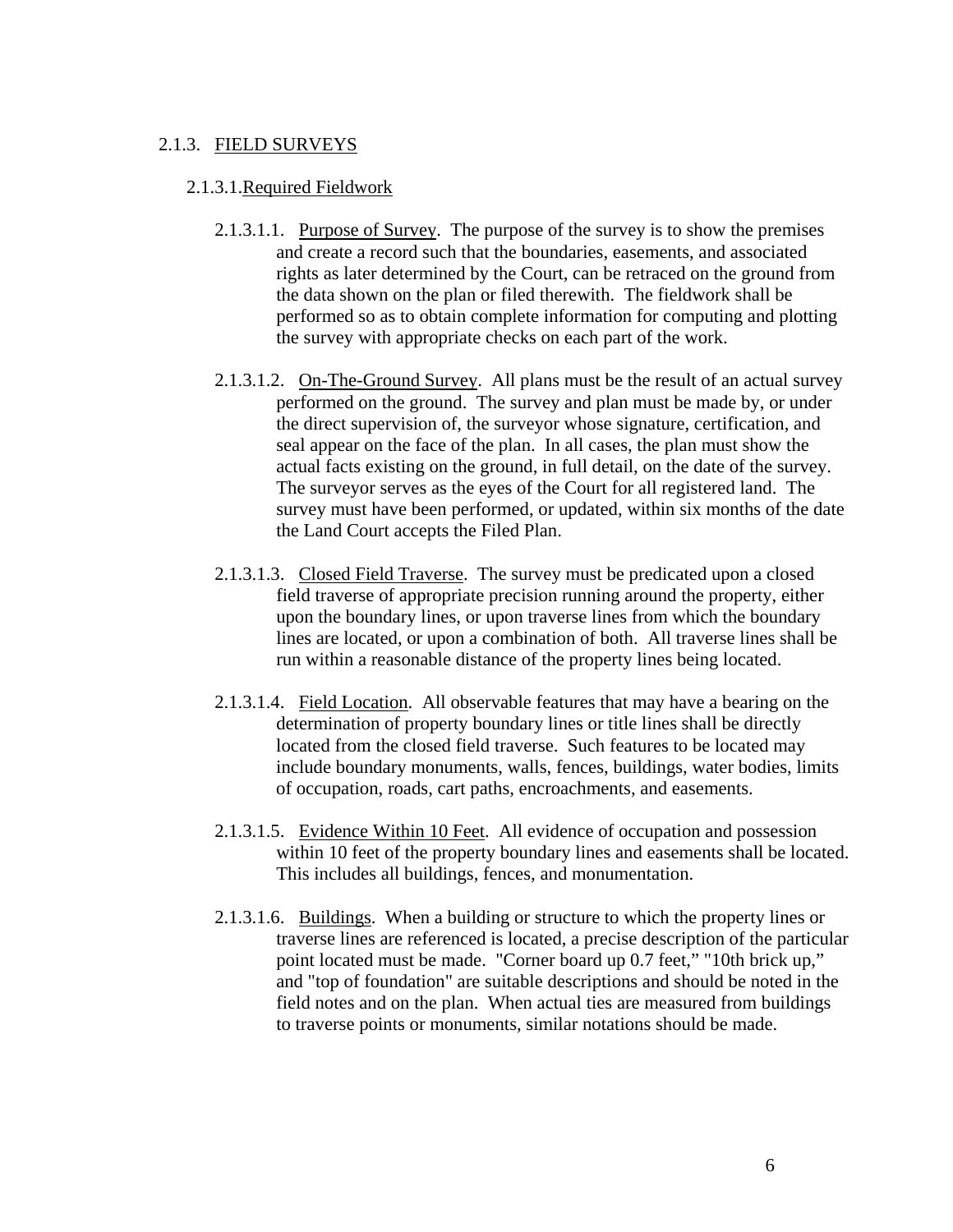## 2.1.3. FIELD SURVEYS

### 2.1.3.1. Required Fieldwork

2.1.3.1.1. Purpose of Survey. The purpose of the survey is to show the premises and create a record such that the boundaries, easements, and associated rights as later determined by the Court, can be retraced on the ground from the data shown on the plan or filed therewith. The fieldwork shall be performed so as to obtain complete information for computing and plotting the survey with appropriate checks on each part of the work.

2.1.3.1.2. On-The-Ground Survey. All plans must be the result of an actual survey performed on the ground. The survey and plan must be made by, or under the direct supervision of, the surveyor whose signature, certification, and seal appear on the face of the plan. In all cases, the plan must show the actual facts existing on the ground, in full detail, on the date of the survey. The surveyor serves as the eyes of the Court for all registered land. The survey must have been performed, or updated, within six months of the date the Land Court accepts the Filed Plan.

2.1.3.1.3. Closed Field Traverse. The survey must be predicated upon a closed field traverse of appropriate precision running around the property, either upon the boundary lines, or upon traverse lines from which the boundary lines are located, or upon a combination of both. All traverse lines shall be run within a reasonable distance of the property lines being located.

2.1.3.1.4. Field Location. All observable features that may have a bearing on the determination of property boundary lines or title lines shall be directly located from the closed field traverse. Such features to be located may include boundary monuments, walls, fences, buildings, water bodies, limits of occupation, roads, cart paths, encroachments, and easements.

2.1.3.1.5. Evidence Within 10 Feet. All evidence of occupation and possession within 10 feet of the property boundary lines and easements shall be located. This includes all buildings, fences, and monumentation.

2.1.3.1.6. Buildings. When a building or structure to which the property lines or traverse lines are referenced is located, a precise description of the particular point located must be made. "Corner board up 0.7 feet," "10th brick up," and "top of foundation" are suitable descriptions and should be noted in the field notes and on the plan. When actual ties are measured from buildings to traverse points or monuments, similar notations should be made.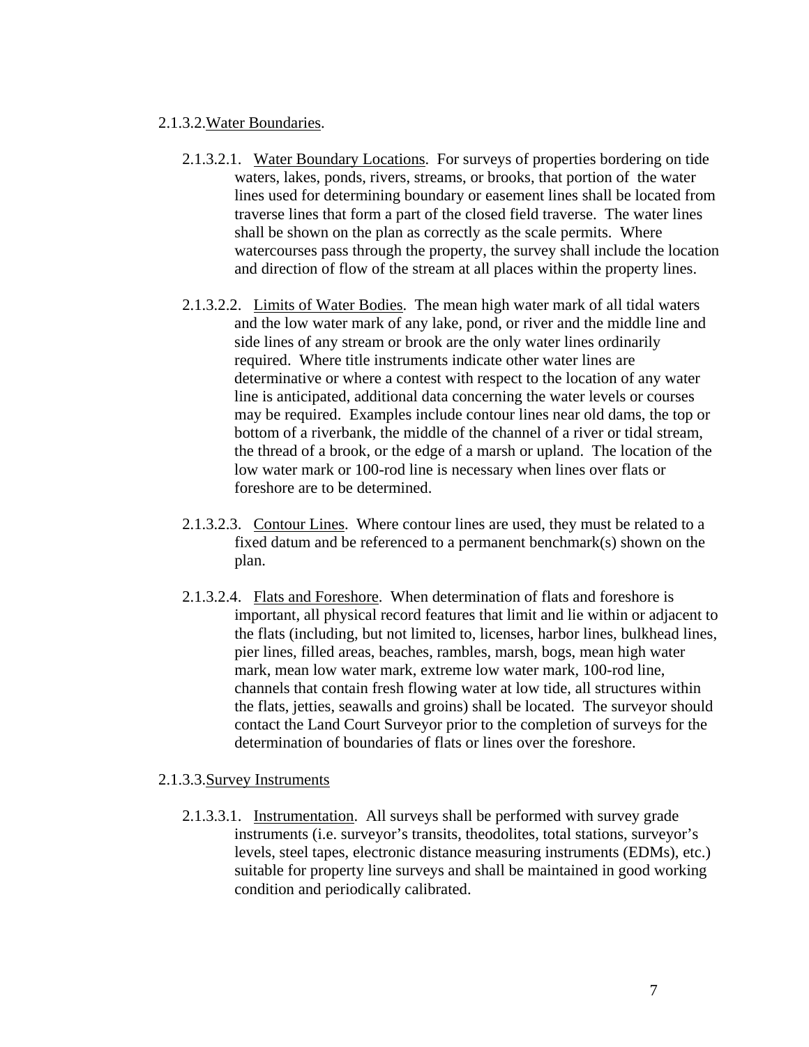2.1.3.2. Water Boundaries.

2.1.3.2.1. Water Boundary Locations. For surveys of properties bordering on tide waters, lakes, ponds, rivers, streams, or brooks, that portion of the water lines used for determining boundary or easement lines shall be located from traverse lines that form a part of the closed field traverse. The water lines shall be shown on the plan as correctly as the scale permits. Where watercourses pass through the property, the survey shall include the location and direction of flow of the stream at all places within the property lines.

2.1.3.2.2. Limits of Water Bodies. The mean high water mark of all tidal waters and the low water mark of any lake, pond, or river and the middle line and side lines of any stream or brook are the only water lines ordinarily required. Where title instruments indicate other water lines are determinative or where a contest with respect to the location of any water line is anticipated, additional data concerning the water levels or courses may be required. Examples include contour lines near old dams, the top or bottom of a riverbank, the middle of the channel of a river or tidal stream, the thread of a brook, or the edge of a marsh or upland. The location of the low water mark or 100-rod line is necessary when lines over flats or foreshore are to be determined.

2.1.3.2.3. Contour Lines. Where contour lines are used, they must be related to a fixed datum and be referenced to a permanent benchmark(s) shown on the plan.

2.1.3.2.4. Flats and Foreshore. When determination of flats and foreshore is important, all physical record features that limit and lie within or adjacent to the flats (including, but not limited to, licenses, harbor lines, bulkhead lines, pier lines, filled areas, beaches, rambles, marsh, bogs, mean high water mark, mean low water mark, extreme low water mark, 100-rod line, channels that contain fresh flowing water at low tide, all structures within the flats, jetties, seawalls and groins) shall be located. The surveyor should contact the Land Court Surveyor prior to the completion of surveys for the determination of boundaries of flats or lines over the foreshore.

2.1.3.3. Survey Instruments

2.1.3.3.1. Instrumentation. All surveys shall be performed with survey grade instruments (i.e. surveyor's transits, theodolites, total stations, surveyor's levels, steel tapes, electronic distance measuring instruments (EDMs), etc.) suitable for property line surveys and shall be maintained in good working condition and periodically calibrated.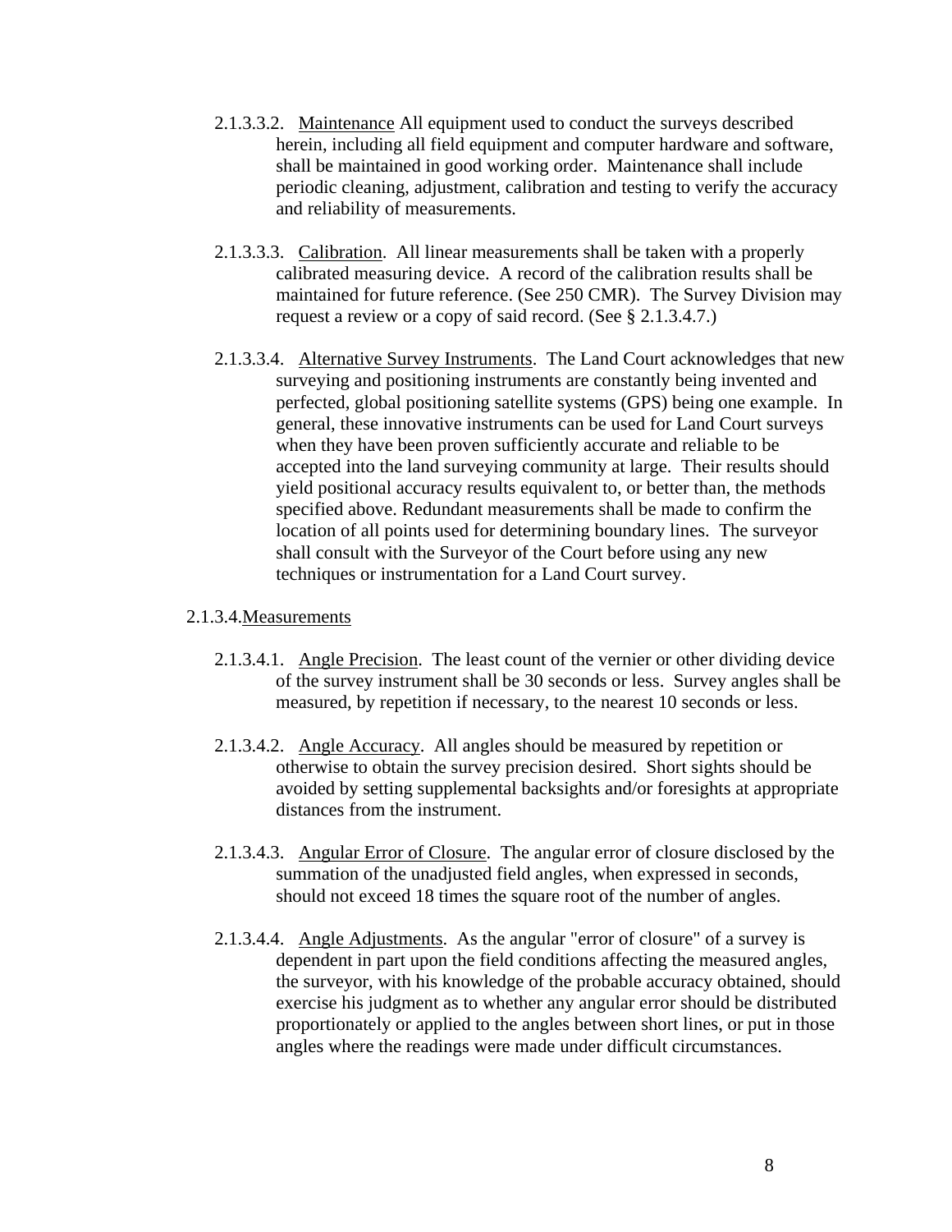2.1.3.3.2. Maintenance All equipment used to conduct the surveys described herein, including all field equipment and computer hardware and software, shall be maintained in good working order. Maintenance shall include periodic cleaning, adjustment, calibration and testing to verify the accuracy and reliability of measurements.

2.1.3.3.3. Calibration. All linear measurements shall be taken with a properly calibrated measuring device. A record of the calibration results shall be maintained for future reference. (See 250 CMR). The Survey Division may request a review or a copy of said record. (See § 2.1.3.4.7.)

2.1.3.3.4. Alternative Survey Instruments. The Land Court acknowledges that new surveying and positioning instruments are constantly being invented and perfected, global positioning satellite systems (GPS) being one example. In general, these innovative instruments can be used for Land Court surveys when they have been proven sufficiently accurate and reliable to be accepted into the land surveying community at large. Their results should yield positional accuracy results equivalent to, or better than, the methods specified above. Redundant measurements shall be made to confirm the location of all points used for determining boundary lines. The surveyor shall consult with the Surveyor of the Court before using any new techniques or instrumentation for a Land Court survey.

2.1.3.4. Measurements

2.1.3.4.1. Angle Precision. The least count of the vernier or other dividing device of the survey instrument shall be 30 seconds or less. Survey angles shall be measured, by repetition if necessary, to the nearest 10 seconds or less.

2.1.3.4.2. Angle Accuracy. All angles should be measured by repetition or otherwise to obtain the survey precision desired. Short sights should be avoided by setting supplemental backsights and/or foresights at appropriate distances from the instrument.

2.1.3.4.3. Angular Error of Closure. The angular error of closure disclosed by the summation of the unadjusted field angles, when expressed in seconds, should not exceed 18 times the square root of the number of angles.

2.1.3.4.4. Angle Adjustments. As the angular "error of closure" of a survey is dependent in part upon the field conditions affecting the measured angles, the surveyor, with his knowledge of the probable accuracy obtained, should exercise his judgment as to whether any angular error should be distributed proportionately or applied to the angles between short lines, or put in those angles where the readings were made under difficult circumstances.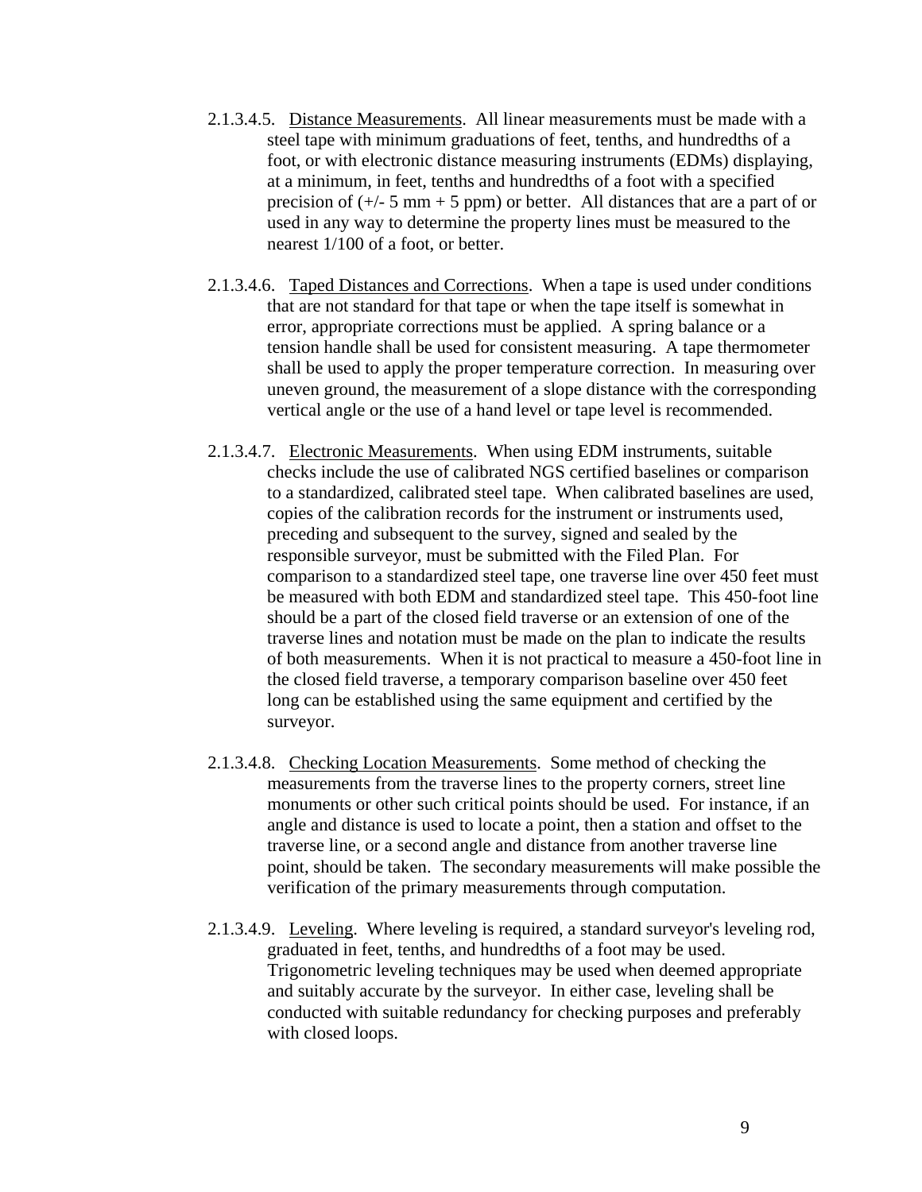2.1.3.4.5. Distance Measurements. All linear measurements must be made with a steel tape with minimum graduations of feet, tenths, and hundredths of a foot, or with electronic distance measuring instruments (EDMs) displaying, at a minimum, in feet, tenths and hundredths of a foot with a specified precision of (+/- 5 mm + 5 ppm) or better. All distances that are a part of or used in any way to determine the property lines must be measured to the nearest 1/100 of a foot, or better.

2.1.3.4.6. Taped Distances and Corrections. When a tape is used under conditions that are not standard for that tape or when the tape itself is somewhat in error, appropriate corrections must be applied. A spring balance or a tension handle shall be used for consistent measuring. A tape thermometer shall be used to apply the proper temperature correction. In measuring over uneven ground, the measurement of a slope distance with the corresponding vertical angle or the use of a hand level or tape level is recommended.

2.1.3.4.7. Electronic Measurements. When using EDM instruments, suitable checks include the use of calibrated NGS certified baselines or comparison to a standardized, calibrated steel tape. When calibrated baselines are used, copies of the calibration records for the instrument or instruments used, preceding and subsequent to the survey, signed and sealed by the responsible surveyor, must be submitted with the Filed Plan. For comparison to a standardized steel tape, one traverse line over 450 feet must be measured with both EDM and standardized steel tape. This 450-foot line should be a part of the closed field traverse or an extension of one of the traverse lines and notation must be made on the plan to indicate the results of both measurements. When it is not practical to measure a 450-foot line in the closed field traverse, a temporary comparison baseline over 450 feet long can be established using the same equipment and certified by the surveyor.

2.1.3.4.8. Checking Location Measurements. Some method of checking the measurements from the traverse lines to the property corners, street line monuments or other such critical points should be used. For instance, if an angle and distance is used to locate a point, then a station and offset to the traverse line, or a second angle and distance from another traverse line point, should be taken. The secondary measurements will make possible the verification of the primary measurements through computation.

2.1.3.4.9. Leveling. Where leveling is required, a standard surveyor's leveling rod, graduated in feet, tenths, and hundredths of a foot may be used. Trigonometric leveling techniques may be used when deemed appropriate and suitably accurate by the surveyor. In either case, leveling shall be conducted with suitable redundancy for checking purposes and preferably with closed loops.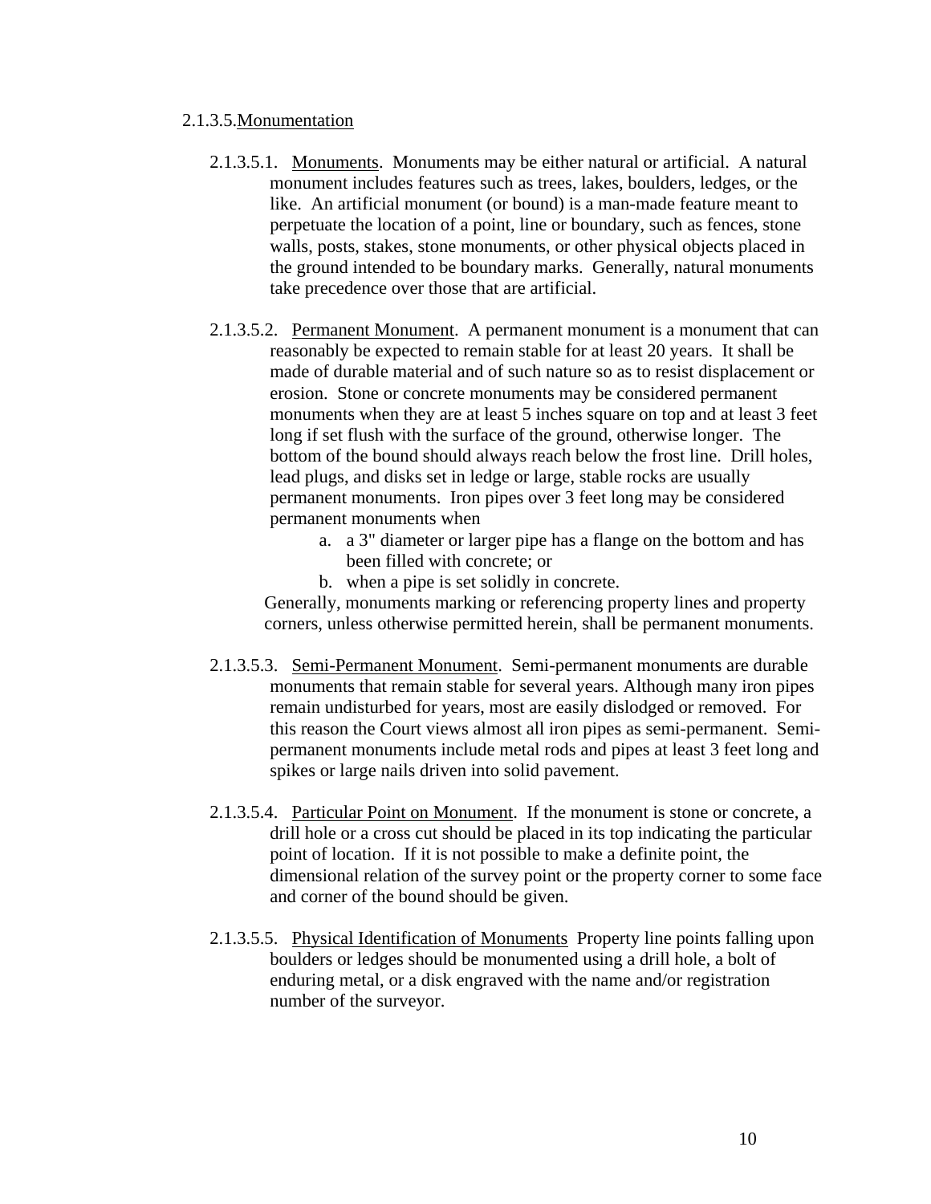2.1.3.5. Monumentation

2.1.3.5.1. Monuments. Monuments may be either natural or artificial. A natural monument includes features such as trees, lakes, boulders, ledges, or the like. An artificial monument (or bound) is a man-made feature meant to perpetuate the location of a point, line or boundary, such as fences, stone walls, posts, stakes, stone monuments, or other physical objects placed in the ground intended to be boundary marks. Generally, natural monuments take precedence over those that are artificial.

2.1.3.5.2. Permanent Monument. A permanent monument is a monument that can reasonably be expected to remain stable for at least 20 years. It shall be made of durable material and of such nature so as to resist displacement or erosion. Stone or concrete monuments may be considered permanent monuments when they are at least 5 inches square on top and at least 3 feet long if set flush with the surface of the ground, otherwise longer. The bottom of the bound should always reach below the frost line. Drill holes, lead plugs, and disks set in ledge or large, stable rocks are usually permanent monuments. Iron pipes over 3 feet long may be considered permanent monuments when

a. a 3" diameter or larger pipe has a flange on the bottom and has been filled with concrete; or
b. when a pipe is set solidly in concrete.

Generally, monuments marking or referencing property lines and property corners, unless otherwise permitted herein, shall be permanent monuments.

2.1.3.5.3. Semi-Permanent Monument. Semi-permanent monuments are durable monuments that remain stable for several years. Although many iron pipes remain undisturbed for years, most are easily dislodged or removed. For this reason the Court views almost all iron pipes as semi-permanent. Semi-permanent monuments include metal rods and pipes at least 3 feet long and spikes or large nails driven into solid pavement.

2.1.3.5.4. Particular Point on Monument. If the monument is stone or concrete, a drill hole or a cross cut should be placed in its top indicating the particular point of location. If it is not possible to make a definite point, the dimensional relation of the survey point or the property corner to some face and corner of the bound should be given.

2.1.3.5.5. Physical Identification of Monuments Property line points falling upon boulders or ledges should be monumented using a drill hole, a bolt of enduring metal, or a disk engraved with the name and/or registration number of the surveyor.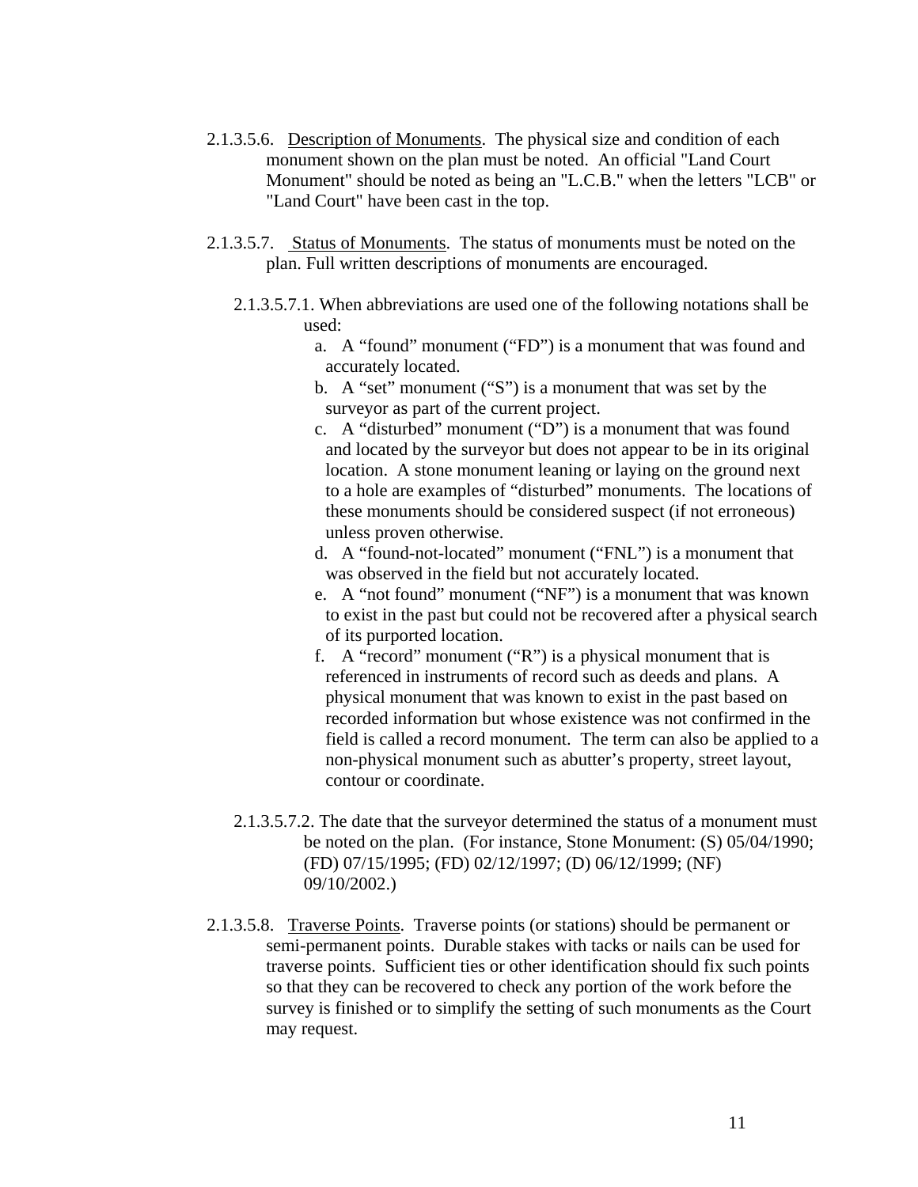2.1.3.5.6. Description of Monuments. The physical size and condition of each monument shown on the plan must be noted. An official "Land Court Monument" should be noted as being an "L.C.B." when the letters "LCB" or "Land Court" have been cast in the top.

2.1.3.5.7. Status of Monuments. The status of monuments must be noted on the plan. Full written descriptions of monuments are encouraged.

2.1.3.5.7.1. When abbreviations are used one of the following notations shall be used:

a. A "found" monument ("FD") is a monument that was found and accurately located.

b. A "set" monument ("S") is a monument that was set by the surveyor as part of the current project.

c. A "disturbed" monument ("D") is a monument that was found and located by the surveyor but does not appear to be in its original location. A stone monument leaning or laying on the ground next to a hole are examples of "disturbed" monuments. The locations of these monuments should be considered suspect (if not erroneous) unless proven otherwise.

d. A "found-not-located" monument ("FNL") is a monument that was observed in the field but not accurately located.

e. A "not found" monument ("NF") is a monument that was known to exist in the past but could not be recovered after a physical search of its purported location.

f. A "record" monument ("R") is a physical monument that is referenced in instruments of record such as deeds and plans. A physical monument that was known to exist in the past based on recorded information but whose existence was not confirmed in the field is called a record monument. The term can also be applied to a non-physical monument such as abutter's property, street layout, contour or coordinate.

2.1.3.5.7.2. The date that the surveyor determined the status of a monument must be noted on the plan. (For instance, Stone Monument: (S) 05/04/1990; (FD) 07/15/1995; (FD) 02/12/1997; (D) 06/12/1999; (NF) 09/10/2002.)

2.1.3.5.8. Traverse Points. Traverse points (or stations) should be permanent or semi-permanent points. Durable stakes with tacks or nails can be used for traverse points. Sufficient ties or other identification should fix such points so that they can be recovered to check any portion of the work before the survey is finished or to simplify the setting of such monuments as the Court may request.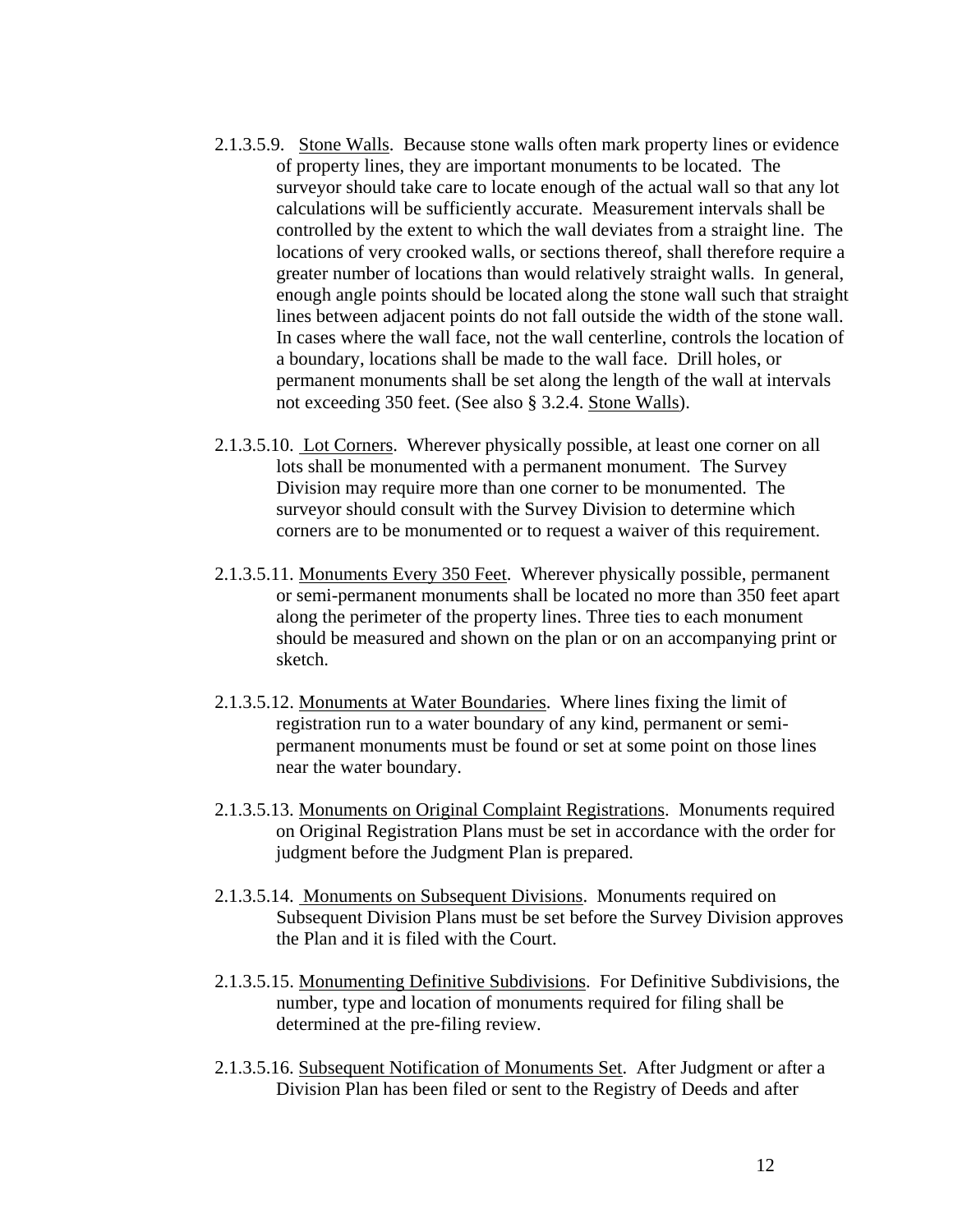2.1.3.5.9. Stone Walls. Because stone walls often mark property lines or evidence of property lines, they are important monuments to be located. The surveyor should take care to locate enough of the actual wall so that any lot calculations will be sufficiently accurate. Measurement intervals shall be controlled by the extent to which the wall deviates from a straight line. The locations of very crooked walls, or sections thereof, shall therefore require a greater number of locations than would relatively straight walls. In general, enough angle points should be located along the stone wall such that straight lines between adjacent points do not fall outside the width of the stone wall. In cases where the wall face, not the wall centerline, controls the location of a boundary, locations shall be made to the wall face. Drill holes, or permanent monuments shall be set along the length of the wall at intervals not exceeding 350 feet. (See also § 3.2.4. Stone Walls).

2.1.3.5.10. Lot Corners. Wherever physically possible, at least one corner on all lots shall be monumented with a permanent monument. The Survey Division may require more than one corner to be monumented. The surveyor should consult with the Survey Division to determine which corners are to be monumented or to request a waiver of this requirement.

2.1.3.5.11. Monuments Every 350 Feet. Wherever physically possible, permanent or semi-permanent monuments shall be located no more than 350 feet apart along the perimeter of the property lines. Three ties to each monument should be measured and shown on the plan or on an accompanying print or sketch.

2.1.3.5.12. Monuments at Water Boundaries. Where lines fixing the limit of registration run to a water boundary of any kind, permanent or semi-permanent monuments must be found or set at some point on those lines near the water boundary.

2.1.3.5.13. Monuments on Original Complaint Registrations. Monuments required on Original Registration Plans must be set in accordance with the order for judgment before the Judgment Plan is prepared.

2.1.3.5.14. Monuments on Subsequent Divisions. Monuments required on Subsequent Division Plans must be set before the Survey Division approves the Plan and it is filed with the Court.

2.1.3.5.15. Monumenting Definitive Subdivisions. For Definitive Subdivisions, the number, type and location of monuments required for filing shall be determined at the pre-filing review.

2.1.3.5.16. Subsequent Notification of Monuments Set. After Judgment or after a Division Plan has been filed or sent to the Registry of Deeds and after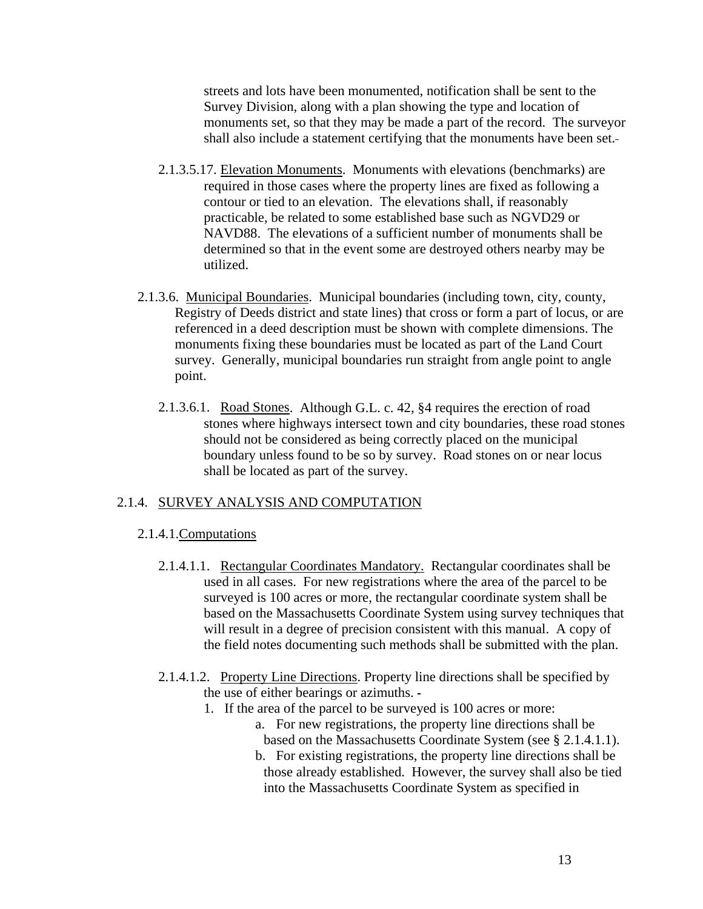streets and lots have been monumented, notification shall be sent to the Survey Division, along with a plan showing the type and location of monuments set, so that they may be made a part of the record. The surveyor shall also include a statement certifying that the monuments have been set.

2.1.3.5.17. Elevation Monuments. Monuments with elevations (benchmarks) are required in those cases where the property lines are fixed as following a contour or tied to an elevation. The elevations shall, if reasonably practicable, be related to some established base such as NGVD29 or NAVD88. The elevations of a sufficient number of monuments shall be determined so that in the event some are destroyed others nearby may be utilized.

2.1.3.6. Municipal Boundaries. Municipal boundaries (including town, city, county, Registry of Deeds district and state lines) that cross or form a part of locus, or are referenced in a deed description must be shown with complete dimensions. The monuments fixing these boundaries must be located as part of the Land Court survey. Generally, municipal boundaries run straight from angle point to angle point.

2.1.3.6.1. Road Stones. Although G.L. c. 42, §4 requires the erection of road stones where highways intersect town and city boundaries, these road stones should not be considered as being correctly placed on the municipal boundary unless found to be so by survey. Road stones on or near locus shall be located as part of the survey.

## 2.1.4. SURVEY ANALYSIS AND COMPUTATION

### 2.1.4.1. Computations

2.1.4.1.1. Rectangular Coordinates Mandatory. Rectangular coordinates shall be used in all cases. For new registrations where the area of the parcel to be surveyed is 100 acres or more, the rectangular coordinate system shall be based on the Massachusetts Coordinate System using survey techniques that will result in a degree of precision consistent with this manual. A copy of the field notes documenting such methods shall be submitted with the plan.

2.1.4.1.2. Property Line Directions. Property line directions shall be specified by the use of either bearings or azimuths.

1. If the area of the parcel to be surveyed is 100 acres or more:
   a. For new registrations, the property line directions shall be based on the Massachusetts Coordinate System (see § 2.1.4.1.1).
   b. For existing registrations, the property line directions shall be those already established. However, the survey shall also be tied into the Massachusetts Coordinate System as specified in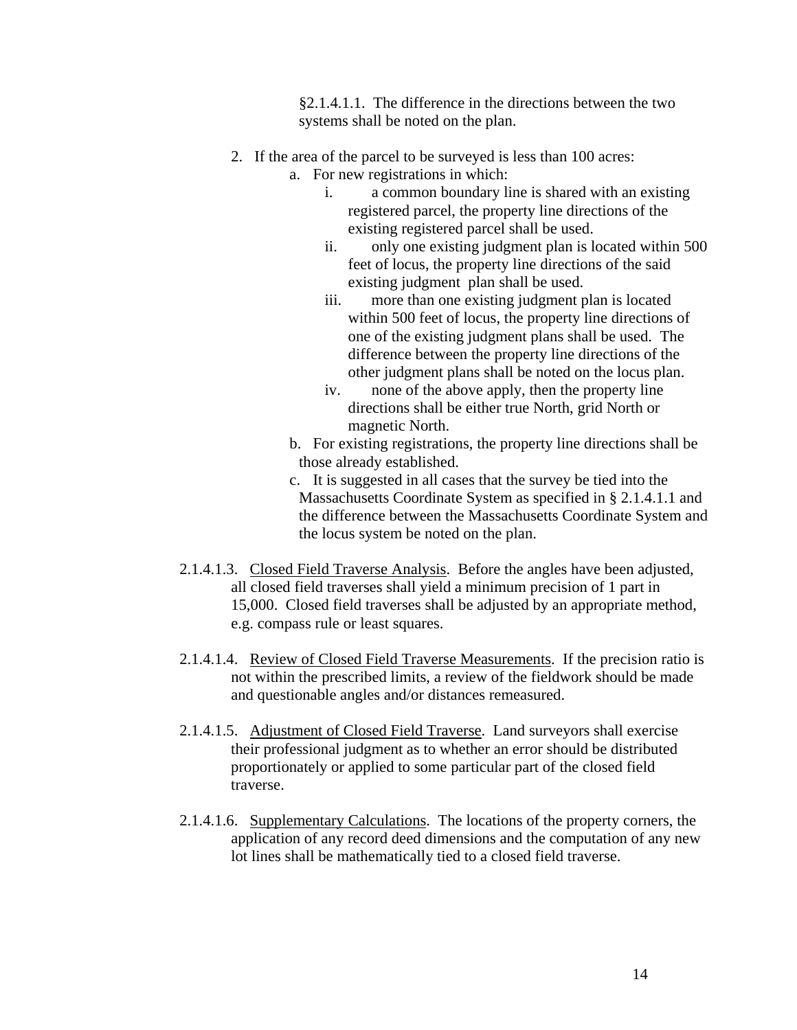§2.1.4.1.1. The difference in the directions between the two systems shall be noted on the plan.

2. If the area of the parcel to be surveyed is less than 100 acres:
   a. For new registrations in which:
      i. a common boundary line is shared with an existing registered parcel, the property line directions of the existing registered parcel shall be used.
      ii. only one existing judgment plan is located within 500 feet of locus, the property line directions of the said existing judgment plan shall be used.
      iii. more than one existing judgment plan is located within 500 feet of locus, the property line directions of one of the existing judgment plans shall be used. The difference between the property line directions of the other judgment plans shall be noted on the locus plan.
      iv. none of the above apply, then the property line directions shall be either true North, grid North or magnetic North.
   b. For existing registrations, the property line directions shall be those already established.
   c. It is suggested in all cases that the survey be tied into the Massachusetts Coordinate System as specified in § 2.1.4.1.1 and the difference between the Massachusetts Coordinate System and the locus system be noted on the plan.

2.1.4.1.3. Closed Field Traverse Analysis. Before the angles have been adjusted, all closed field traverses shall yield a minimum precision of 1 part in 15,000. Closed field traverses shall be adjusted by an appropriate method, e.g. compass rule or least squares.

2.1.4.1.4. Review of Closed Field Traverse Measurements. If the precision ratio is not within the prescribed limits, a review of the fieldwork should be made and questionable angles and/or distances remeasured.

2.1.4.1.5. Adjustment of Closed Field Traverse. Land surveyors shall exercise their professional judgment as to whether an error should be distributed proportionately or applied to some particular part of the closed field traverse.

2.1.4.1.6. Supplementary Calculations. The locations of the property corners, the application of any record deed dimensions and the computation of any new lot lines shall be mathematically tied to a closed field traverse.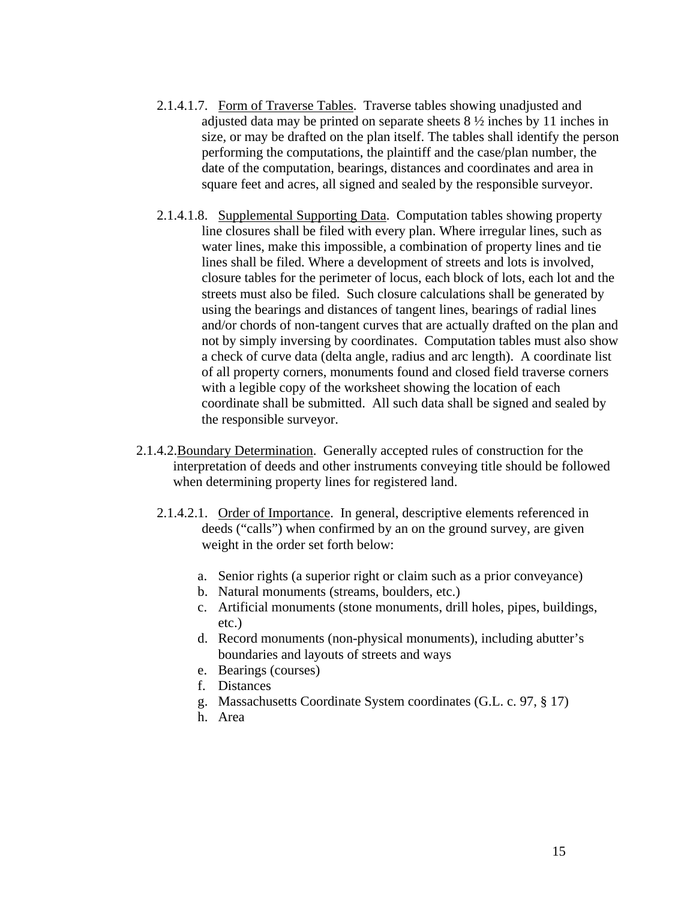2.1.4.1.7. Form of Traverse Tables. Traverse tables showing unadjusted and adjusted data may be printed on separate sheets 8 ½ inches by 11 inches in size, or may be drafted on the plan itself. The tables shall identify the person performing the computations, the plaintiff and the case/plan number, the date of the computation, bearings, distances and coordinates and area in square feet and acres, all signed and sealed by the responsible surveyor.

2.1.4.1.8. Supplemental Supporting Data. Computation tables showing property line closures shall be filed with every plan. Where irregular lines, such as water lines, make this impossible, a combination of property lines and tie lines shall be filed. Where a development of streets and lots is involved, closure tables for the perimeter of locus, each block of lots, each lot and the streets must also be filed. Such closure calculations shall be generated by using the bearings and distances of tangent lines, bearings of radial lines and/or chords of non-tangent curves that are actually drafted on the plan and not by simply inversing by coordinates. Computation tables must also show a check of curve data (delta angle, radius and arc length). A coordinate list of all property corners, monuments found and closed field traverse corners with a legible copy of the worksheet showing the location of each coordinate shall be submitted. All such data shall be signed and sealed by the responsible surveyor.

2.1.4.2. Boundary Determination. Generally accepted rules of construction for the interpretation of deeds and other instruments conveying title should be followed when determining property lines for registered land.

2.1.4.2.1. Order of Importance. In general, descriptive elements referenced in deeds ("calls") when confirmed by an on the ground survey, are given weight in the order set forth below:

a. Senior rights (a superior right or claim such as a prior conveyance)
b. Natural monuments (streams, boulders, etc.)
c. Artificial monuments (stone monuments, drill holes, pipes, buildings, etc.)
d. Record monuments (non-physical monuments), including abutter's boundaries and layouts of streets and ways
e. Bearings (courses)
f. Distances
g. Massachusetts Coordinate System coordinates (G.L. c. 97, § 17)
h. Area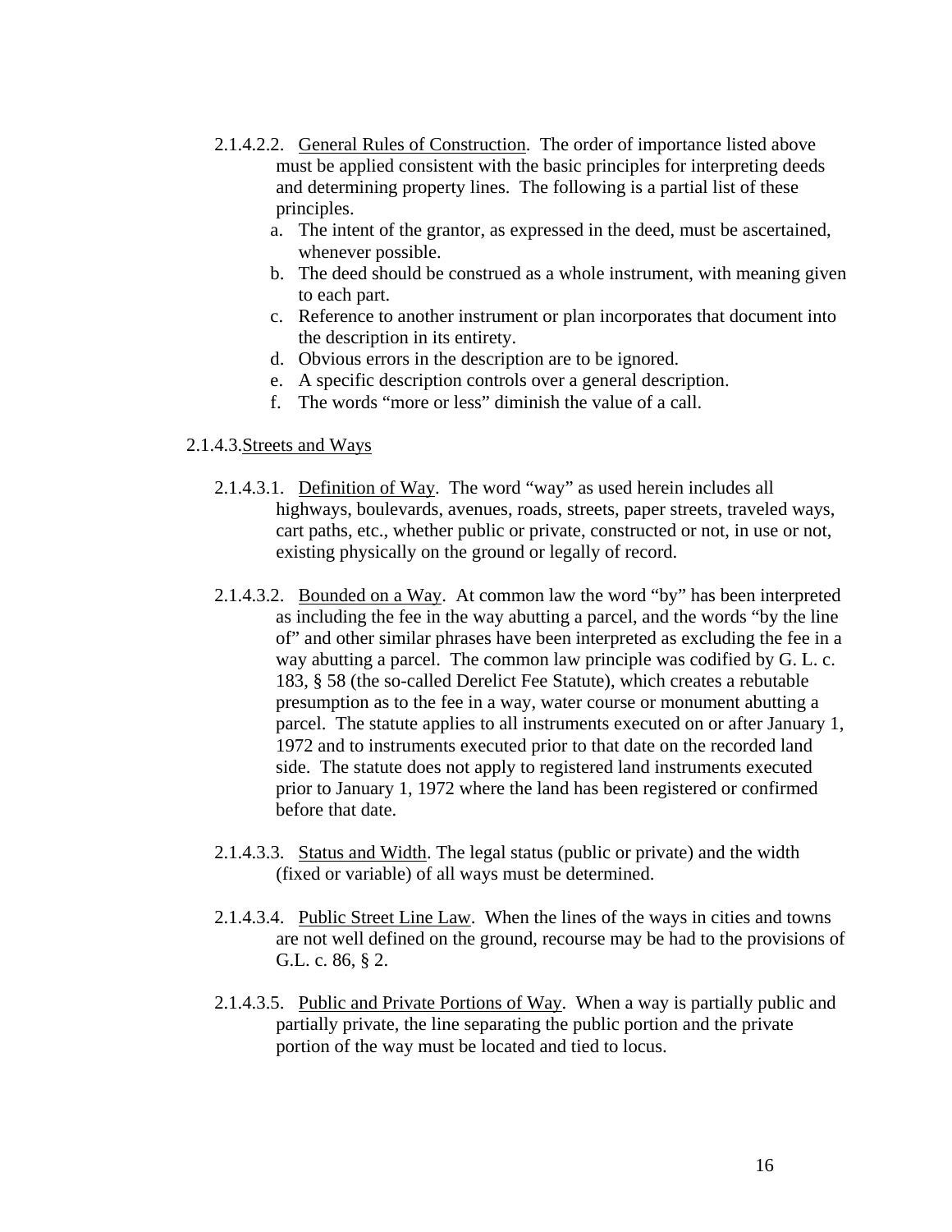2.1.4.2.2. General Rules of Construction. The order of importance listed above must be applied consistent with the basic principles for interpreting deeds and determining property lines. The following is a partial list of these principles.

a. The intent of the grantor, as expressed in the deed, must be ascertained, whenever possible.
b. The deed should be construed as a whole instrument, with meaning given to each part.
c. Reference to another instrument or plan incorporates that document into the description in its entirety.
d. Obvious errors in the description are to be ignored.
e. A specific description controls over a general description.
f. The words "more or less" diminish the value of a call.

2.1.4.3. Streets and Ways

2.1.4.3.1. Definition of Way. The word "way" as used herein includes all highways, boulevards, avenues, roads, streets, paper streets, traveled ways, cart paths, etc., whether public or private, constructed or not, in use or not, existing physically on the ground or legally of record.

2.1.4.3.2. Bounded on a Way. At common law the word "by" has been interpreted as including the fee in the way abutting a parcel, and the words "by the line of" and other similar phrases have been interpreted as excluding the fee in a way abutting a parcel. The common law principle was codified by G. L. c. 183, § 58 (the so-called Derelict Fee Statute), which creates a rebutable presumption as to the fee in a way, water course or monument abutting a parcel. The statute applies to all instruments executed on or after January 1, 1972 and to instruments executed prior to that date on the recorded land side. The statute does not apply to registered land instruments executed prior to January 1, 1972 where the land has been registered or confirmed before that date.

2.1.4.3.3. Status and Width. The legal status (public or private) and the width (fixed or variable) of all ways must be determined.

2.1.4.3.4. Public Street Line Law. When the lines of the ways in cities and towns are not well defined on the ground, recourse may be had to the provisions of G.L. c. 86, § 2.

2.1.4.3.5. Public and Private Portions of Way. When a way is partially public and partially private, the line separating the public portion and the private portion of the way must be located and tied to locus.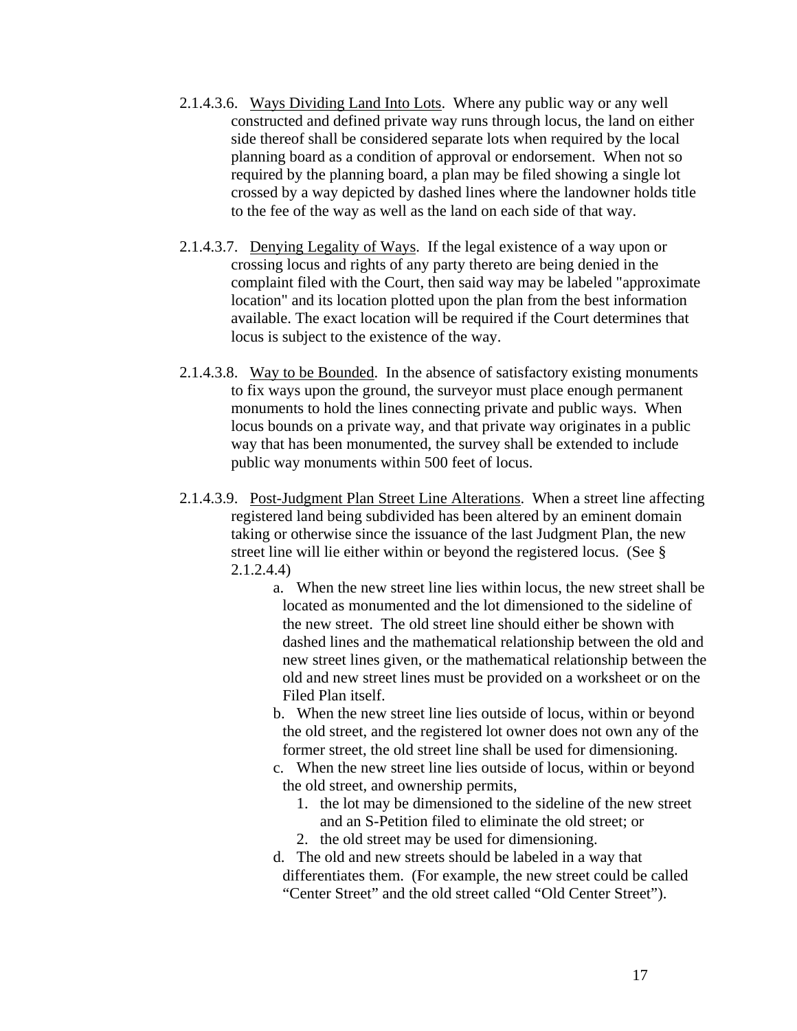2.1.4.3.6. Ways Dividing Land Into Lots. Where any public way or any well constructed and defined private way runs through locus, the land on either side thereof shall be considered separate lots when required by the local planning board as a condition of approval or endorsement. When not so required by the planning board, a plan may be filed showing a single lot crossed by a way depicted by dashed lines where the landowner holds title to the fee of the way as well as the land on each side of that way.

2.1.4.3.7. Denying Legality of Ways. If the legal existence of a way upon or crossing locus and rights of any party thereto are being denied in the complaint filed with the Court, then said way may be labeled "approximate location" and its location plotted upon the plan from the best information available. The exact location will be required if the Court determines that locus is subject to the existence of the way.

2.1.4.3.8. Way to be Bounded. In the absence of satisfactory existing monuments to fix ways upon the ground, the surveyor must place enough permanent monuments to hold the lines connecting private and public ways. When locus bounds on a private way, and that private way originates in a public way that has been monumented, the survey shall be extended to include public way monuments within 500 feet of locus.

2.1.4.3.9. Post-Judgment Plan Street Line Alterations. When a street line affecting registered land being subdivided has been altered by an eminent domain taking or otherwise since the issuance of the last Judgment Plan, the new street line will lie either within or beyond the registered locus. (See § 2.1.2.4.4)

a. When the new street line lies within locus, the new street shall be located as monumented and the lot dimensioned to the sideline of the new street. The old street line should either be shown with dashed lines and the mathematical relationship between the old and new street lines given, or the mathematical relationship between the old and new street lines must be provided on a worksheet or on the Filed Plan itself.

b. When the new street line lies outside of locus, within or beyond the old street, and the registered lot owner does not own any of the former street, the old street line shall be used for dimensioning.

c. When the new street line lies outside of locus, within or beyond the old street, and ownership permits,

1. the lot may be dimensioned to the sideline of the new street and an S-Petition filed to eliminate the old street; or
2. the old street may be used for dimensioning.

d. The old and new streets should be labeled in a way that differentiates them. (For example, the new street could be called "Center Street" and the old street called "Old Center Street").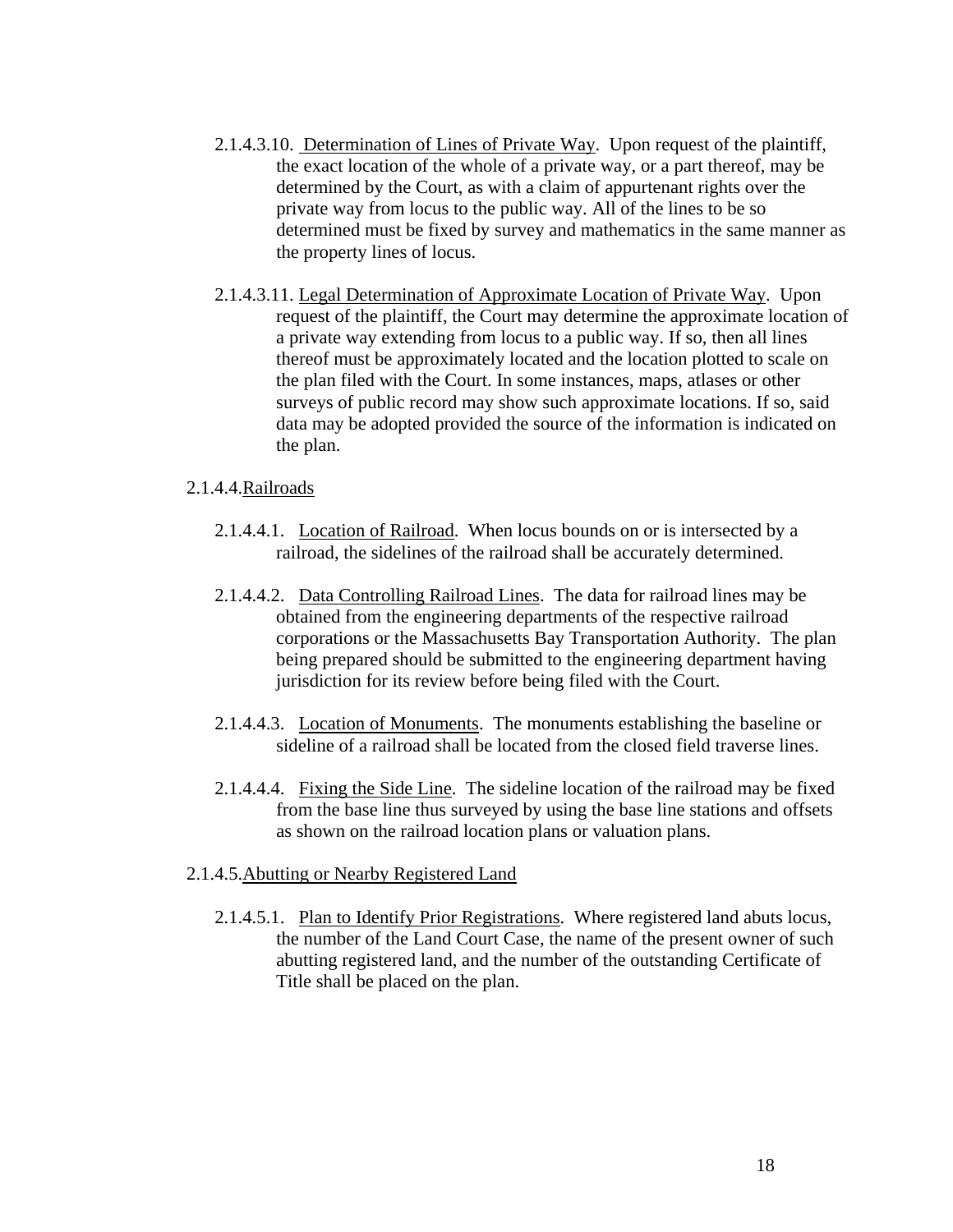2.1.4.3.10. Determination of Lines of Private Way. Upon request of the plaintiff, the exact location of the whole of a private way, or a part thereof, may be determined by the Court, as with a claim of appurtenant rights over the private way from locus to the public way. All of the lines to be so determined must be fixed by survey and mathematics in the same manner as the property lines of locus.

2.1.4.3.11. Legal Determination of Approximate Location of Private Way. Upon request of the plaintiff, the Court may determine the approximate location of a private way extending from locus to a public way. If so, then all lines thereof must be approximately located and the location plotted to scale on the plan filed with the Court. In some instances, maps, atlases or other surveys of public record may show such approximate locations. If so, said data may be adopted provided the source of the information is indicated on the plan.

2.1.4.4. Railroads

2.1.4.4.1. Location of Railroad. When locus bounds on or is intersected by a railroad, the sidelines of the railroad shall be accurately determined.

2.1.4.4.2. Data Controlling Railroad Lines. The data for railroad lines may be obtained from the engineering departments of the respective railroad corporations or the Massachusetts Bay Transportation Authority. The plan being prepared should be submitted to the engineering department having jurisdiction for its review before being filed with the Court.

2.1.4.4.3. Location of Monuments. The monuments establishing the baseline or sideline of a railroad shall be located from the closed field traverse lines.

2.1.4.4.4. Fixing the Side Line. The sideline location of the railroad may be fixed from the base line thus surveyed by using the base line stations and offsets as shown on the railroad location plans or valuation plans.

2.1.4.5. Abutting or Nearby Registered Land

2.1.4.5.1. Plan to Identify Prior Registrations. Where registered land abuts locus, the number of the Land Court Case, the name of the present owner of such abutting registered land, and the number of the outstanding Certificate of Title shall be placed on the plan.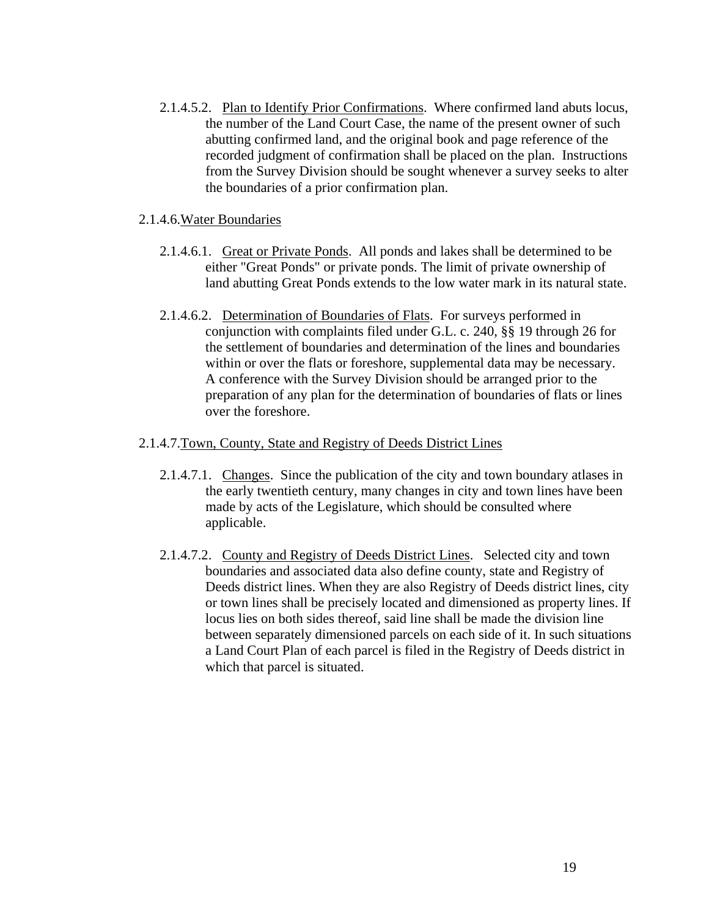2.1.4.5.2. Plan to Identify Prior Confirmations. Where confirmed land abuts locus, the number of the Land Court Case, the name of the present owner of such abutting confirmed land, and the original book and page reference of the recorded judgment of confirmation shall be placed on the plan. Instructions from the Survey Division should be sought whenever a survey seeks to alter the boundaries of a prior confirmation plan.

2.1.4.6. Water Boundaries

2.1.4.6.1. Great or Private Ponds. All ponds and lakes shall be determined to be either "Great Ponds" or private ponds. The limit of private ownership of land abutting Great Ponds extends to the low water mark in its natural state.

2.1.4.6.2. Determination of Boundaries of Flats. For surveys performed in conjunction with complaints filed under G.L. c. 240, §§ 19 through 26 for the settlement of boundaries and determination of the lines and boundaries within or over the flats or foreshore, supplemental data may be necessary. A conference with the Survey Division should be arranged prior to the preparation of any plan for the determination of boundaries of flats or lines over the foreshore.

2.1.4.7. Town, County, State and Registry of Deeds District Lines

2.1.4.7.1. Changes. Since the publication of the city and town boundary atlases in the early twentieth century, many changes in city and town lines have been made by acts of the Legislature, which should be consulted where applicable.

2.1.4.7.2. County and Registry of Deeds District Lines. Selected city and town boundaries and associated data also define county, state and Registry of Deeds district lines. When they are also Registry of Deeds district lines, city or town lines shall be precisely located and dimensioned as property lines. If locus lies on both sides thereof, said line shall be made the division line between separately dimensioned parcels on each side of it. In such situations a Land Court Plan of each parcel is filed in the Registry of Deeds district in which that parcel is situated.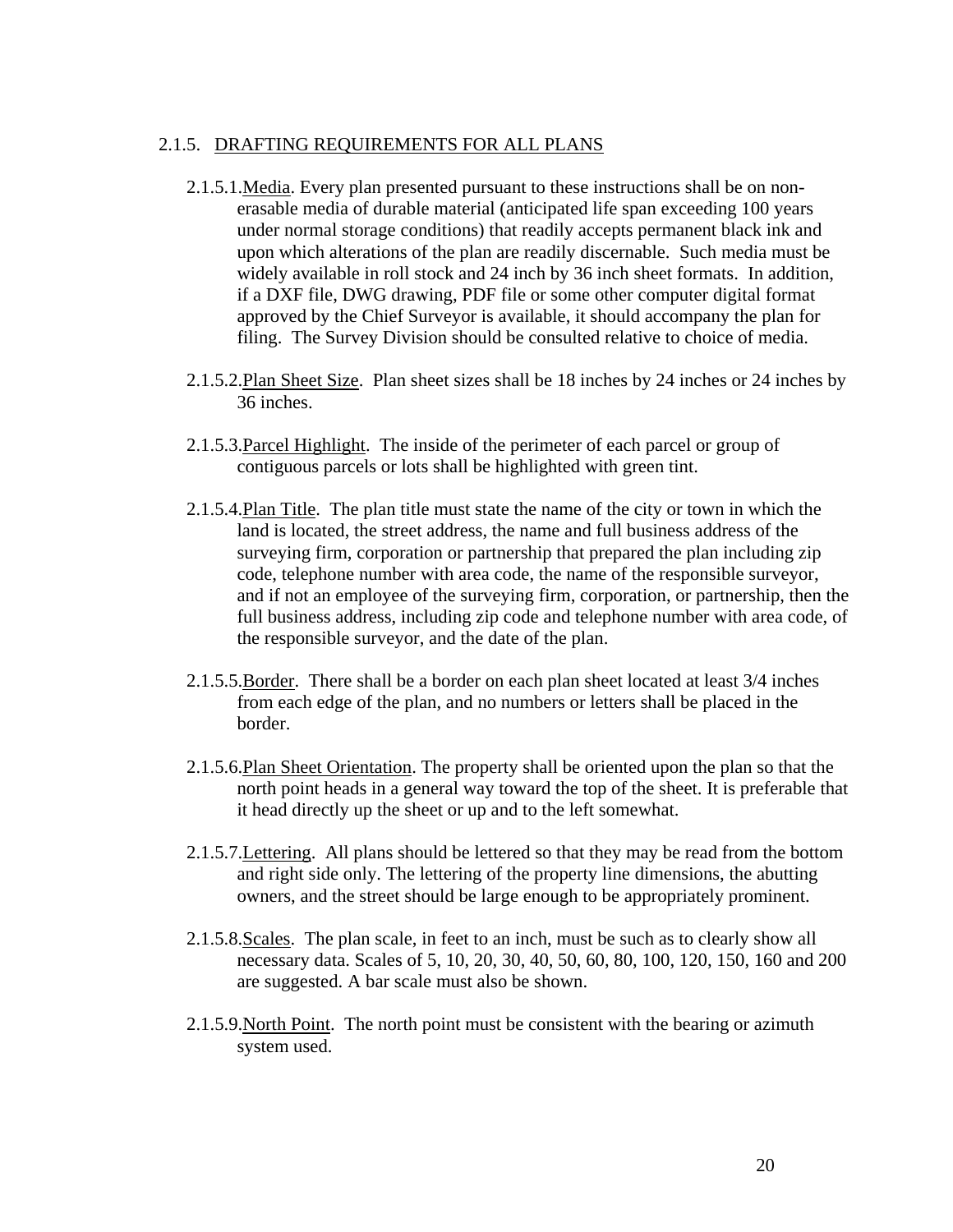### 2.1.5. DRAFTING REQUIREMENTS FOR ALL PLANS

2.1.5.1. Media. Every plan presented pursuant to these instructions shall be on non-erasable media of durable material (anticipated life span exceeding 100 years under normal storage conditions) that readily accepts permanent black ink and upon which alterations of the plan are readily discernable. Such media must be widely available in roll stock and 24 inch by 36 inch sheet formats. In addition, if a DXF file, DWG drawing, PDF file or some other computer digital format approved by the Chief Surveyor is available, it should accompany the plan for filing. The Survey Division should be consulted relative to choice of media.

2.1.5.2. Plan Sheet Size. Plan sheet sizes shall be 18 inches by 24 inches or 24 inches by 36 inches.

2.1.5.3. Parcel Highlight. The inside of the perimeter of each parcel or group of contiguous parcels or lots shall be highlighted with green tint.

2.1.5.4. Plan Title. The plan title must state the name of the city or town in which the land is located, the street address, the name and full business address of the surveying firm, corporation or partnership that prepared the plan including zip code, telephone number with area code, the name of the responsible surveyor, and if not an employee of the surveying firm, corporation, or partnership, then the full business address, including zip code and telephone number with area code, of the responsible surveyor, and the date of the plan.

2.1.5.5. Border. There shall be a border on each plan sheet located at least 3/4 inches from each edge of the plan, and no numbers or letters shall be placed in the border.

2.1.5.6. Plan Sheet Orientation. The property shall be oriented upon the plan so that the north point heads in a general way toward the top of the sheet. It is preferable that it head directly up the sheet or up and to the left somewhat.

2.1.5.7. Lettering. All plans should be lettered so that they may be read from the bottom and right side only. The lettering of the property line dimensions, the abutting owners, and the street should be large enough to be appropriately prominent.

2.1.5.8. Scales. The plan scale, in feet to an inch, must be such as to clearly show all necessary data. Scales of 5, 10, 20, 30, 40, 50, 60, 80, 100, 120, 150, 160 and 200 are suggested. A bar scale must also be shown.

2.1.5.9. North Point. The north point must be consistent with the bearing or azimuth system used.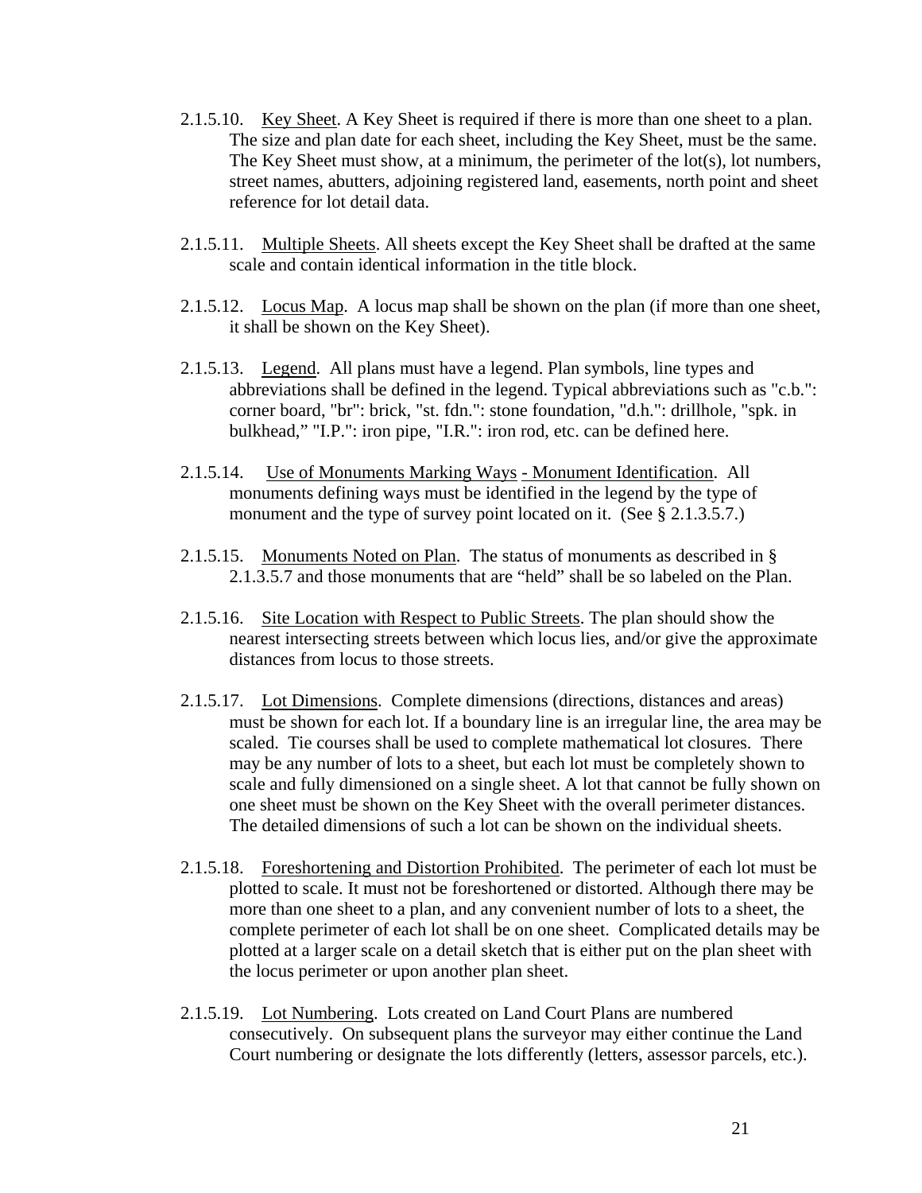2.1.5.10. Key Sheet. A Key Sheet is required if there is more than one sheet to a plan. The size and plan date for each sheet, including the Key Sheet, must be the same. The Key Sheet must show, at a minimum, the perimeter of the lot(s), lot numbers, street names, abutters, adjoining registered land, easements, north point and sheet reference for lot detail data.

2.1.5.11. Multiple Sheets. All sheets except the Key Sheet shall be drafted at the same scale and contain identical information in the title block.

2.1.5.12. Locus Map. A locus map shall be shown on the plan (if more than one sheet, it shall be shown on the Key Sheet).

2.1.5.13. Legend. All plans must have a legend. Plan symbols, line types and abbreviations shall be defined in the legend. Typical abbreviations such as "c.b.": corner board, "br": brick, "st. fdn.": stone foundation, "d.h.": drillhole, "spk. in bulkhead," "I.P.": iron pipe, "I.R.": iron rod, etc. can be defined here.

2.1.5.14. Use of Monuments Marking Ways - Monument Identification. All monuments defining ways must be identified in the legend by the type of monument and the type of survey point located on it. (See § 2.1.3.5.7.)

2.1.5.15. Monuments Noted on Plan. The status of monuments as described in § 2.1.3.5.7 and those monuments that are "held" shall be so labeled on the Plan.

2.1.5.16. Site Location with Respect to Public Streets. The plan should show the nearest intersecting streets between which locus lies, and/or give the approximate distances from locus to those streets.

2.1.5.17. Lot Dimensions. Complete dimensions (directions, distances and areas) must be shown for each lot. If a boundary line is an irregular line, the area may be scaled. Tie courses shall be used to complete mathematical lot closures. There may be any number of lots to a sheet, but each lot must be completely shown to scale and fully dimensioned on a single sheet. A lot that cannot be fully shown on one sheet must be shown on the Key Sheet with the overall perimeter distances. The detailed dimensions of such a lot can be shown on the individual sheets.

2.1.5.18. Foreshortening and Distortion Prohibited. The perimeter of each lot must be plotted to scale. It must not be foreshortened or distorted. Although there may be more than one sheet to a plan, and any convenient number of lots to a sheet, the complete perimeter of each lot shall be on one sheet. Complicated details may be plotted at a larger scale on a detail sketch that is either put on the plan sheet with the locus perimeter or upon another plan sheet.

2.1.5.19. Lot Numbering. Lots created on Land Court Plans are numbered consecutively. On subsequent plans the surveyor may either continue the Land Court numbering or designate the lots differently (letters, assessor parcels, etc.).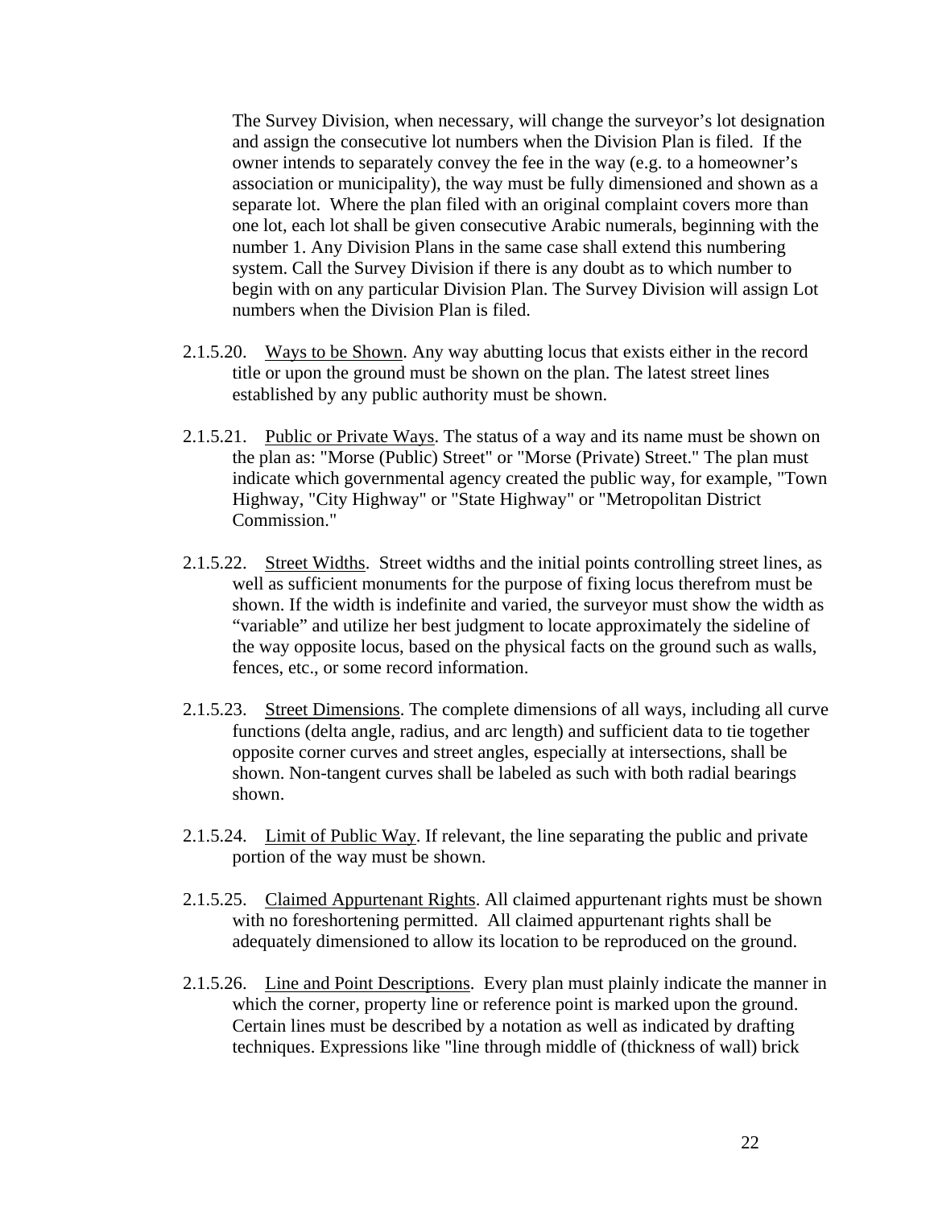The Survey Division, when necessary, will change the surveyor's lot designation and assign the consecutive lot numbers when the Division Plan is filed. If the owner intends to separately convey the fee in the way (e.g. to a homeowner's association or municipality), the way must be fully dimensioned and shown as a separate lot. Where the plan filed with an original complaint covers more than one lot, each lot shall be given consecutive Arabic numerals, beginning with the number 1. Any Division Plans in the same case shall extend this numbering system. Call the Survey Division if there is any doubt as to which number to begin with on any particular Division Plan. The Survey Division will assign Lot numbers when the Division Plan is filed.

2.1.5.20. Ways to be Shown. Any way abutting locus that exists either in the record title or upon the ground must be shown on the plan. The latest street lines established by any public authority must be shown.

2.1.5.21. Public or Private Ways. The status of a way and its name must be shown on the plan as: "Morse (Public) Street" or "Morse (Private) Street." The plan must indicate which governmental agency created the public way, for example, "Town Highway, "City Highway" or "State Highway" or "Metropolitan District Commission."

2.1.5.22. Street Widths. Street widths and the initial points controlling street lines, as well as sufficient monuments for the purpose of fixing locus therefrom must be shown. If the width is indefinite and varied, the surveyor must show the width as "variable" and utilize her best judgment to locate approximately the sideline of the way opposite locus, based on the physical facts on the ground such as walls, fences, etc., or some record information.

2.1.5.23. Street Dimensions. The complete dimensions of all ways, including all curve functions (delta angle, radius, and arc length) and sufficient data to tie together opposite corner curves and street angles, especially at intersections, shall be shown. Non-tangent curves shall be labeled as such with both radial bearings shown.

2.1.5.24. Limit of Public Way. If relevant, the line separating the public and private portion of the way must be shown.

2.1.5.25. Claimed Appurtenant Rights. All claimed appurtenant rights must be shown with no foreshortening permitted. All claimed appurtenant rights shall be adequately dimensioned to allow its location to be reproduced on the ground.

2.1.5.26. Line and Point Descriptions. Every plan must plainly indicate the manner in which the corner, property line or reference point is marked upon the ground. Certain lines must be described by a notation as well as indicated by drafting techniques. Expressions like "line through middle of (thickness of wall) brick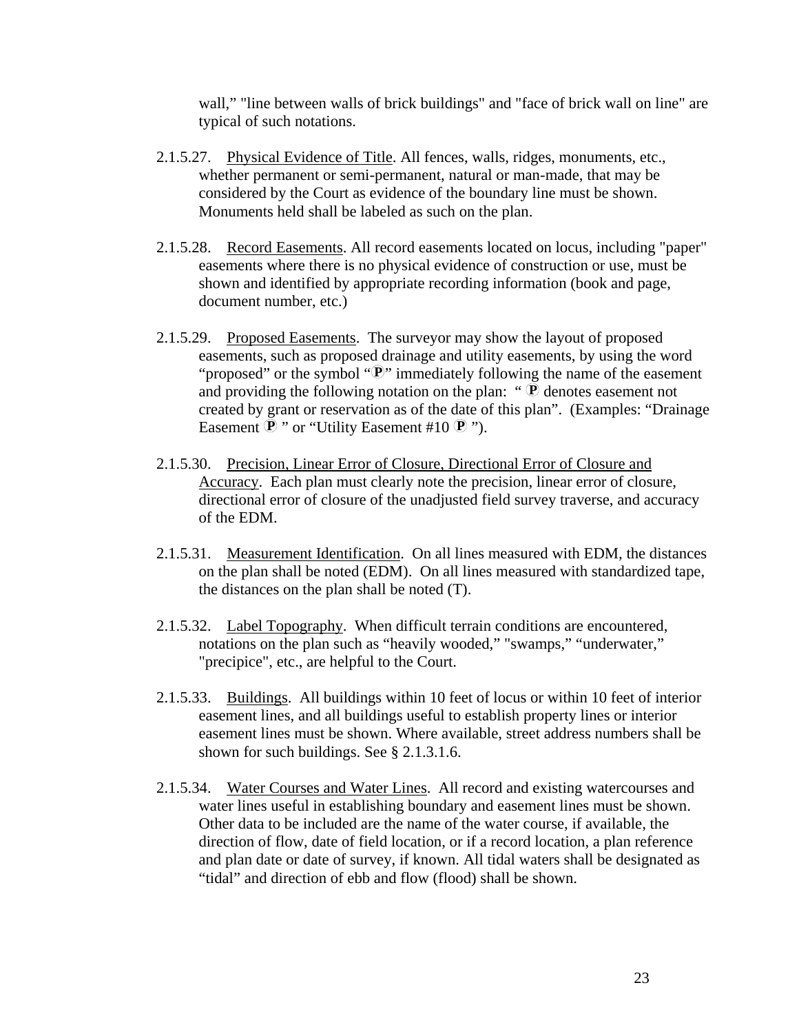wall," "line between walls of brick buildings" and "face of brick wall on line" are typical of such notations.

2.1.5.27. Physical Evidence of Title. All fences, walls, ridges, monuments, etc., whether permanent or semi-permanent, natural or man-made, that may be considered by the Court as evidence of the boundary line must be shown. Monuments held shall be labeled as such on the plan.

2.1.5.28. Record Easements. All record easements located on locus, including "paper" easements where there is no physical evidence of construction or use, must be shown and identified by appropriate recording information (book and page, document number, etc.)

2.1.5.29. Proposed Easements. The surveyor may show the layout of proposed easements, such as proposed drainage and utility easements, by using the word "proposed" or the symbol "Ⓟ" immediately following the name of the easement and providing the following notation on the plan: " Ⓟ denotes easement not created by grant or reservation as of the date of this plan". (Examples: "Drainage Easement Ⓟ " or "Utility Easement #10 Ⓟ ").

2.1.5.30. Precision, Linear Error of Closure, Directional Error of Closure and Accuracy. Each plan must clearly note the precision, linear error of closure, directional error of closure of the unadjusted field survey traverse, and accuracy of the EDM.

2.1.5.31. Measurement Identification. On all lines measured with EDM, the distances on the plan shall be noted (EDM). On all lines measured with standardized tape, the distances on the plan shall be noted (T).

2.1.5.32. Label Topography. When difficult terrain conditions are encountered, notations on the plan such as "heavily wooded," "swamps," "underwater," "precipice", etc., are helpful to the Court.

2.1.5.33. Buildings. All buildings within 10 feet of locus or within 10 feet of interior easement lines, and all buildings useful to establish property lines or interior easement lines must be shown. Where available, street address numbers shall be shown for such buildings. See § 2.1.3.1.6.

2.1.5.34. Water Courses and Water Lines. All record and existing watercourses and water lines useful in establishing boundary and easement lines must be shown. Other data to be included are the name of the water course, if available, the direction of flow, date of field location, or if a record location, a plan reference and plan date or date of survey, if known. All tidal waters shall be designated as "tidal" and direction of ebb and flow (flood) shall be shown.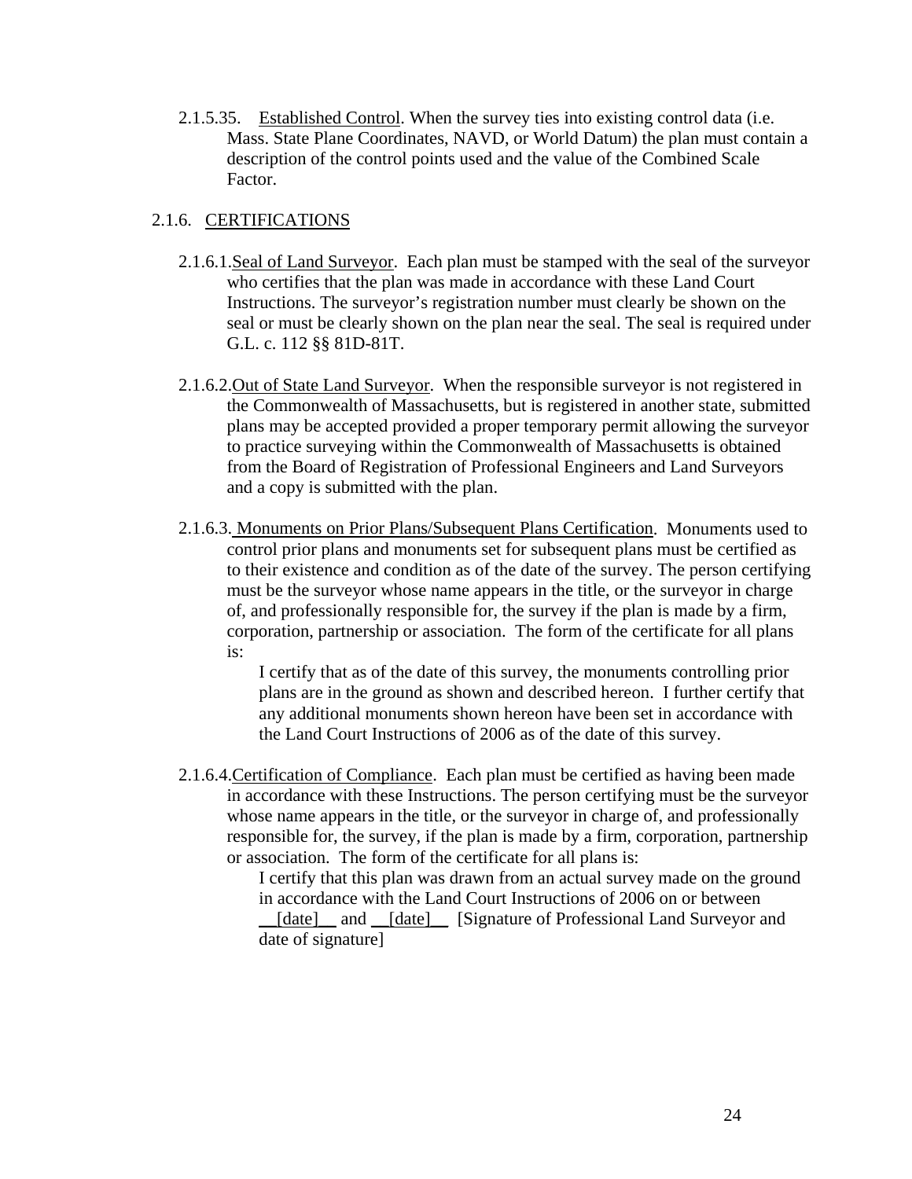2.1.5.35. Established Control. When the survey ties into existing control data (i.e. Mass. State Plane Coordinates, NAVD, or World Datum) the plan must contain a description of the control points used and the value of the Combined Scale Factor.

### 2.1.6. CERTIFICATIONS

2.1.6.1. Seal of Land Surveyor. Each plan must be stamped with the seal of the surveyor who certifies that the plan was made in accordance with these Land Court Instructions. The surveyor's registration number must clearly be shown on the seal or must be clearly shown on the plan near the seal. The seal is required under G.L. c. 112 §§ 81D-81T.

2.1.6.2. Out of State Land Surveyor. When the responsible surveyor is not registered in the Commonwealth of Massachusetts, but is registered in another state, submitted plans may be accepted provided a proper temporary permit allowing the surveyor to practice surveying within the Commonwealth of Massachusetts is obtained from the Board of Registration of Professional Engineers and Land Surveyors and a copy is submitted with the plan.

2.1.6.3. Monuments on Prior Plans/Subsequent Plans Certification. Monuments used to control prior plans and monuments set for subsequent plans must be certified as to their existence and condition as of the date of the survey. The person certifying must be the surveyor whose name appears in the title, or the surveyor in charge of, and professionally responsible for, the survey if the plan is made by a firm, corporation, partnership or association. The form of the certificate for all plans is:

> I certify that as of the date of this survey, the monuments controlling prior plans are in the ground as shown and described hereon. I further certify that any additional monuments shown hereon have been set in accordance with the Land Court Instructions of 2006 as of the date of this survey.

2.1.6.4. Certification of Compliance. Each plan must be certified as having been made in accordance with these Instructions. The person certifying must be the surveyor whose name appears in the title, or the surveyor in charge of, and professionally responsible for, the survey, if the plan is made by a firm, corporation, partnership or association. The form of the certificate for all plans is:

> I certify that this plan was drawn from an actual survey made on the ground in accordance with the Land Court Instructions of 2006 on or between \_\_[date]\_\_ and \_\_[date]\_\_ [Signature of Professional Land Surveyor and date of signature]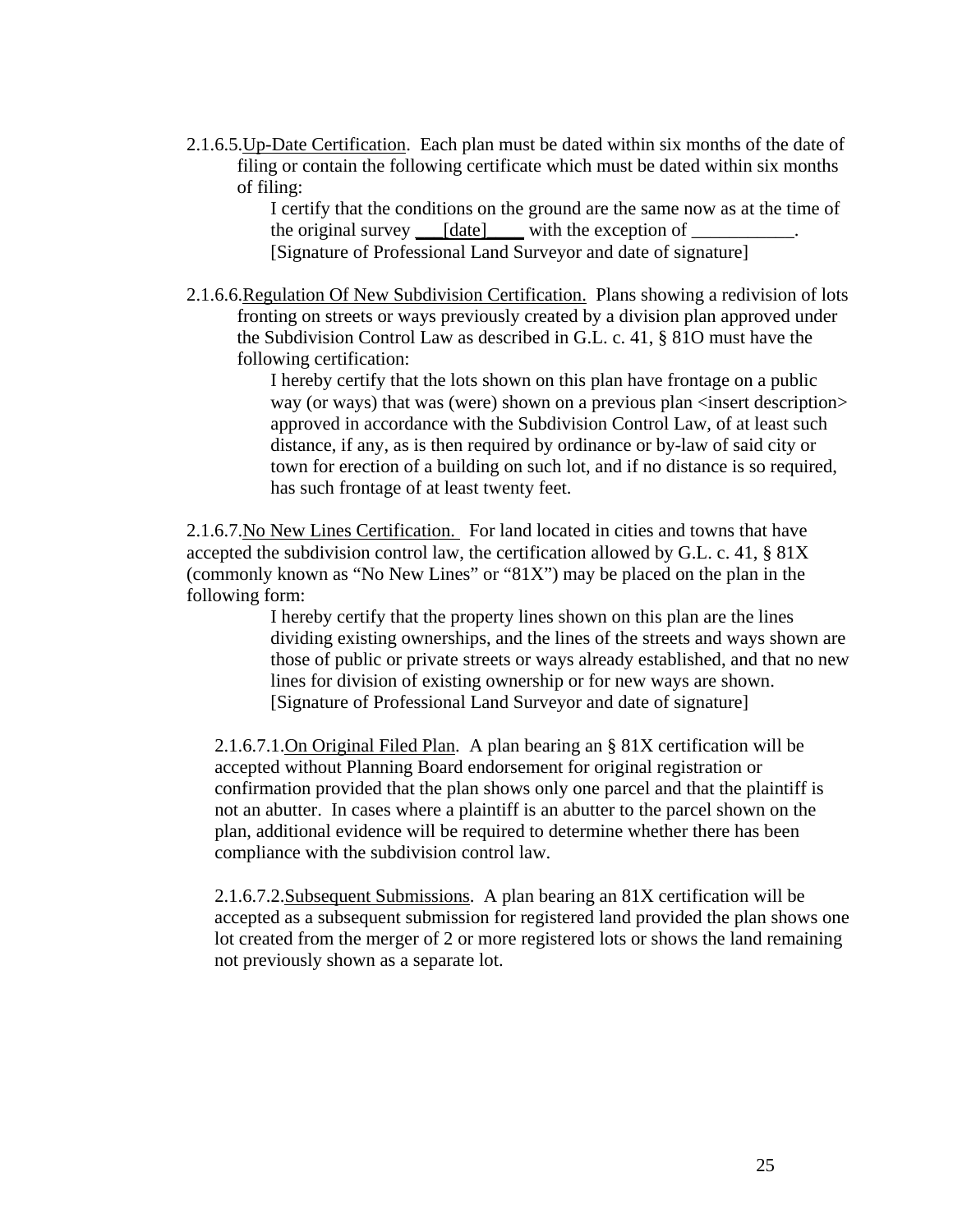2.1.6.5.<u>Up-Date Certification</u>. Each plan must be dated within six months of the date of filing or contain the following certificate which must be dated within six months of filing:

> I certify that the conditions on the ground are the same now as at the time of the original survey ___[date]____ with the exception of ___________.
> [Signature of Professional Land Surveyor and date of signature]

2.1.6.6.<u>Regulation Of New Subdivision Certification.</u> Plans showing a redivision of lots fronting on streets or ways previously created by a division plan approved under the Subdivision Control Law as described in G.L. c. 41, § 81O must have the following certification:

> I hereby certify that the lots shown on this plan have frontage on a public way (or ways) that was (were) shown on a previous plan <insert description> approved in accordance with the Subdivision Control Law, of at least such distance, if any, as is then required by ordinance or by-law of said city or town for erection of a building on such lot, and if no distance is so required, has such frontage of at least twenty feet.

2.1.6.7.<u>No New Lines Certification.</u> For land located in cities and towns that have accepted the subdivision control law, the certification allowed by G.L. c. 41, § 81X (commonly known as "No New Lines" or "81X") may be placed on the plan in the following form:

> I hereby certify that the property lines shown on this plan are the lines dividing existing ownerships, and the lines of the streets and ways shown are those of public or private streets or ways already established, and that no new lines for division of existing ownership or for new ways are shown.
> [Signature of Professional Land Surveyor and date of signature]

2.1.6.7.1.<u>On Original Filed Plan</u>. A plan bearing an § 81X certification will be accepted without Planning Board endorsement for original registration or confirmation provided that the plan shows only one parcel and that the plaintiff is not an abutter. In cases where a plaintiff is an abutter to the parcel shown on the plan, additional evidence will be required to determine whether there has been compliance with the subdivision control law.

2.1.6.7.2.<u>Subsequent Submissions</u>. A plan bearing an 81X certification will be accepted as a subsequent submission for registered land provided the plan shows one lot created from the merger of 2 or more registered lots or shows the land remaining not previously shown as a separate lot.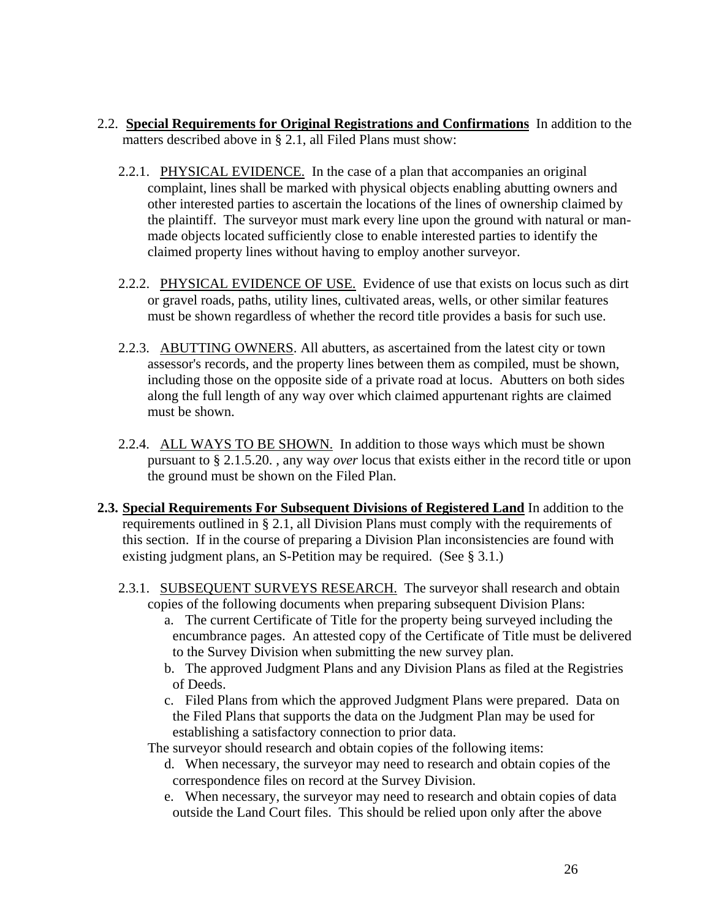2.2. **Special Requirements for Original Registrations and Confirmations** In addition to the matters described above in § 2.1, all Filed Plans must show:

2.2.1. PHYSICAL EVIDENCE. In the case of a plan that accompanies an original complaint, lines shall be marked with physical objects enabling abutting owners and other interested parties to ascertain the locations of the lines of ownership claimed by the plaintiff. The surveyor must mark every line upon the ground with natural or man-made objects located sufficiently close to enable interested parties to identify the claimed property lines without having to employ another surveyor.

2.2.2. PHYSICAL EVIDENCE OF USE. Evidence of use that exists on locus such as dirt or gravel roads, paths, utility lines, cultivated areas, wells, or other similar features must be shown regardless of whether the record title provides a basis for such use.

2.2.3. ABUTTING OWNERS. All abutters, as ascertained from the latest city or town assessor's records, and the property lines between them as compiled, must be shown, including those on the opposite side of a private road at locus. Abutters on both sides along the full length of any way over which claimed appurtenant rights are claimed must be shown.

2.2.4. ALL WAYS TO BE SHOWN. In addition to those ways which must be shown pursuant to § 2.1.5.20. , any way *over* locus that exists either in the record title or upon the ground must be shown on the Filed Plan.

**2.3. Special Requirements For Subsequent Divisions of Registered Land** In addition to the requirements outlined in § 2.1, all Division Plans must comply with the requirements of this section. If in the course of preparing a Division Plan inconsistencies are found with existing judgment plans, an S-Petition may be required. (See § 3.1.)

2.3.1. SUBSEQUENT SURVEYS RESEARCH. The surveyor shall research and obtain copies of the following documents when preparing subsequent Division Plans:

a. The current Certificate of Title for the property being surveyed including the encumbrance pages. An attested copy of the Certificate of Title must be delivered to the Survey Division when submitting the new survey plan.

b. The approved Judgment Plans and any Division Plans as filed at the Registries of Deeds.

c. Filed Plans from which the approved Judgment Plans were prepared. Data on the Filed Plans that supports the data on the Judgment Plan may be used for establishing a satisfactory connection to prior data.

The surveyor should research and obtain copies of the following items:

d. When necessary, the surveyor may need to research and obtain copies of the correspondence files on record at the Survey Division.

e. When necessary, the surveyor may need to research and obtain copies of data outside the Land Court files. This should be relied upon only after the above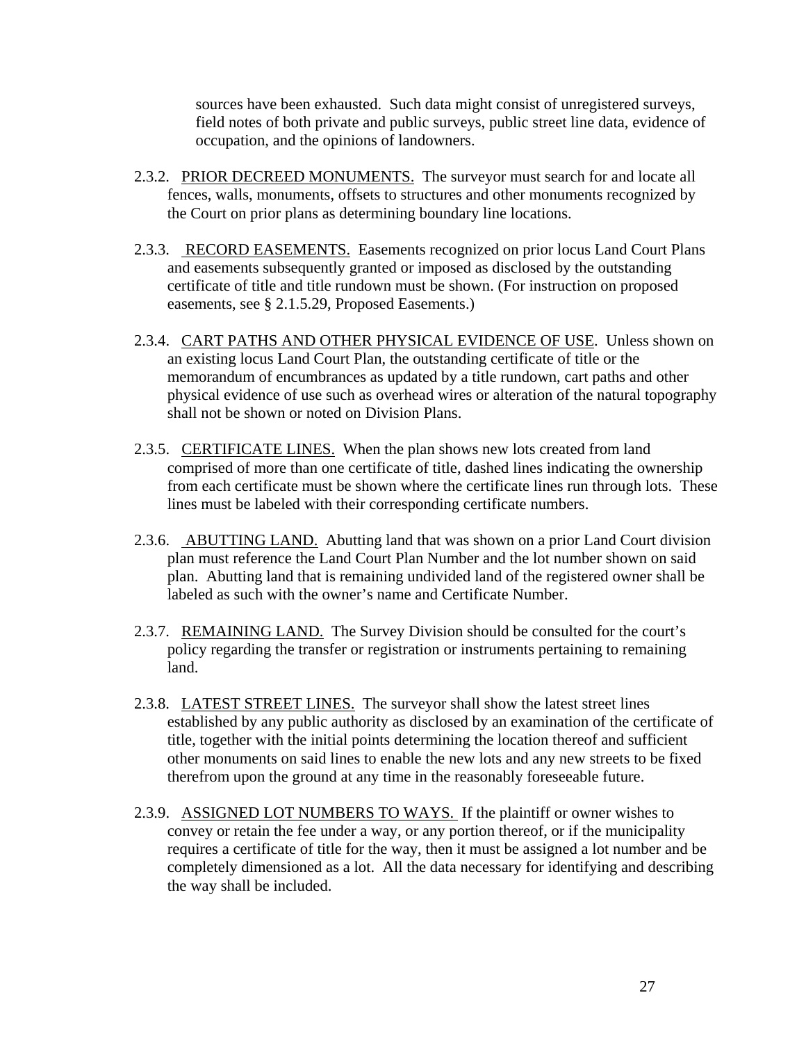sources have been exhausted. Such data might consist of unregistered surveys, field notes of both private and public surveys, public street line data, evidence of occupation, and the opinions of landowners.

2.3.2. PRIOR DECREED MONUMENTS. The surveyor must search for and locate all fences, walls, monuments, offsets to structures and other monuments recognized by the Court on prior plans as determining boundary line locations.

2.3.3. RECORD EASEMENTS. Easements recognized on prior locus Land Court Plans and easements subsequently granted or imposed as disclosed by the outstanding certificate of title and title rundown must be shown. (For instruction on proposed easements, see § 2.1.5.29, Proposed Easements.)

2.3.4. CART PATHS AND OTHER PHYSICAL EVIDENCE OF USE. Unless shown on an existing locus Land Court Plan, the outstanding certificate of title or the memorandum of encumbrances as updated by a title rundown, cart paths and other physical evidence of use such as overhead wires or alteration of the natural topography shall not be shown or noted on Division Plans.

2.3.5. CERTIFICATE LINES. When the plan shows new lots created from land comprised of more than one certificate of title, dashed lines indicating the ownership from each certificate must be shown where the certificate lines run through lots. These lines must be labeled with their corresponding certificate numbers.

2.3.6. ABUTTING LAND. Abutting land that was shown on a prior Land Court division plan must reference the Land Court Plan Number and the lot number shown on said plan. Abutting land that is remaining undivided land of the registered owner shall be labeled as such with the owner's name and Certificate Number.

2.3.7. REMAINING LAND. The Survey Division should be consulted for the court's policy regarding the transfer or registration or instruments pertaining to remaining land.

2.3.8. LATEST STREET LINES. The surveyor shall show the latest street lines established by any public authority as disclosed by an examination of the certificate of title, together with the initial points determining the location thereof and sufficient other monuments on said lines to enable the new lots and any new streets to be fixed therefrom upon the ground at any time in the reasonably foreseeable future.

2.3.9. ASSIGNED LOT NUMBERS TO WAYS. If the plaintiff or owner wishes to convey or retain the fee under a way, or any portion thereof, or if the municipality requires a certificate of title for the way, then it must be assigned a lot number and be completely dimensioned as a lot. All the data necessary for identifying and describing the way shall be included.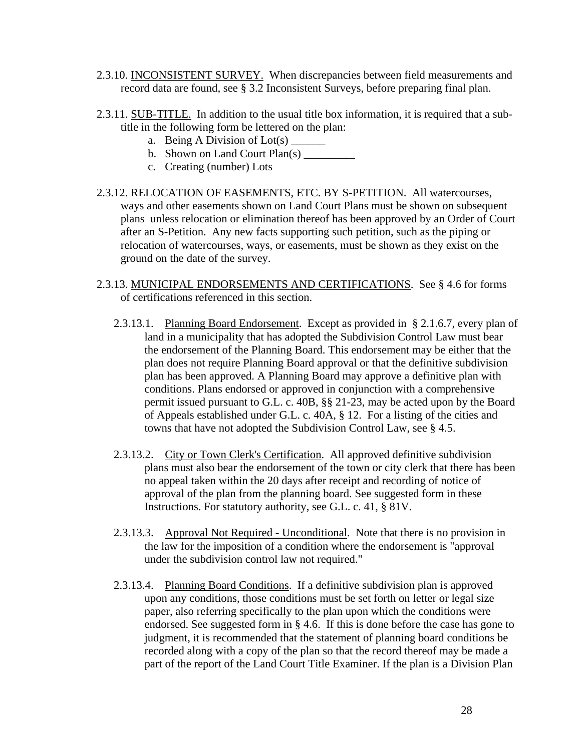2.3.10. <u>INCONSISTENT SURVEY.</u> When discrepancies between field measurements and record data are found, see § 3.2 Inconsistent Surveys, before preparing final plan.

2.3.11. <u>SUB-TITLE.</u> In addition to the usual title box information, it is required that a sub-title in the following form be lettered on the plan:

a. Being A Division of Lot(s) ______
b. Shown on Land Court Plan(s) _________
c. Creating (number) Lots

2.3.12. <u>RELOCATION OF EASEMENTS, ETC. BY S-PETITION.</u> All watercourses, ways and other easements shown on Land Court Plans must be shown on subsequent plans unless relocation or elimination thereof has been approved by an Order of Court after an S-Petition. Any new facts supporting such petition, such as the piping or relocation of watercourses, ways, or easements, must be shown as they exist on the ground on the date of the survey.

2.3.13. <u>MUNICIPAL ENDORSEMENTS AND CERTIFICATIONS</u>. See § 4.6 for forms of certifications referenced in this section.

2.3.13.1. <u>Planning Board Endorsement</u>. Except as provided in § 2.1.6.7, every plan of land in a municipality that has adopted the Subdivision Control Law must bear the endorsement of the Planning Board. This endorsement may be either that the plan does not require Planning Board approval or that the definitive subdivision plan has been approved. A Planning Board may approve a definitive plan with conditions. Plans endorsed or approved in conjunction with a comprehensive permit issued pursuant to G.L. c. 40B, §§ 21-23, may be acted upon by the Board of Appeals established under G.L. c. 40A, § 12. For a listing of the cities and towns that have not adopted the Subdivision Control Law, see § 4.5.

2.3.13.2. <u>City or Town Clerk's Certification</u>. All approved definitive subdivision plans must also bear the endorsement of the town or city clerk that there has been no appeal taken within the 20 days after receipt and recording of notice of approval of the plan from the planning board. See suggested form in these Instructions. For statutory authority, see G.L. c. 41, § 81V.

2.3.13.3. <u>Approval Not Required - Unconditional</u>. Note that there is no provision in the law for the imposition of a condition where the endorsement is "approval under the subdivision control law not required."

2.3.13.4. <u>Planning Board Conditions</u>. If a definitive subdivision plan is approved upon any conditions, those conditions must be set forth on letter or legal size paper, also referring specifically to the plan upon which the conditions were endorsed. See suggested form in § 4.6. If this is done before the case has gone to judgment, it is recommended that the statement of planning board conditions be recorded along with a copy of the plan so that the record thereof may be made a part of the report of the Land Court Title Examiner. If the plan is a Division Plan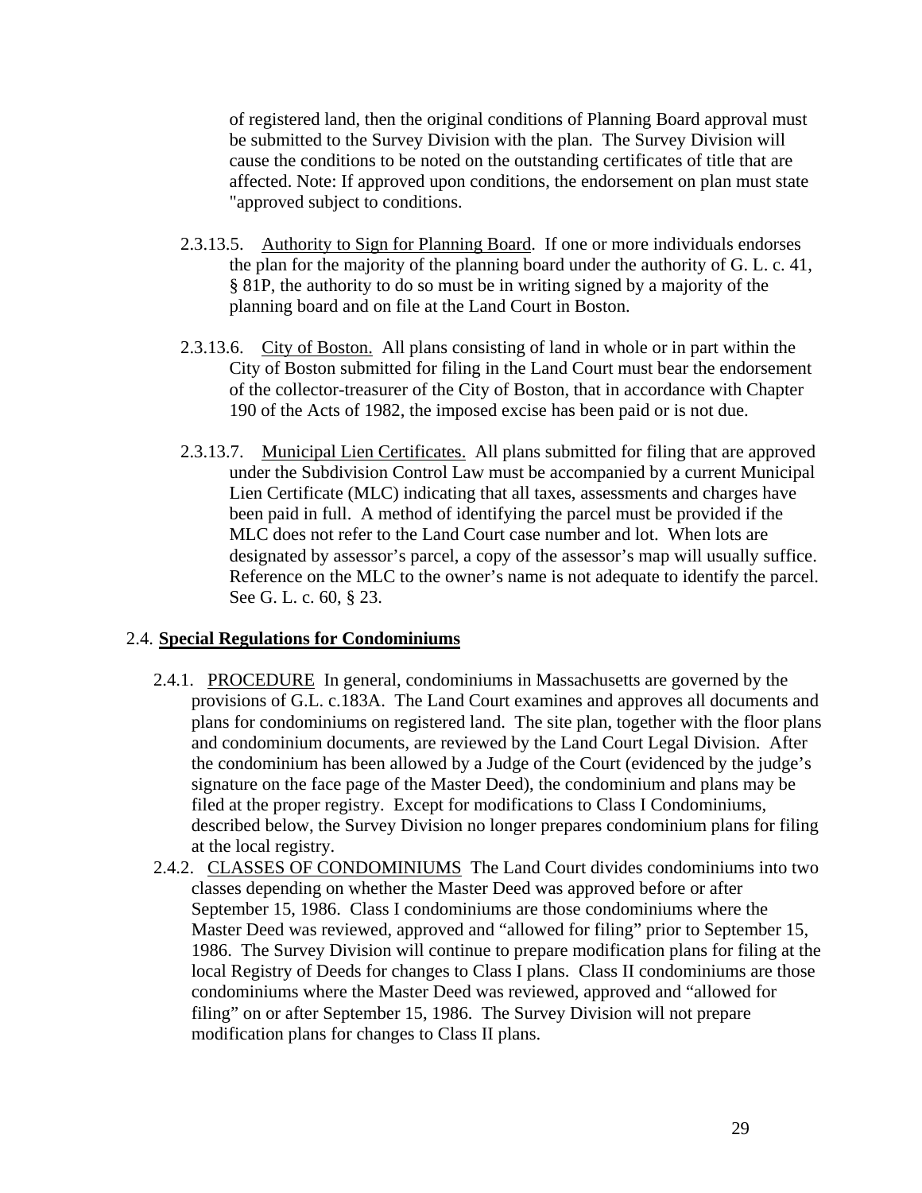of registered land, then the original conditions of Planning Board approval must be submitted to the Survey Division with the plan. The Survey Division will cause the conditions to be noted on the outstanding certificates of title that are affected. Note: If approved upon conditions, the endorsement on plan must state "approved subject to conditions.

2.3.13.5. Authority to Sign for Planning Board. If one or more individuals endorses the plan for the majority of the planning board under the authority of G. L. c. 41, § 81P, the authority to do so must be in writing signed by a majority of the planning board and on file at the Land Court in Boston.

2.3.13.6. City of Boston. All plans consisting of land in whole or in part within the City of Boston submitted for filing in the Land Court must bear the endorsement of the collector-treasurer of the City of Boston, that in accordance with Chapter 190 of the Acts of 1982, the imposed excise has been paid or is not due.

2.3.13.7. Municipal Lien Certificates. All plans submitted for filing that are approved under the Subdivision Control Law must be accompanied by a current Municipal Lien Certificate (MLC) indicating that all taxes, assessments and charges have been paid in full. A method of identifying the parcel must be provided if the MLC does not refer to the Land Court case number and lot. When lots are designated by assessor's parcel, a copy of the assessor's map will usually suffice. Reference on the MLC to the owner's name is not adequate to identify the parcel. See G. L. c. 60, § 23.

## 2.4. **Special Regulations for Condominiums**

2.4.1. PROCEDURE In general, condominiums in Massachusetts are governed by the provisions of G.L. c.183A. The Land Court examines and approves all documents and plans for condominiums on registered land. The site plan, together with the floor plans and condominium documents, are reviewed by the Land Court Legal Division. After the condominium has been allowed by a Judge of the Court (evidenced by the judge's signature on the face page of the Master Deed), the condominium and plans may be filed at the proper registry. Except for modifications to Class I Condominiums, described below, the Survey Division no longer prepares condominium plans for filing at the local registry.

2.4.2. CLASSES OF CONDOMINIUMS The Land Court divides condominiums into two classes depending on whether the Master Deed was approved before or after September 15, 1986. Class I condominiums are those condominiums where the Master Deed was reviewed, approved and "allowed for filing" prior to September 15, 1986. The Survey Division will continue to prepare modification plans for filing at the local Registry of Deeds for changes to Class I plans. Class II condominiums are those condominiums where the Master Deed was reviewed, approved and "allowed for filing" on or after September 15, 1986. The Survey Division will not prepare modification plans for changes to Class II plans.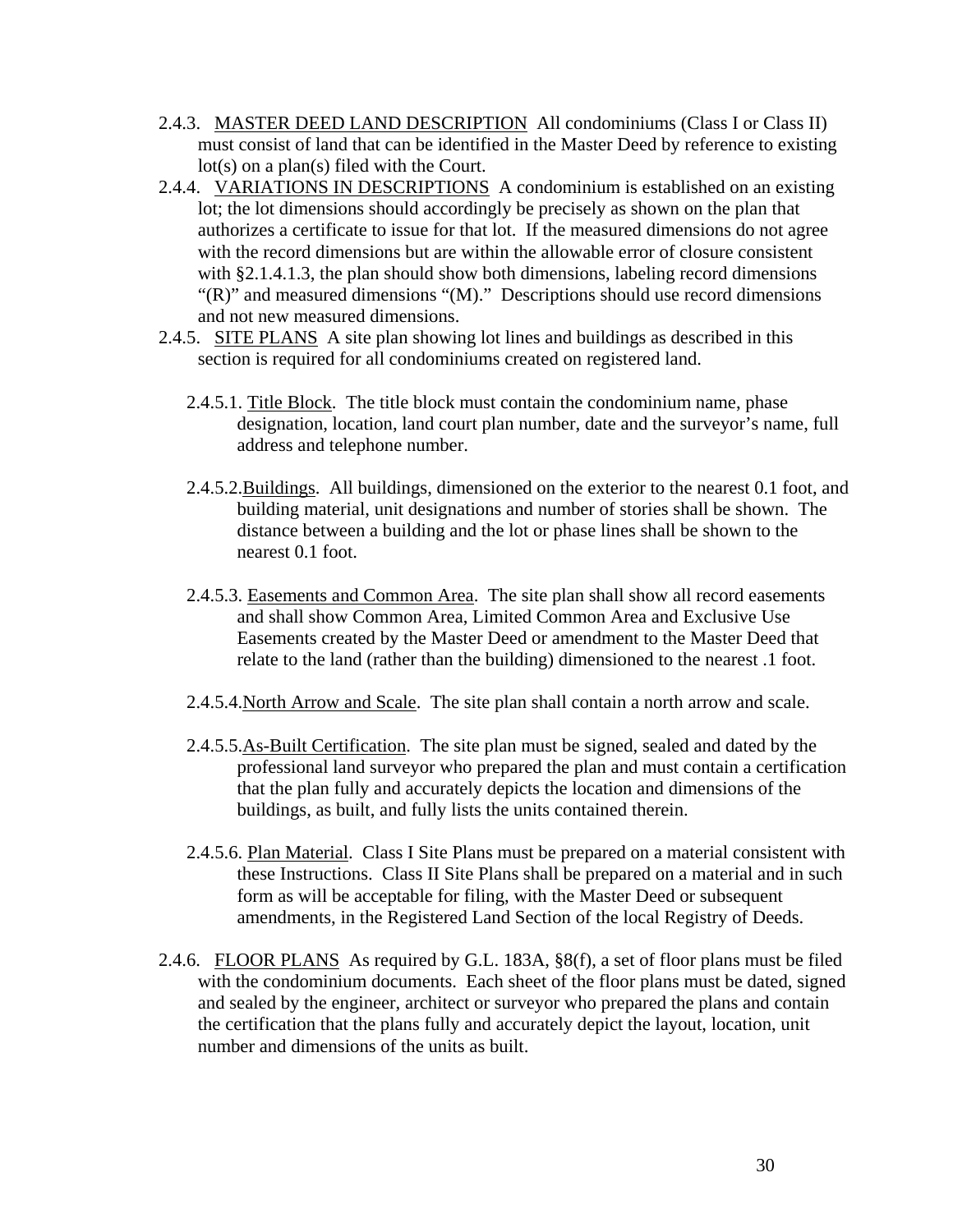2.4.3. <u>MASTER DEED LAND DESCRIPTION</u> All condominiums (Class I or Class II) must consist of land that can be identified in the Master Deed by reference to existing lot(s) on a plan(s) filed with the Court.

2.4.4. <u>VARIATIONS IN DESCRIPTIONS</u> A condominium is established on an existing lot; the lot dimensions should accordingly be precisely as shown on the plan that authorizes a certificate to issue for that lot. If the measured dimensions do not agree with the record dimensions but are within the allowable error of closure consistent with §2.1.4.1.3, the plan should show both dimensions, labeling record dimensions "(R)" and measured dimensions "(M)." Descriptions should use record dimensions and not new measured dimensions.

2.4.5. <u>SITE PLANS</u> A site plan showing lot lines and buildings as described in this section is required for all condominiums created on registered land.

2.4.5.1. <u>Title Block</u>. The title block must contain the condominium name, phase designation, location, land court plan number, date and the surveyor's name, full address and telephone number.

2.4.5.2. <u>Buildings</u>. All buildings, dimensioned on the exterior to the nearest 0.1 foot, and building material, unit designations and number of stories shall be shown. The distance between a building and the lot or phase lines shall be shown to the nearest 0.1 foot.

2.4.5.3. <u>Easements and Common Area</u>. The site plan shall show all record easements and shall show Common Area, Limited Common Area and Exclusive Use Easements created by the Master Deed or amendment to the Master Deed that relate to the land (rather than the building) dimensioned to the nearest .1 foot.

2.4.5.4. <u>North Arrow and Scale</u>. The site plan shall contain a north arrow and scale.

2.4.5.5. <u>As-Built Certification</u>. The site plan must be signed, sealed and dated by the professional land surveyor who prepared the plan and must contain a certification that the plan fully and accurately depicts the location and dimensions of the buildings, as built, and fully lists the units contained therein.

2.4.5.6. <u>Plan Material</u>. Class I Site Plans must be prepared on a material consistent with these Instructions. Class II Site Plans shall be prepared on a material and in such form as will be acceptable for filing, with the Master Deed or subsequent amendments, in the Registered Land Section of the local Registry of Deeds.

2.4.6. <u>FLOOR PLANS</u> As required by G.L. 183A, §8(f), a set of floor plans must be filed with the condominium documents. Each sheet of the floor plans must be dated, signed and sealed by the engineer, architect or surveyor who prepared the plans and contain the certification that the plans fully and accurately depict the layout, location, unit number and dimensions of the units as built.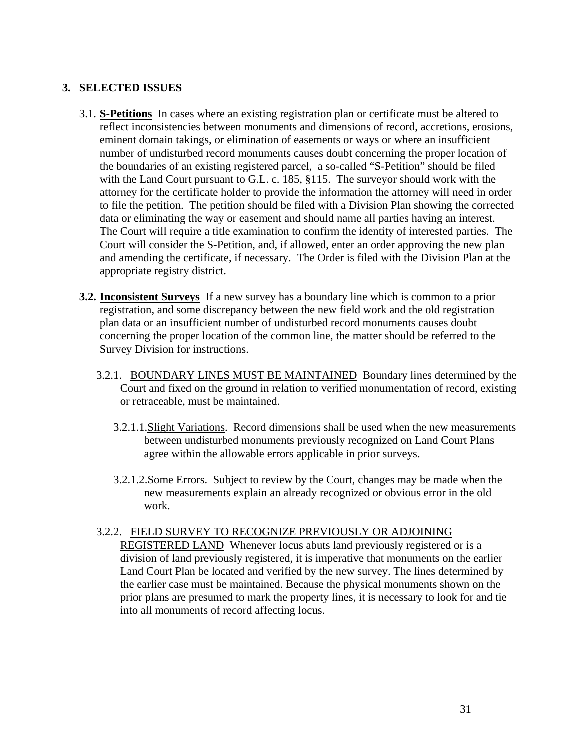## 3. SELECTED ISSUES

3.1. **S-Petitions** In cases where an existing registration plan or certificate must be altered to reflect inconsistencies between monuments and dimensions of record, accretions, erosions, eminent domain takings, or elimination of easements or ways or where an insufficient number of undisturbed record monuments causes doubt concerning the proper location of the boundaries of an existing registered parcel, a so-called "S-Petition" should be filed with the Land Court pursuant to G.L. c. 185, §115. The surveyor should work with the attorney for the certificate holder to provide the information the attorney will need in order to file the petition. The petition should be filed with a Division Plan showing the corrected data or eliminating the way or easement and should name all parties having an interest. The Court will require a title examination to confirm the identity of interested parties. The Court will consider the S-Petition, and, if allowed, enter an order approving the new plan and amending the certificate, if necessary. The Order is filed with the Division Plan at the appropriate registry district.

**3.2. Inconsistent Surveys** If a new survey has a boundary line which is common to a prior registration, and some discrepancy between the new field work and the old registration plan data or an insufficient number of undisturbed record monuments causes doubt concerning the proper location of the common line, the matter should be referred to the Survey Division for instructions.

3.2.1. BOUNDARY LINES MUST BE MAINTAINED Boundary lines determined by the Court and fixed on the ground in relation to verified monumentation of record, existing or retraceable, must be maintained.

3.2.1.1. Slight Variations. Record dimensions shall be used when the new measurements between undisturbed monuments previously recognized on Land Court Plans agree within the allowable errors applicable in prior surveys.

3.2.1.2. Some Errors. Subject to review by the Court, changes may be made when the new measurements explain an already recognized or obvious error in the old work.

3.2.2. FIELD SURVEY TO RECOGNIZE PREVIOUSLY OR ADJOINING REGISTERED LAND Whenever locus abuts land previously registered or is a division of land previously registered, it is imperative that monuments on the earlier Land Court Plan be located and verified by the new survey. The lines determined by the earlier case must be maintained. Because the physical monuments shown on the prior plans are presumed to mark the property lines, it is necessary to look for and tie into all monuments of record affecting locus.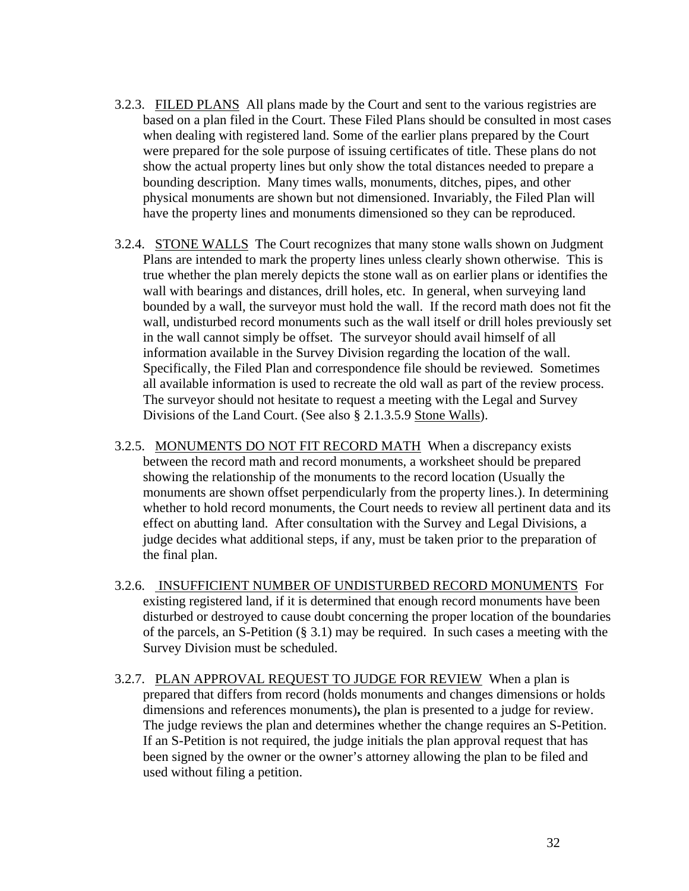3.2.3. <u>FILED PLANS</u> All plans made by the Court and sent to the various registries are based on a plan filed in the Court. These Filed Plans should be consulted in most cases when dealing with registered land. Some of the earlier plans prepared by the Court were prepared for the sole purpose of issuing certificates of title. These plans do not show the actual property lines but only show the total distances needed to prepare a bounding description. Many times walls, monuments, ditches, pipes, and other physical monuments are shown but not dimensioned. Invariably, the Filed Plan will have the property lines and monuments dimensioned so they can be reproduced.

3.2.4. <u>STONE WALLS</u> The Court recognizes that many stone walls shown on Judgment Plans are intended to mark the property lines unless clearly shown otherwise. This is true whether the plan merely depicts the stone wall as on earlier plans or identifies the wall with bearings and distances, drill holes, etc. In general, when surveying land bounded by a wall, the surveyor must hold the wall. If the record math does not fit the wall, undisturbed record monuments such as the wall itself or drill holes previously set in the wall cannot simply be offset. The surveyor should avail himself of all information available in the Survey Division regarding the location of the wall. Specifically, the Filed Plan and correspondence file should be reviewed. Sometimes all available information is used to recreate the old wall as part of the review process. The surveyor should not hesitate to request a meeting with the Legal and Survey Divisions of the Land Court. (See also § 2.1.3.5.9 <u>Stone Walls</u>).

3.2.5. <u>MONUMENTS DO NOT FIT RECORD MATH</u> When a discrepancy exists between the record math and record monuments, a worksheet should be prepared showing the relationship of the monuments to the record location (Usually the monuments are shown offset perpendicularly from the property lines.). In determining whether to hold record monuments, the Court needs to review all pertinent data and its effect on abutting land. After consultation with the Survey and Legal Divisions, a judge decides what additional steps, if any, must be taken prior to the preparation of the final plan.

3.2.6. <u>INSUFFICIENT NUMBER OF UNDISTURBED RECORD MONUMENTS</u> For existing registered land, if it is determined that enough record monuments have been disturbed or destroyed to cause doubt concerning the proper location of the boundaries of the parcels, an S-Petition (§ 3.1) may be required. In such cases a meeting with the Survey Division must be scheduled.

3.2.7. <u>PLAN APPROVAL REQUEST TO JUDGE FOR REVIEW</u> When a plan is prepared that differs from record (holds monuments and changes dimensions or holds dimensions and references monuments)**,** the plan is presented to a judge for review. The judge reviews the plan and determines whether the change requires an S-Petition. If an S-Petition is not required, the judge initials the plan approval request that has been signed by the owner or the owner's attorney allowing the plan to be filed and used without filing a petition.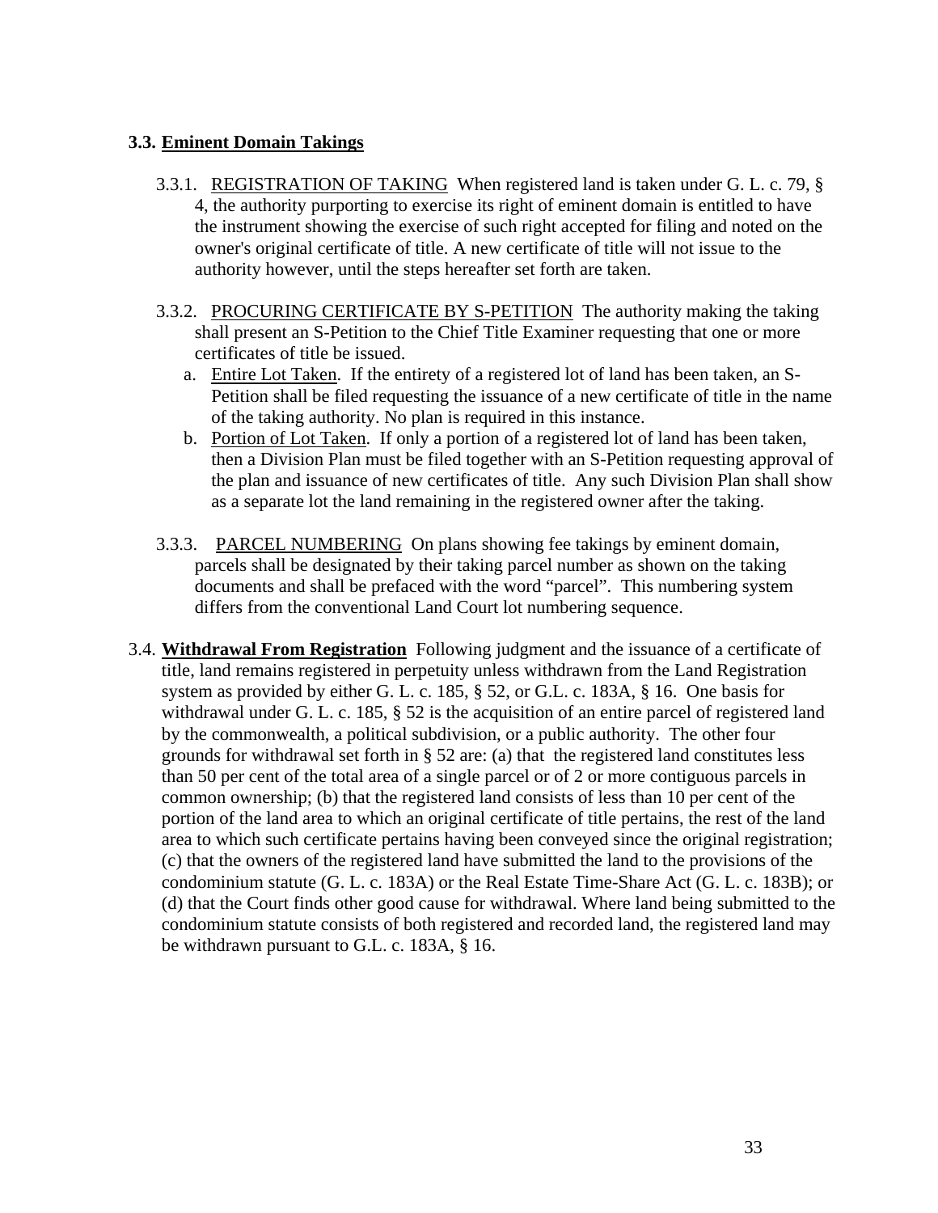### 3.3. **Eminent Domain Takings**

3.3.1. REGISTRATION OF TAKING When registered land is taken under G. L. c. 79, § 4, the authority purporting to exercise its right of eminent domain is entitled to have the instrument showing the exercise of such right accepted for filing and noted on the owner's original certificate of title. A new certificate of title will not issue to the authority however, until the steps hereafter set forth are taken.

3.3.2. PROCURING CERTIFICATE BY S-PETITION The authority making the taking shall present an S-Petition to the Chief Title Examiner requesting that one or more certificates of title be issued.

a. Entire Lot Taken. If the entirety of a registered lot of land has been taken, an S-Petition shall be filed requesting the issuance of a new certificate of title in the name of the taking authority. No plan is required in this instance.

b. Portion of Lot Taken. If only a portion of a registered lot of land has been taken, then a Division Plan must be filed together with an S-Petition requesting approval of the plan and issuance of new certificates of title. Any such Division Plan shall show as a separate lot the land remaining in the registered owner after the taking.

3.3.3. PARCEL NUMBERING On plans showing fee takings by eminent domain, parcels shall be designated by their taking parcel number as shown on the taking documents and shall be prefaced with the word "parcel". This numbering system differs from the conventional Land Court lot numbering sequence.

### 3.4. **Withdrawal From Registration**

Following judgment and the issuance of a certificate of title, land remains registered in perpetuity unless withdrawn from the Land Registration system as provided by either G. L. c. 185, § 52, or G.L. c. 183A, § 16. One basis for withdrawal under G. L. c. 185, § 52 is the acquisition of an entire parcel of registered land by the commonwealth, a political subdivision, or a public authority. The other four grounds for withdrawal set forth in § 52 are: (a) that the registered land constitutes less than 50 per cent of the total area of a single parcel or of 2 or more contiguous parcels in common ownership; (b) that the registered land consists of less than 10 per cent of the portion of the land area to which an original certificate of title pertains, the rest of the land area to which such certificate pertains having been conveyed since the original registration; (c) that the owners of the registered land have submitted the land to the provisions of the condominium statute (G. L. c. 183A) or the Real Estate Time-Share Act (G. L. c. 183B); or (d) that the Court finds other good cause for withdrawal. Where land being submitted to the condominium statute consists of both registered and recorded land, the registered land may be withdrawn pursuant to G.L. c. 183A, § 16.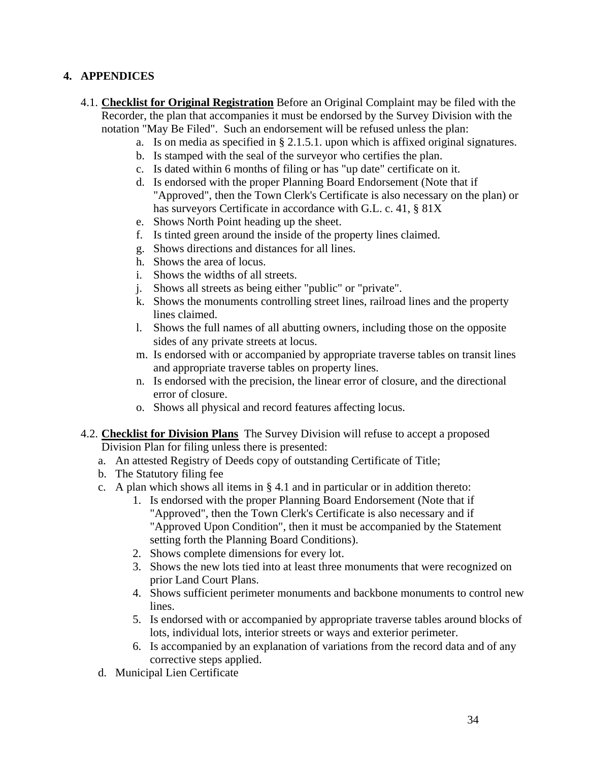## 4. APPENDICES

4.1. **Checklist for Original Registration** Before an Original Complaint may be filed with the Recorder, the plan that accompanies it must be endorsed by the Survey Division with the notation "May Be Filed". Such an endorsement will be refused unless the plan:

a. Is on media as specified in § 2.1.5.1. upon which is affixed original signatures.
b. Is stamped with the seal of the surveyor who certifies the plan.
c. Is dated within 6 months of filing or has "up date" certificate on it.
d. Is endorsed with the proper Planning Board Endorsement (Note that if "Approved", then the Town Clerk's Certificate is also necessary on the plan) or has surveyors Certificate in accordance with G.L. c. 41, § 81X
e. Shows North Point heading up the sheet.
f. Is tinted green around the inside of the property lines claimed.
g. Shows directions and distances for all lines.
h. Shows the area of locus.
i. Shows the widths of all streets.
j. Shows all streets as being either "public" or "private".
k. Shows the monuments controlling street lines, railroad lines and the property lines claimed.
l. Shows the full names of all abutting owners, including those on the opposite sides of any private streets at locus.
m. Is endorsed with or accompanied by appropriate traverse tables on transit lines and appropriate traverse tables on property lines.
n. Is endorsed with the precision, the linear error of closure, and the directional error of closure.
o. Shows all physical and record features affecting locus.

4.2. **Checklist for Division Plans** The Survey Division will refuse to accept a proposed Division Plan for filing unless there is presented:

a. An attested Registry of Deeds copy of outstanding Certificate of Title;
b. The Statutory filing fee
c. A plan which shows all items in § 4.1 and in particular or in addition thereto:
    1. Is endorsed with the proper Planning Board Endorsement (Note that if "Approved", then the Town Clerk's Certificate is also necessary and if "Approved Upon Condition", then it must be accompanied by the Statement setting forth the Planning Board Conditions).
    2. Shows complete dimensions for every lot.
    3. Shows the new lots tied into at least three monuments that were recognized on prior Land Court Plans.
    4. Shows sufficient perimeter monuments and backbone monuments to control new lines.
    5. Is endorsed with or accompanied by appropriate traverse tables around blocks of lots, individual lots, interior streets or ways and exterior perimeter.
    6. Is accompanied by an explanation of variations from the record data and of any corrective steps applied.
d. Municipal Lien Certificate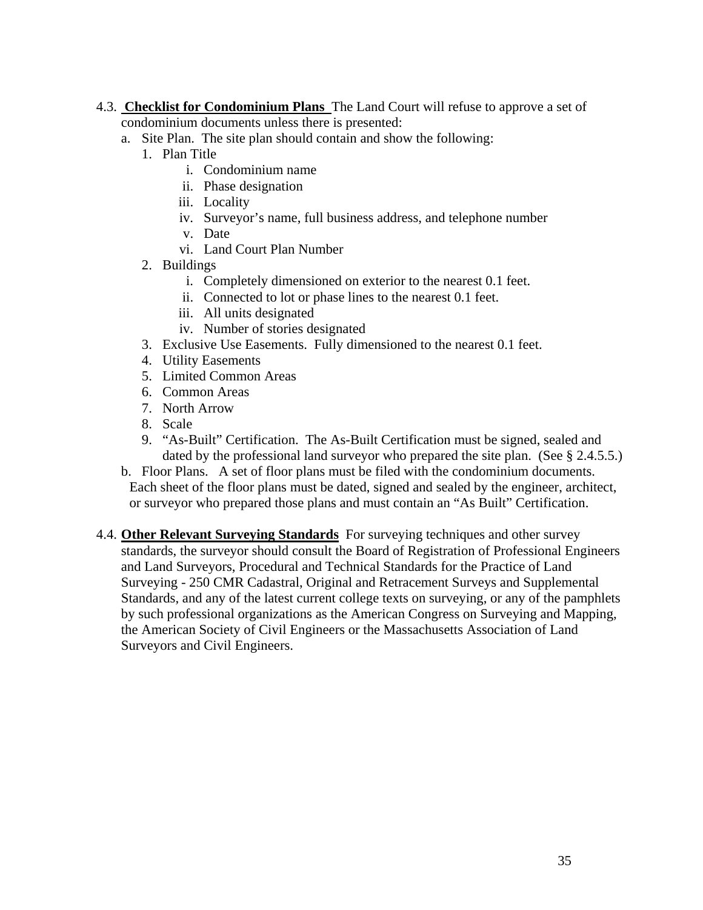4.3. **Checklist for Condominium Plans** The Land Court will refuse to approve a set of condominium documents unless there is presented:

a. Site Plan. The site plan should contain and show the following:

1. Plan Title
   - i. Condominium name
   - ii. Phase designation
   - iii. Locality
   - iv. Surveyor's name, full business address, and telephone number
   - v. Date
   - vi. Land Court Plan Number
2. Buildings
   - i. Completely dimensioned on exterior to the nearest 0.1 feet.
   - ii. Connected to lot or phase lines to the nearest 0.1 feet.
   - iii. All units designated
   - iv. Number of stories designated
3. Exclusive Use Easements. Fully dimensioned to the nearest 0.1 feet.
4. Utility Easements
5. Limited Common Areas
6. Common Areas
7. North Arrow
8. Scale
9. "As-Built" Certification. The As-Built Certification must be signed, sealed and dated by the professional land surveyor who prepared the site plan. (See § 2.4.5.5.)

b. Floor Plans. A set of floor plans must be filed with the condominium documents. Each sheet of the floor plans must be dated, signed and sealed by the engineer, architect, or surveyor who prepared those plans and must contain an "As Built" Certification.

4.4. **Other Relevant Surveying Standards** For surveying techniques and other survey standards, the surveyor should consult the Board of Registration of Professional Engineers and Land Surveyors, Procedural and Technical Standards for the Practice of Land Surveying - 250 CMR Cadastral, Original and Retracement Surveys and Supplemental Standards, and any of the latest current college texts on surveying, or any of the pamphlets by such professional organizations as the American Congress on Surveying and Mapping, the American Society of Civil Engineers or the Massachusetts Association of Land Surveyors and Civil Engineers.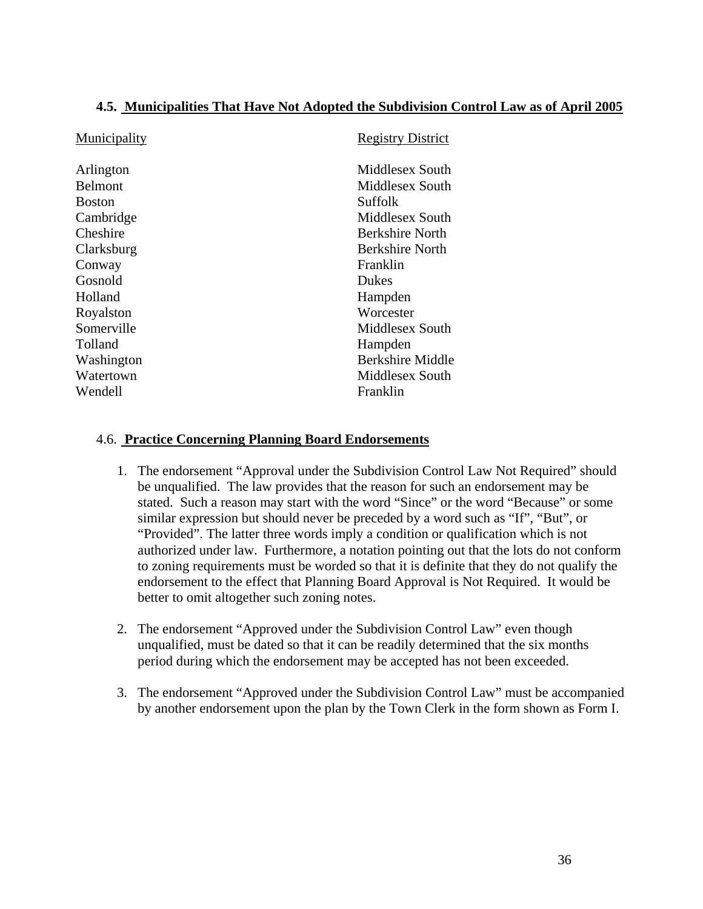### 4.5. Municipalities That Have Not Adopted the Subdivision Control Law as of April 2005

| Municipality | Registry District |
|---|---|
| Arlington | Middlesex South |
| Belmont | Middlesex South |
| Boston | Suffolk |
| Cambridge | Middlesex South |
| Cheshire | Berkshire North |
| Clarksburg | Berkshire North |
| Conway | Franklin |
| Gosnold | Dukes |
| Holland | Hampden |
| Royalston | Worcester |
| Somerville | Middlesex South |
| Tolland | Hampden |
| Washington | Berkshire Middle |
| Watertown | Middlesex South |
| Wendell | Franklin |

### 4.6. Practice Concerning Planning Board Endorsements

1. The endorsement "Approval under the Subdivision Control Law Not Required" should be unqualified. The law provides that the reason for such an endorsement may be stated. Such a reason may start with the word "Since" or the word "Because" or some similar expression but should never be preceded by a word such as "If", "But", or "Provided". The latter three words imply a condition or qualification which is not authorized under law. Furthermore, a notation pointing out that the lots do not conform to zoning requirements must be worded so that it is definite that they do not qualify the endorsement to the effect that Planning Board Approval is Not Required. It would be better to omit altogether such zoning notes.

2. The endorsement "Approved under the Subdivision Control Law" even though unqualified, must be dated so that it can be readily determined that the six months period during which the endorsement may be accepted has not been exceeded.

3. The endorsement "Approved under the Subdivision Control Law" must be accompanied by another endorsement upon the plan by the Town Clerk in the form shown as Form I.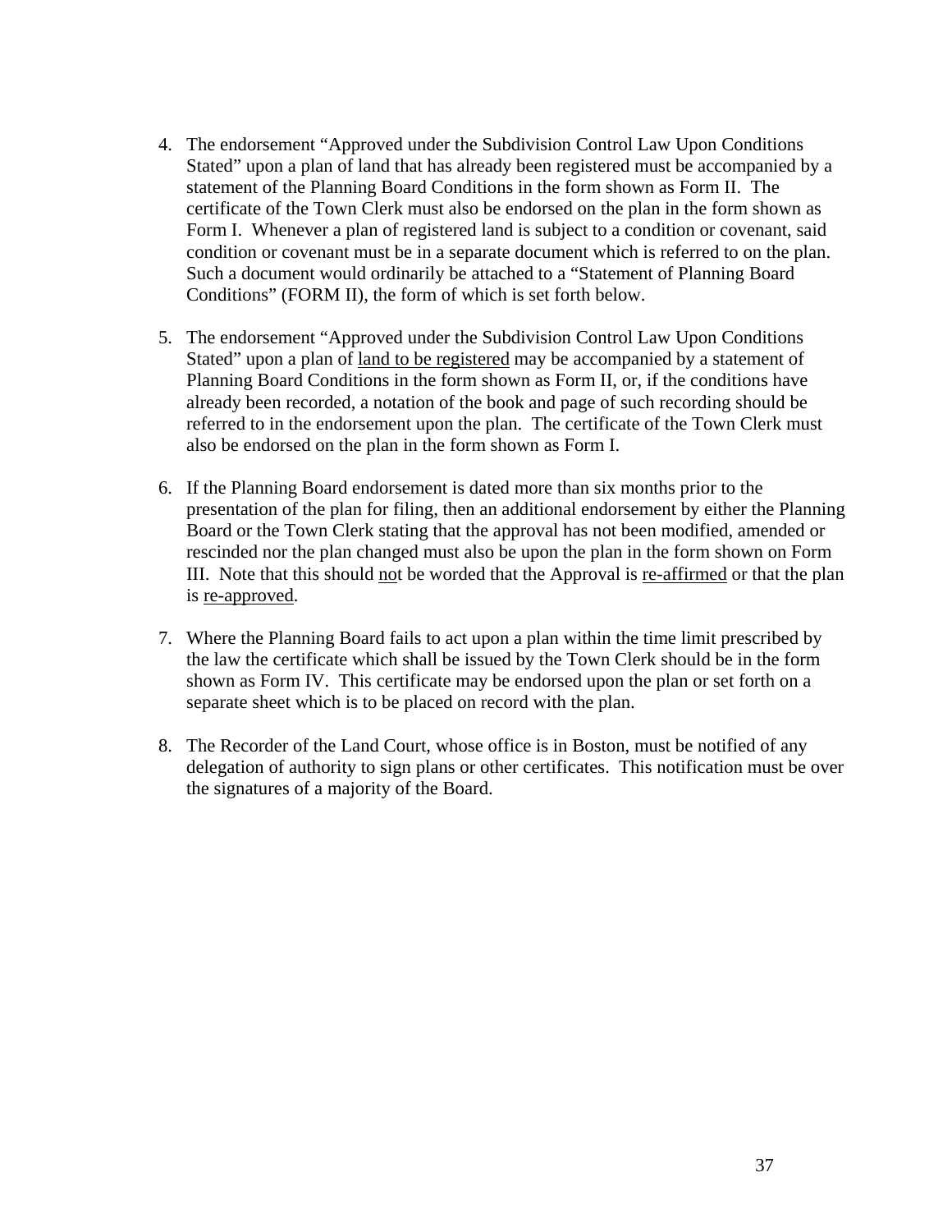4. The endorsement "Approved under the Subdivision Control Law Upon Conditions Stated" upon a plan of land that has already been registered must be accompanied by a statement of the Planning Board Conditions in the form shown as Form II. The certificate of the Town Clerk must also be endorsed on the plan in the form shown as Form I. Whenever a plan of registered land is subject to a condition or covenant, said condition or covenant must be in a separate document which is referred to on the plan. Such a document would ordinarily be attached to a "Statement of Planning Board Conditions" (FORM II), the form of which is set forth below.

5. The endorsement "Approved under the Subdivision Control Law Upon Conditions Stated" upon a plan of <u>land to be registered</u> may be accompanied by a statement of Planning Board Conditions in the form shown as Form II, or, if the conditions have already been recorded, a notation of the book and page of such recording should be referred to in the endorsement upon the plan. The certificate of the Town Clerk must also be endorsed on the plan in the form shown as Form I.

6. If the Planning Board endorsement is dated more than six months prior to the presentation of the plan for filing, then an additional endorsement by either the Planning Board or the Town Clerk stating that the approval has not been modified, amended or rescinded nor the plan changed must also be upon the plan in the form shown on Form III. Note that this should <u>no</u>t be worded that the Approval is <u>re-affirmed</u> or that the plan is <u>re-approved</u>.

7. Where the Planning Board fails to act upon a plan within the time limit prescribed by the law the certificate which shall be issued by the Town Clerk should be in the form shown as Form IV. This certificate may be endorsed upon the plan or set forth on a separate sheet which is to be placed on record with the plan.

8. The Recorder of the Land Court, whose office is in Boston, must be notified of any delegation of authority to sign plans or other certificates. This notification must be over the signatures of a majority of the Board.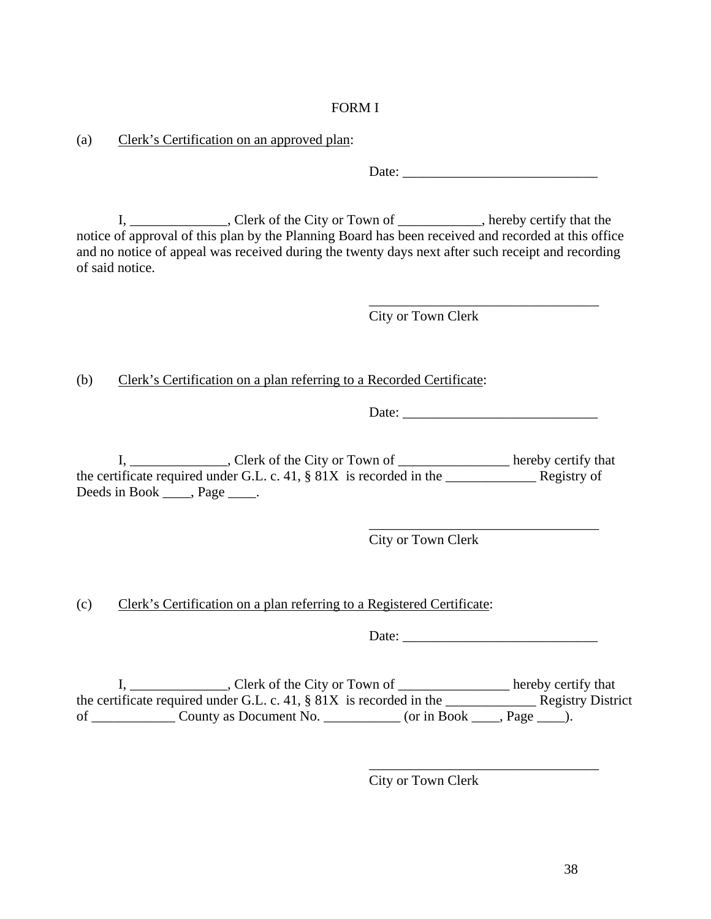FORM I

(a) Clerk's Certification on an approved plan:

Date: ___________________________

I, ______________, Clerk of the City or Town of ____________, hereby certify that the notice of approval of this plan by the Planning Board has been received and recorded at this office and no notice of appeal was received during the twenty days next after such receipt and recording of said notice.

_________________________________
City or Town Clerk

(b) Clerk's Certification on a plan referring to a Recorded Certificate:

Date: ___________________________

I, ______________, Clerk of the City or Town of ________________ hereby certify that the certificate required under G.L. c. 41, § 81X is recorded in the _____________ Registry of Deeds in Book ____, Page ____.

_________________________________
City or Town Clerk

(c) Clerk's Certification on a plan referring to a Registered Certificate:

Date: ___________________________

I, ______________, Clerk of the City or Town of ________________ hereby certify that the certificate required under G.L. c. 41, § 81X is recorded in the _____________ Registry District of ____________ County as Document No. ___________ (or in Book ____, Page ____).

_________________________________
City or Town Clerk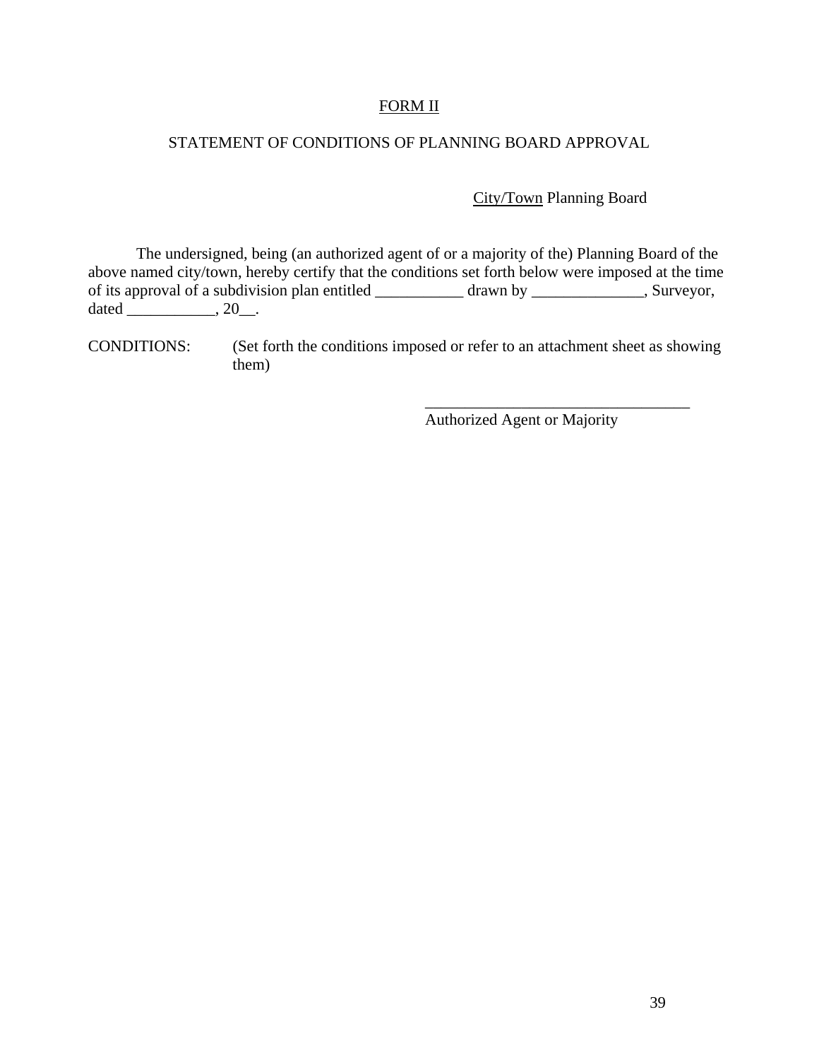<u>FORM II</u>

STATEMENT OF CONDITIONS OF PLANNING BOARD APPROVAL

<u>City/Town</u> Planning Board

The undersigned, being (an authorized agent of or a majority of the) Planning Board of the above named city/town, hereby certify that the conditions set forth below were imposed at the time of its approval of a subdivision plan entitled ___________ drawn by ______________, Surveyor, dated ___________, 20__.

CONDITIONS: (Set forth the conditions imposed or refer to an attachment sheet as showing them)

__________________________________
Authorized Agent or Majority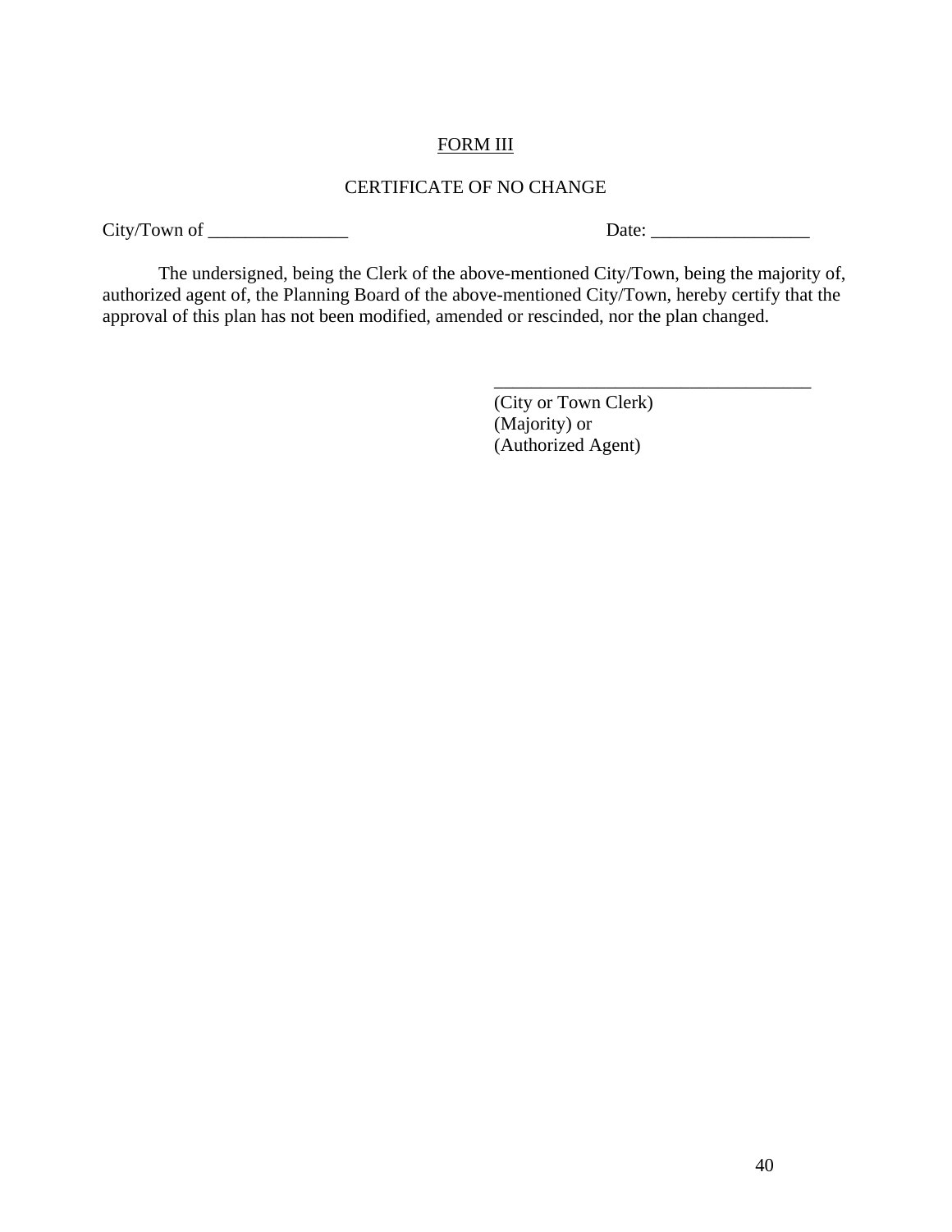<u>FORM III</u>

CERTIFICATE OF NO CHANGE

City/Town of _______________ Date: _________________

The undersigned, being the Clerk of the above-mentioned City/Town, being the majority of, authorized agent of, the Planning Board of the above-mentioned City/Town, hereby certify that the approval of this plan has not been modified, amended or rescinded, nor the plan changed.

___________________________________
(City or Town Clerk)
(Majority) or
(Authorized Agent)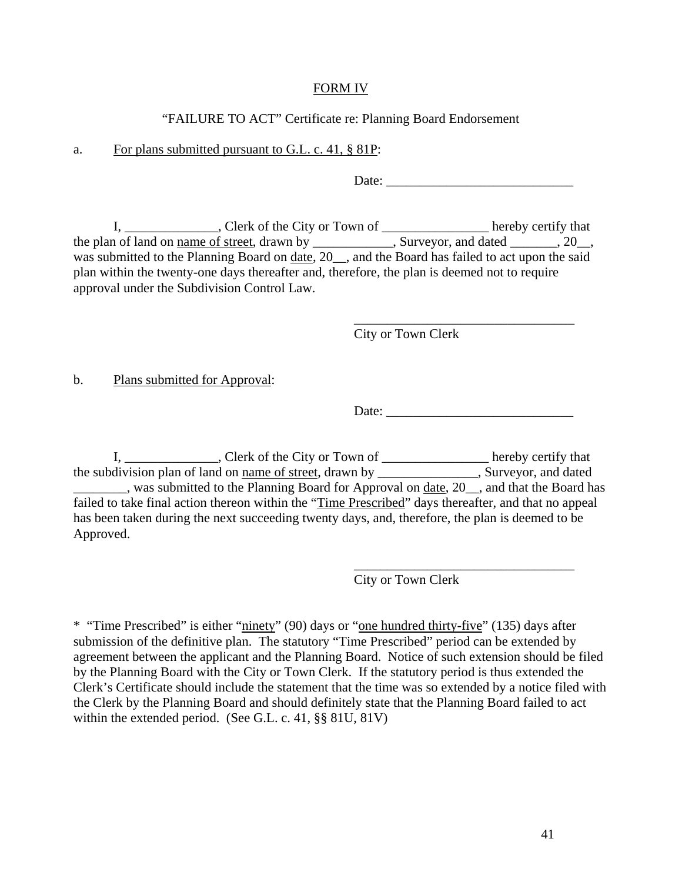<u>FORM IV</u>

"FAILURE TO ACT" Certificate re: Planning Board Endorsement

a. <u>For plans submitted pursuant to G.L. c. 41, § 81P</u>:

Date: ___________________________

I, ______________, Clerk of the City or Town of ________________ hereby certify that the plan of land on <u>name of street</u>, drawn by ____________, Surveyor, and dated _______, 20__, was submitted to the Planning Board on <u>date</u>, 20__, and the Board has failed to act upon the said plan within the twenty-one days thereafter and, therefore, the plan is deemed not to require approval under the Subdivision Control Law.

_________________________________
City or Town Clerk

b. <u>Plans submitted for Approval</u>:

Date: ___________________________

I, ______________, Clerk of the City or Town of ________________ hereby certify that the subdivision plan of land on <u>name of street</u>, drawn by _______________, Surveyor, and dated ________, was submitted to the Planning Board for Approval on <u>date</u>, 20__, and that the Board has failed to take final action thereon within the "<u>Time Prescribed</u>" days thereafter, and that no appeal has been taken during the next succeeding twenty days, and, therefore, the plan is deemed to be Approved.

_________________________________
City or Town Clerk

\* "Time Prescribed" is either "<u>ninety</u>" (90) days or "<u>one hundred thirty-five</u>" (135) days after submission of the definitive plan. The statutory "Time Prescribed" period can be extended by agreement between the applicant and the Planning Board. Notice of such extension should be filed by the Planning Board with the City or Town Clerk. If the statutory period is thus extended the Clerk's Certificate should include the statement that the time was so extended by a notice filed with the Clerk by the Planning Board and should definitely state that the Planning Board failed to act within the extended period. (See G.L. c. 41, §§ 81U, 81V)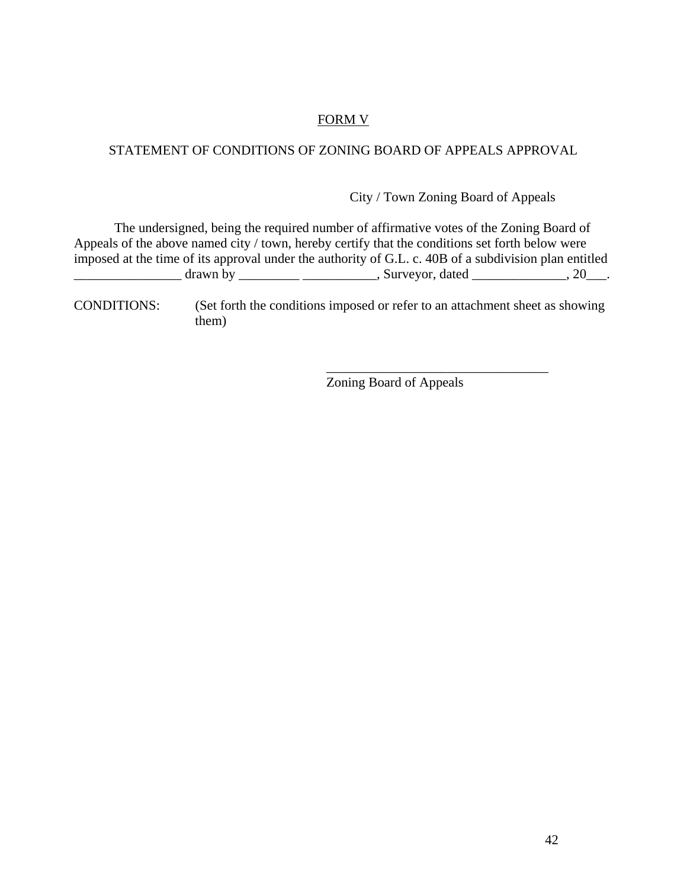<u>FORM V</u>

STATEMENT OF CONDITIONS OF ZONING BOARD OF APPEALS APPROVAL

City / Town Zoning Board of Appeals

The undersigned, being the required number of affirmative votes of the Zoning Board of Appeals of the above named city / town, hereby certify that the conditions set forth below were imposed at the time of its approval under the authority of G.L. c. 40B of a subdivision plan entitled ________________ drawn by _________ ___________, Surveyor, dated ______________, 20___.

CONDITIONS: (Set forth the conditions imposed or refer to an attachment sheet as showing them)

_________________________________
Zoning Board of Appeals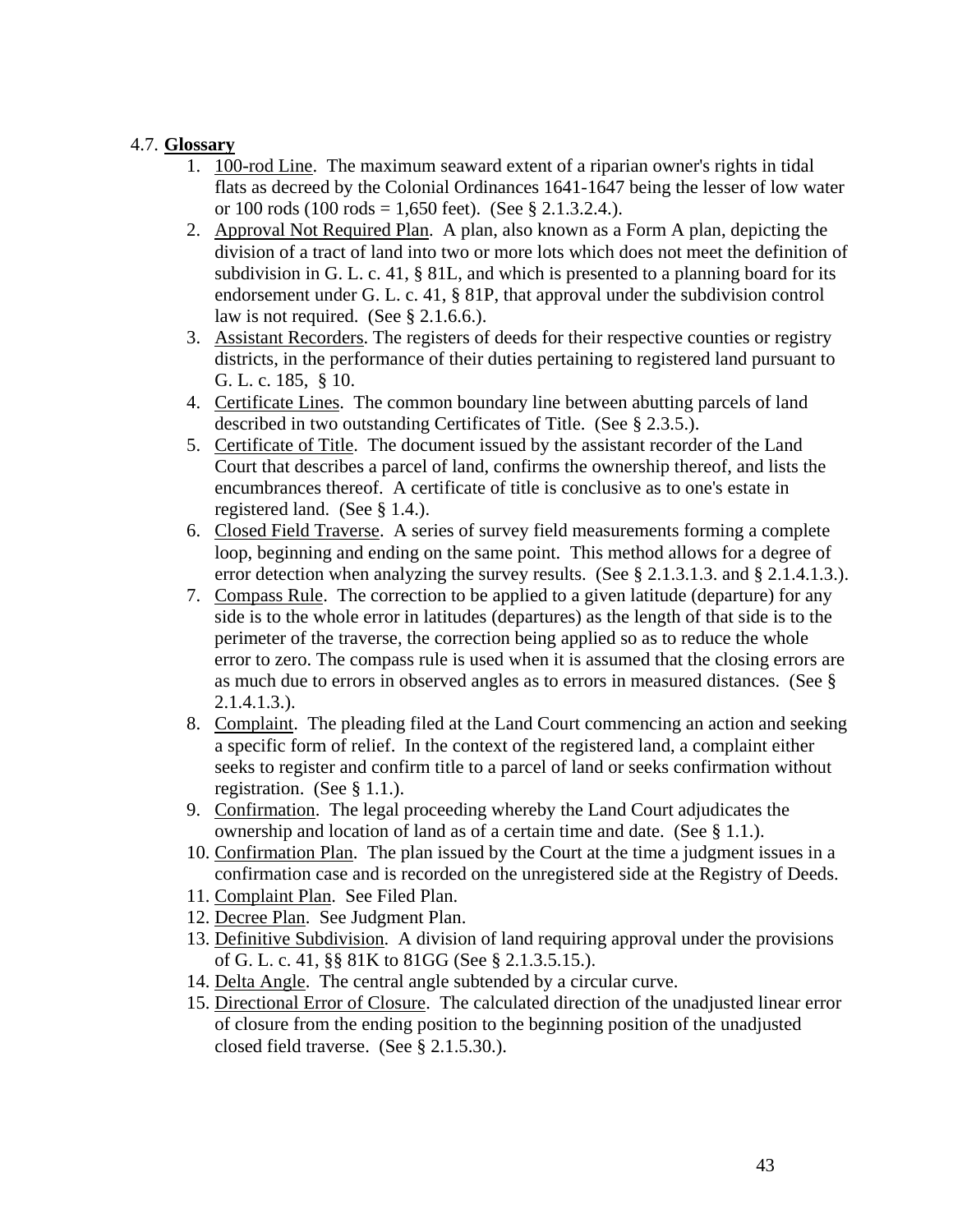4.7. **Glossary**

1. <u>100-rod Line</u>. The maximum seaward extent of a riparian owner's rights in tidal flats as decreed by the Colonial Ordinances 1641-1647 being the lesser of low water or 100 rods (100 rods = 1,650 feet). (See § 2.1.3.2.4.).
2. <u>Approval Not Required Plan</u>. A plan, also known as a Form A plan, depicting the division of a tract of land into two or more lots which does not meet the definition of subdivision in G. L. c. 41, § 81L, and which is presented to a planning board for its endorsement under G. L. c. 41, § 81P, that approval under the subdivision control law is not required. (See § 2.1.6.6.).
3. <u>Assistant Recorders</u>. The registers of deeds for their respective counties or registry districts, in the performance of their duties pertaining to registered land pursuant to G. L. c. 185, § 10.
4. <u>Certificate Lines</u>. The common boundary line between abutting parcels of land described in two outstanding Certificates of Title. (See § 2.3.5.).
5. <u>Certificate of Title</u>. The document issued by the assistant recorder of the Land Court that describes a parcel of land, confirms the ownership thereof, and lists the encumbrances thereof. A certificate of title is conclusive as to one's estate in registered land. (See § 1.4.).
6. <u>Closed Field Traverse</u>. A series of survey field measurements forming a complete loop, beginning and ending on the same point. This method allows for a degree of error detection when analyzing the survey results. (See § 2.1.3.1.3. and § 2.1.4.1.3.).
7. <u>Compass Rule</u>. The correction to be applied to a given latitude (departure) for any side is to the whole error in latitudes (departures) as the length of that side is to the perimeter of the traverse, the correction being applied so as to reduce the whole error to zero. The compass rule is used when it is assumed that the closing errors are as much due to errors in observed angles as to errors in measured distances. (See § 2.1.4.1.3.).
8. <u>Complaint</u>. The pleading filed at the Land Court commencing an action and seeking a specific form of relief. In the context of the registered land, a complaint either seeks to register and confirm title to a parcel of land or seeks confirmation without registration. (See § 1.1.).
9. <u>Confirmation</u>. The legal proceeding whereby the Land Court adjudicates the ownership and location of land as of a certain time and date. (See § 1.1.).
10. <u>Confirmation Plan</u>. The plan issued by the Court at the time a judgment issues in a confirmation case and is recorded on the unregistered side at the Registry of Deeds.
11. <u>Complaint Plan</u>. See Filed Plan.
12. <u>Decree Plan</u>. See Judgment Plan.
13. <u>Definitive Subdivision</u>. A division of land requiring approval under the provisions of G. L. c. 41, §§ 81K to 81GG (See § 2.1.3.5.15.).
14. <u>Delta Angle</u>. The central angle subtended by a circular curve.
15. <u>Directional Error of Closure</u>. The calculated direction of the unadjusted linear error of closure from the ending position to the beginning position of the unadjusted closed field traverse. (See § 2.1.5.30.).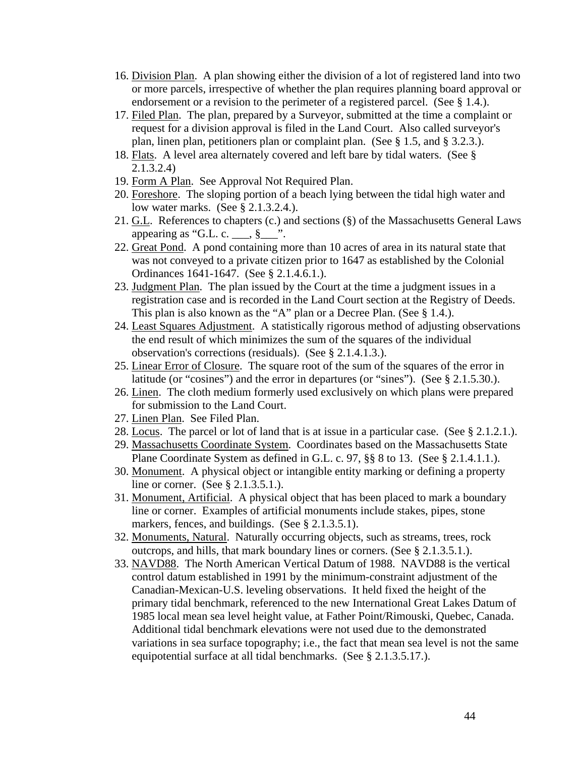16. Division Plan. A plan showing either the division of a lot of registered land into two or more parcels, irrespective of whether the plan requires planning board approval or endorsement or a revision to the perimeter of a registered parcel. (See § 1.4.).
17. Filed Plan. The plan, prepared by a Surveyor, submitted at the time a complaint or request for a division approval is filed in the Land Court. Also called surveyor's plan, linen plan, petitioners plan or complaint plan. (See § 1.5, and § 3.2.3.).
18. Flats. A level area alternately covered and left bare by tidal waters. (See § 2.1.3.2.4)
19. Form A Plan. See Approval Not Required Plan.
20. Foreshore. The sloping portion of a beach lying between the tidal high water and low water marks. (See § 2.1.3.2.4.).
21. G.L. References to chapters (c.) and sections (§) of the Massachusetts General Laws appearing as "G.L. c. ___, §___".
22. Great Pond. A pond containing more than 10 acres of area in its natural state that was not conveyed to a private citizen prior to 1647 as established by the Colonial Ordinances 1641-1647. (See § 2.1.4.6.1.).
23. Judgment Plan. The plan issued by the Court at the time a judgment issues in a registration case and is recorded in the Land Court section at the Registry of Deeds. This plan is also known as the "A" plan or a Decree Plan. (See § 1.4.).
24. Least Squares Adjustment. A statistically rigorous method of adjusting observations the end result of which minimizes the sum of the squares of the individual observation's corrections (residuals). (See § 2.1.4.1.3.).
25. Linear Error of Closure. The square root of the sum of the squares of the error in latitude (or "cosines") and the error in departures (or "sines"). (See § 2.1.5.30.).
26. Linen. The cloth medium formerly used exclusively on which plans were prepared for submission to the Land Court.
27. Linen Plan. See Filed Plan.
28. Locus. The parcel or lot of land that is at issue in a particular case. (See § 2.1.2.1.).
29. Massachusetts Coordinate System. Coordinates based on the Massachusetts State Plane Coordinate System as defined in G.L. c. 97, §§ 8 to 13. (See § 2.1.4.1.1.).
30. Monument. A physical object or intangible entity marking or defining a property line or corner. (See § 2.1.3.5.1.).
31. Monument, Artificial. A physical object that has been placed to mark a boundary line or corner. Examples of artificial monuments include stakes, pipes, stone markers, fences, and buildings. (See § 2.1.3.5.1).
32. Monuments, Natural. Naturally occurring objects, such as streams, trees, rock outcrops, and hills, that mark boundary lines or corners. (See § 2.1.3.5.1.).
33. NAVD88. The North American Vertical Datum of 1988. NAVD88 is the vertical control datum established in 1991 by the minimum-constraint adjustment of the Canadian-Mexican-U.S. leveling observations. It held fixed the height of the primary tidal benchmark, referenced to the new International Great Lakes Datum of 1985 local mean sea level height value, at Father Point/Rimouski, Quebec, Canada. Additional tidal benchmark elevations were not used due to the demonstrated variations in sea surface topography; i.e., the fact that mean sea level is not the same equipotential surface at all tidal benchmarks. (See § 2.1.3.5.17.).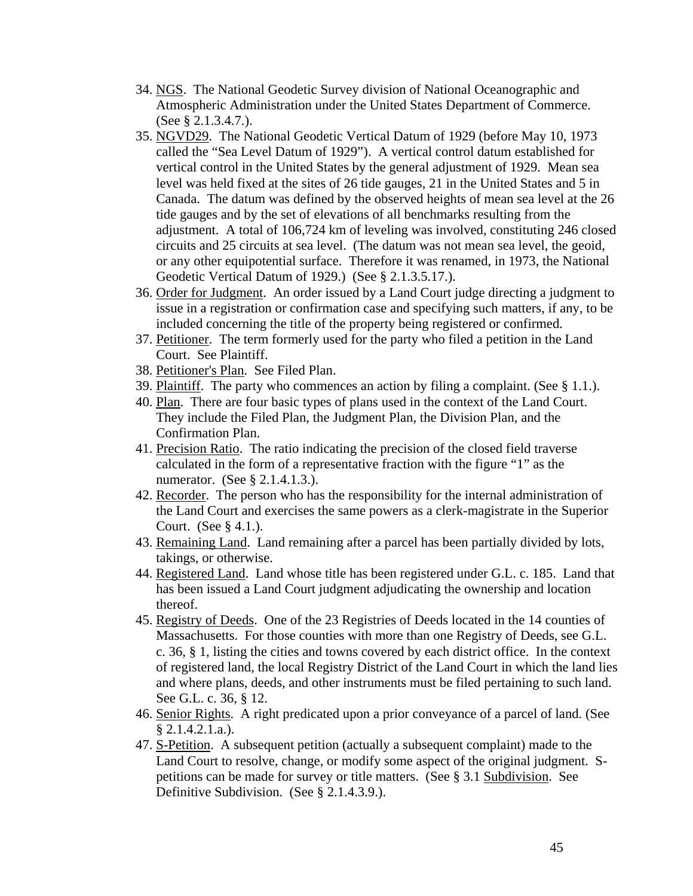34. <u>NGS</u>. The National Geodetic Survey division of National Oceanographic and Atmospheric Administration under the United States Department of Commerce. (See § 2.1.3.4.7.).
35. <u>NGVD29</u>. The National Geodetic Vertical Datum of 1929 (before May 10, 1973 called the "Sea Level Datum of 1929"). A vertical control datum established for vertical control in the United States by the general adjustment of 1929. Mean sea level was held fixed at the sites of 26 tide gauges, 21 in the United States and 5 in Canada. The datum was defined by the observed heights of mean sea level at the 26 tide gauges and by the set of elevations of all benchmarks resulting from the adjustment. A total of 106,724 km of leveling was involved, constituting 246 closed circuits and 25 circuits at sea level. (The datum was not mean sea level, the geoid, or any other equipotential surface. Therefore it was renamed, in 1973, the National Geodetic Vertical Datum of 1929.) (See § 2.1.3.5.17.).
36. <u>Order for Judgment</u>. An order issued by a Land Court judge directing a judgment to issue in a registration or confirmation case and specifying such matters, if any, to be included concerning the title of the property being registered or confirmed.
37. <u>Petitioner</u>. The term formerly used for the party who filed a petition in the Land Court. See Plaintiff.
38. <u>Petitioner's Plan</u>. See Filed Plan.
39. <u>Plaintiff</u>. The party who commences an action by filing a complaint. (See § 1.1.).
40. <u>Plan</u>. There are four basic types of plans used in the context of the Land Court. They include the Filed Plan, the Judgment Plan, the Division Plan, and the Confirmation Plan.
41. <u>Precision Ratio</u>. The ratio indicating the precision of the closed field traverse calculated in the form of a representative fraction with the figure "1" as the numerator. (See § 2.1.4.1.3.).
42. <u>Recorder</u>. The person who has the responsibility for the internal administration of the Land Court and exercises the same powers as a clerk-magistrate in the Superior Court. (See § 4.1.).
43. <u>Remaining Land</u>. Land remaining after a parcel has been partially divided by lots, takings, or otherwise.
44. <u>Registered Land</u>. Land whose title has been registered under G.L. c. 185. Land that has been issued a Land Court judgment adjudicating the ownership and location thereof.
45. <u>Registry of Deeds</u>. One of the 23 Registries of Deeds located in the 14 counties of Massachusetts. For those counties with more than one Registry of Deeds, see G.L. c. 36, § 1, listing the cities and towns covered by each district office. In the context of registered land, the local Registry District of the Land Court in which the land lies and where plans, deeds, and other instruments must be filed pertaining to such land. See G.L. c. 36, § 12.
46. <u>Senior Rights</u>. A right predicated upon a prior conveyance of a parcel of land. (See § 2.1.4.2.1.a.).
47. <u>S-Petition</u>. A subsequent petition (actually a subsequent complaint) made to the Land Court to resolve, change, or modify some aspect of the original judgment. S-petitions can be made for survey or title matters. (See § 3.1 <u>Subdivision</u>. See Definitive Subdivision. (See § 2.1.4.3.9.).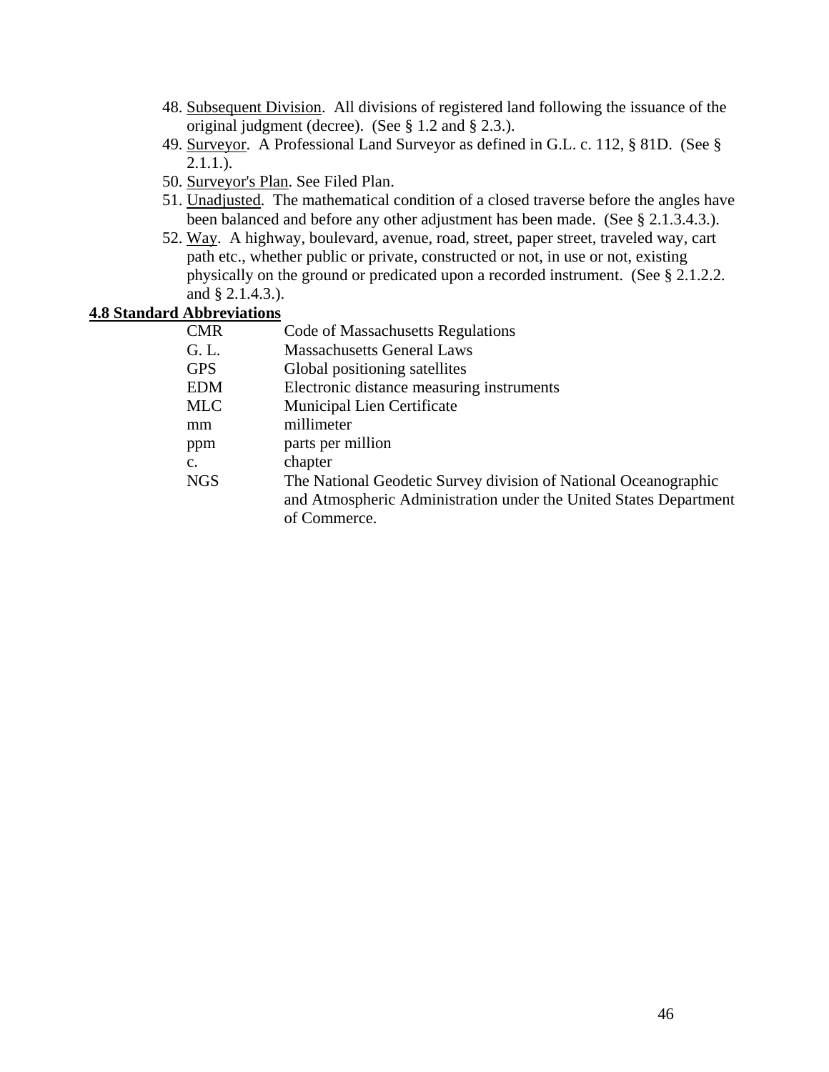48. Subsequent Division. All divisions of registered land following the issuance of the original judgment (decree). (See § 1.2 and § 2.3.).
49. Surveyor. A Professional Land Surveyor as defined in G.L. c. 112, § 81D. (See § 2.1.1.).
50. Surveyor's Plan. See Filed Plan.
51. Unadjusted. The mathematical condition of a closed traverse before the angles have been balanced and before any other adjustment has been made. (See § 2.1.3.4.3.).
52. Way. A highway, boulevard, avenue, road, street, paper street, traveled way, cart path etc., whether public or private, constructed or not, in use or not, existing physically on the ground or predicated upon a recorded instrument. (See § 2.1.2.2. and § 2.1.4.3.).

## 4.8 Standard Abbreviations

| | |
|---|---|
| CMR | Code of Massachusetts Regulations |
| G. L. | Massachusetts General Laws |
| GPS | Global positioning satellites |
| EDM | Electronic distance measuring instruments |
| MLC | Municipal Lien Certificate |
| mm | millimeter |
| ppm | parts per million |
| c. | chapter |
| NGS | The National Geodetic Survey division of National Oceanographic and Atmospheric Administration under the United States Department of Commerce. |